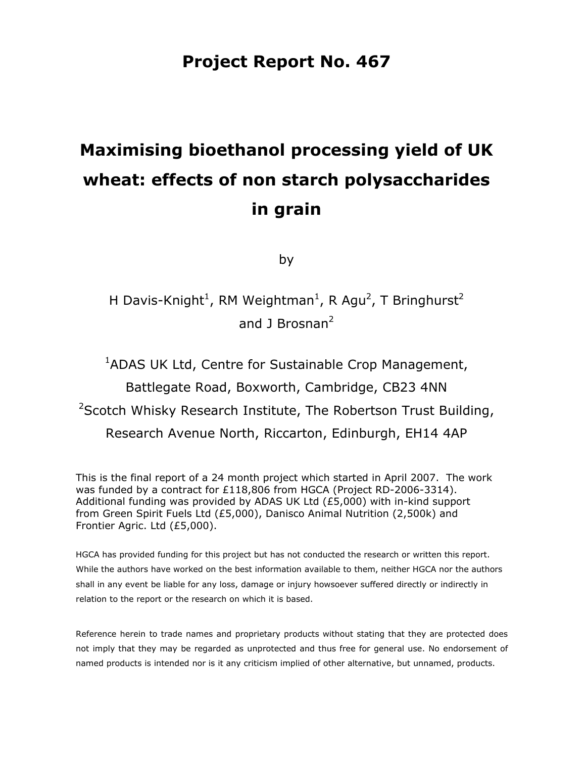# Project Report No. 467

# Maximising bioethanol processing yield of UK wheat: effects of non starch polysaccharides in grain

by

H Davis-Knight[1], RM Weightman[1], R Agu[2], T Bringhurst[2] and J Brosnan[2]

[1]ADAS UK Ltd, Centre for Sustainable Crop Management, Battlegate Road, Boxworth, Cambridge, CB23 4NN

[2]Scotch Whisky Research Institute, The Robertson Trust Building, Research Avenue North, Riccarton, Edinburgh, EH14 4AP

This is the final report of a 24 month project which started in April 2007. The work was funded by a contract for £118,806 from HGCA (Project RD-2006-3314). Additional funding was provided by ADAS UK Ltd (£5,000) with in-kind support from Green Spirit Fuels Ltd (£5,000), Danisco Animal Nutrition (2,500k) and Frontier Agric. Ltd (£5,000).

HGCA has provided funding for this project but has not conducted the research or written this report. While the authors have worked on the best information available to them, neither HGCA nor the authors shall in any event be liable for any loss, damage or injury howsoever suffered directly or indirectly in relation to the report or the research on which it is based.

Reference herein to trade names and proprietary products without stating that they are protected does not imply that they may be regarded as unprotected and thus free for general use. No endorsement of named products is intended nor is it any criticism implied of other alternative, but unnamed, products.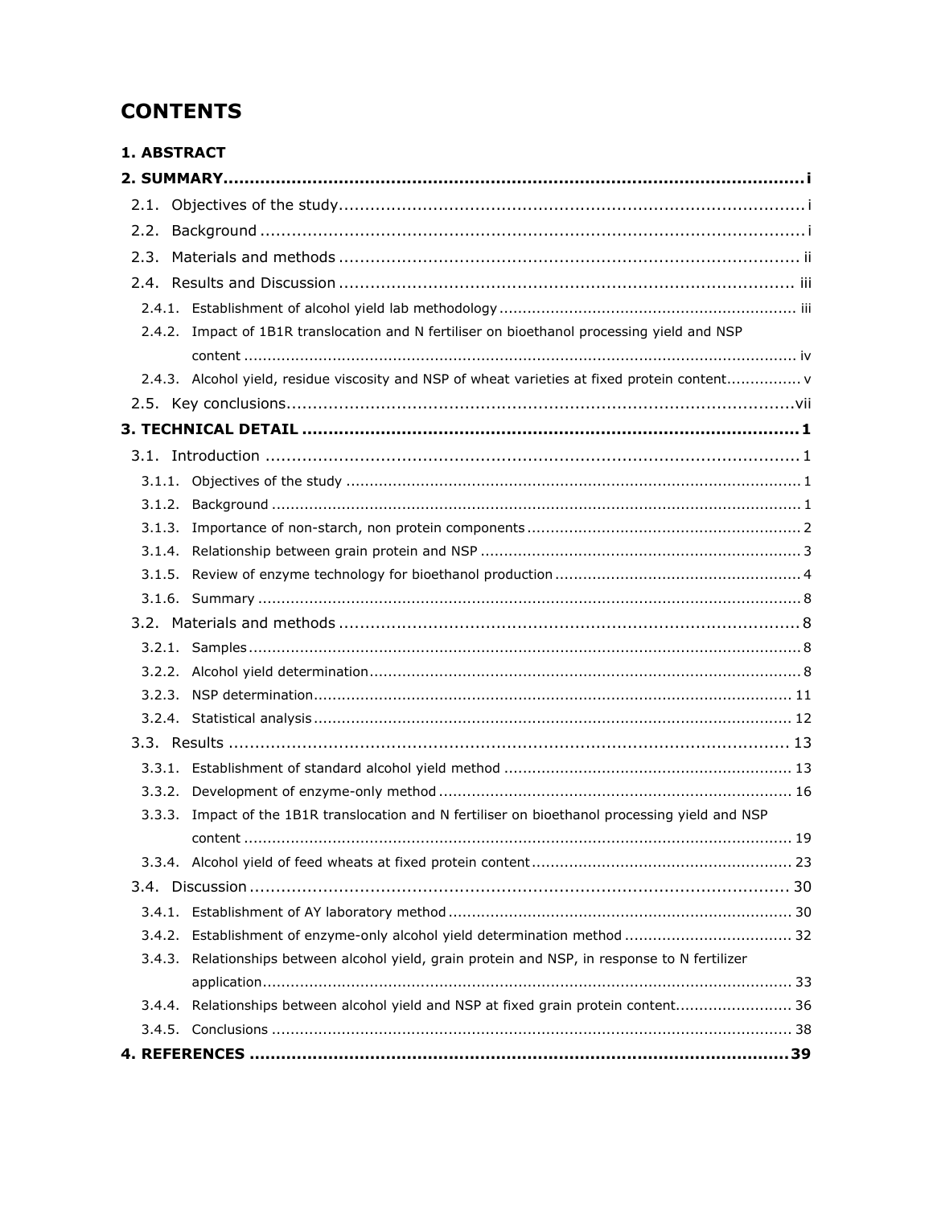# CONTENTS

**1. ABSTRACT**

**2. SUMMARY ..... i**

- 2.1. Objectives of the study ..... i
- 2.2. Background ..... i
- 2.3. Materials and methods ..... ii
- 2.4. Results and Discussion ..... iii
  - 2.4.1. Establishment of alcohol yield lab methodology ..... iii
  - 2.4.2. Impact of 1B1R translocation and N fertiliser on bioethanol processing yield and NSP content ..... iv
  - 2.4.3. Alcohol yield, residue viscosity and NSP of wheat varieties at fixed protein content ..... v
- 2.5. Key conclusions ..... vii

**3. TECHNICAL DETAIL ..... 1**

- 3.1. Introduction ..... 1
  - 3.1.1. Objectives of the study ..... 1
  - 3.1.2. Background ..... 1
  - 3.1.3. Importance of non-starch, non protein components ..... 2
  - 3.1.4. Relationship between grain protein and NSP ..... 3
  - 3.1.5. Review of enzyme technology for bioethanol production ..... 4
  - 3.1.6. Summary ..... 8
- 3.2. Materials and methods ..... 8
  - 3.2.1. Samples ..... 8
  - 3.2.2. Alcohol yield determination ..... 8
  - 3.2.3. NSP determination ..... 11
  - 3.2.4. Statistical analysis ..... 12
- 3.3. Results ..... 13
  - 3.3.1. Establishment of standard alcohol yield method ..... 13
  - 3.3.2. Development of enzyme-only method ..... 16
  - 3.3.3. Impact of the 1B1R translocation and N fertiliser on bioethanol processing yield and NSP content ..... 19
  - 3.3.4. Alcohol yield of feed wheats at fixed protein content ..... 23
- 3.4. Discussion ..... 30
  - 3.4.1. Establishment of AY laboratory method ..... 30
  - 3.4.2. Establishment of enzyme-only alcohol yield determination method ..... 32
  - 3.4.3. Relationships between alcohol yield, grain protein and NSP, in response to N fertilizer application ..... 33
  - 3.4.4. Relationships between alcohol yield and NSP at fixed grain protein content ..... 36
  - 3.4.5. Conclusions ..... 38

**4. REFERENCES ..... 39**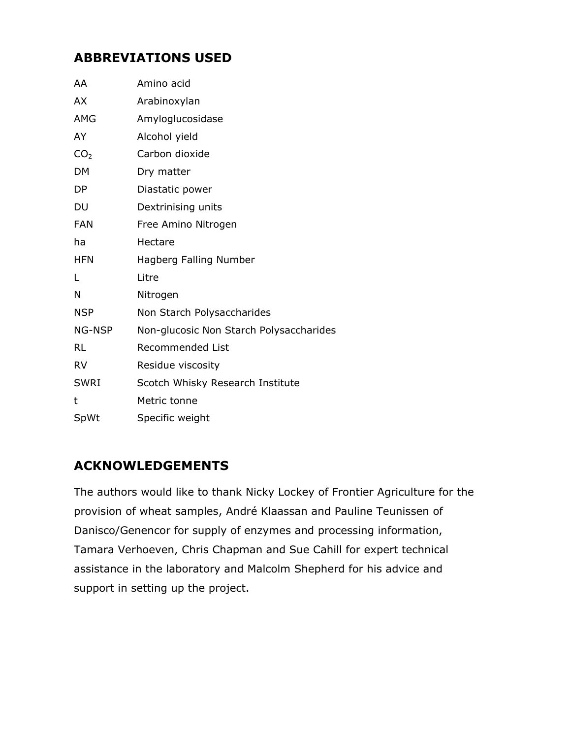## ABBREVIATIONS USED

| | |
|---|---|
| AA | Amino acid |
| AX | Arabinoxylan |
| AMG | Amyloglucosidase |
| AY | Alcohol yield |
| $CO_2$ | Carbon dioxide |
| DM | Dry matter |
| DP | Diastatic power |
| DU | Dextrinising units |
| FAN | Free Amino Nitrogen |
| ha | Hectare |
| HFN | Hagberg Falling Number |
| L | Litre |
| N | Nitrogen |
| NSP | Non Starch Polysaccharides |
| NG-NSP | Non-glucosic Non Starch Polysaccharides |
| RL | Recommended List |
| RV | Residue viscosity |
| SWRI | Scotch Whisky Research Institute |
| t | Metric tonne |
| SpWt | Specific weight |

## ACKNOWLEDGEMENTS

The authors would like to thank Nicky Lockey of Frontier Agriculture for the provision of wheat samples, André Klaassan and Pauline Teunissen of Danisco/Genencor for supply of enzymes and processing information, Tamara Verhoeven, Chris Chapman and Sue Cahill for expert technical assistance in the laboratory and Malcolm Shepherd for his advice and support in setting up the project.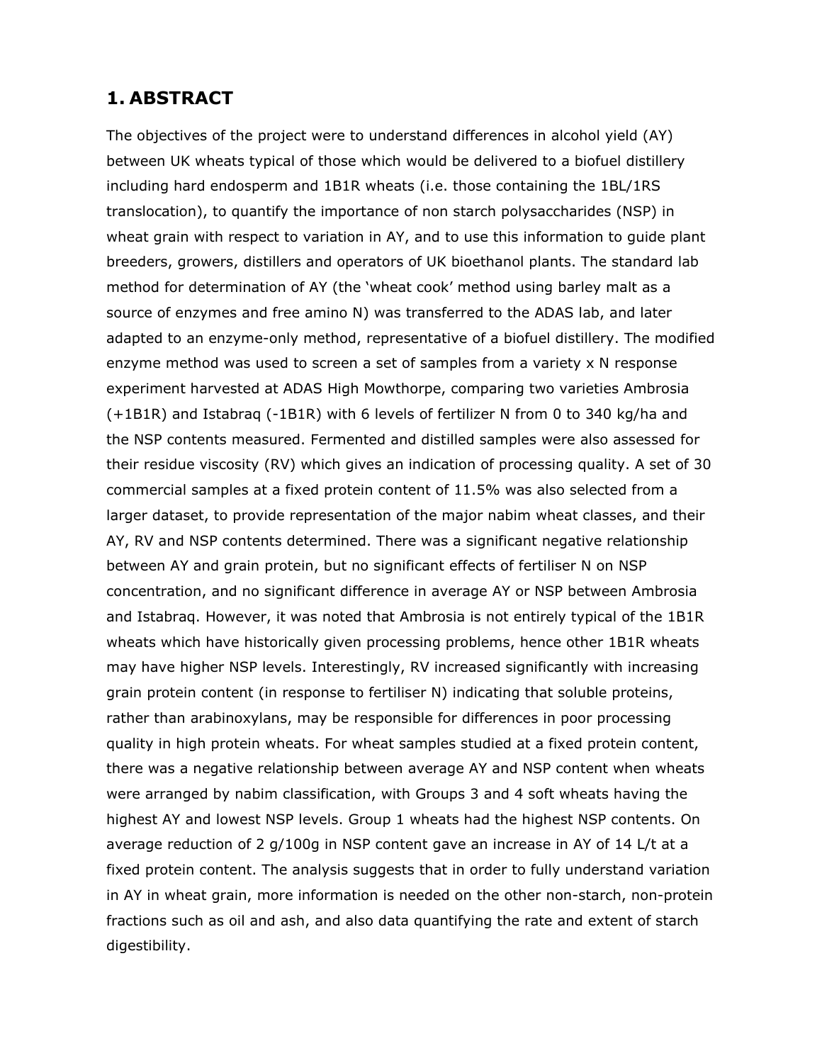# 1. ABSTRACT

The objectives of the project were to understand differences in alcohol yield (AY) between UK wheats typical of those which would be delivered to a biofuel distillery including hard endosperm and 1B1R wheats (i.e. those containing the 1BL/1RS translocation), to quantify the importance of non starch polysaccharides (NSP) in wheat grain with respect to variation in AY, and to use this information to guide plant breeders, growers, distillers and operators of UK bioethanol plants. The standard lab method for determination of AY (the 'wheat cook' method using barley malt as a source of enzymes and free amino N) was transferred to the ADAS lab, and later adapted to an enzyme-only method, representative of a biofuel distillery. The modified enzyme method was used to screen a set of samples from a variety x N response experiment harvested at ADAS High Mowthorpe, comparing two varieties Ambrosia (+1B1R) and Istabraq (-1B1R) with 6 levels of fertilizer N from 0 to 340 kg/ha and the NSP contents measured. Fermented and distilled samples were also assessed for their residue viscosity (RV) which gives an indication of processing quality. A set of 30 commercial samples at a fixed protein content of 11.5% was also selected from a larger dataset, to provide representation of the major nabim wheat classes, and their AY, RV and NSP contents determined. There was a significant negative relationship between AY and grain protein, but no significant effects of fertiliser N on NSP concentration, and no significant difference in average AY or NSP between Ambrosia and Istabraq. However, it was noted that Ambrosia is not entirely typical of the 1B1R wheats which have historically given processing problems, hence other 1B1R wheats may have higher NSP levels. Interestingly, RV increased significantly with increasing grain protein content (in response to fertiliser N) indicating that soluble proteins, rather than arabinoxylans, may be responsible for differences in poor processing quality in high protein wheats. For wheat samples studied at a fixed protein content, there was a negative relationship between average AY and NSP content when wheats were arranged by nabim classification, with Groups 3 and 4 soft wheats having the highest AY and lowest NSP levels. Group 1 wheats had the highest NSP contents. On average reduction of 2 g/100g in NSP content gave an increase in AY of 14 L/t at a fixed protein content. The analysis suggests that in order to fully understand variation in AY in wheat grain, more information is needed on the other non-starch, non-protein fractions such as oil and ash, and also data quantifying the rate and extent of starch digestibility.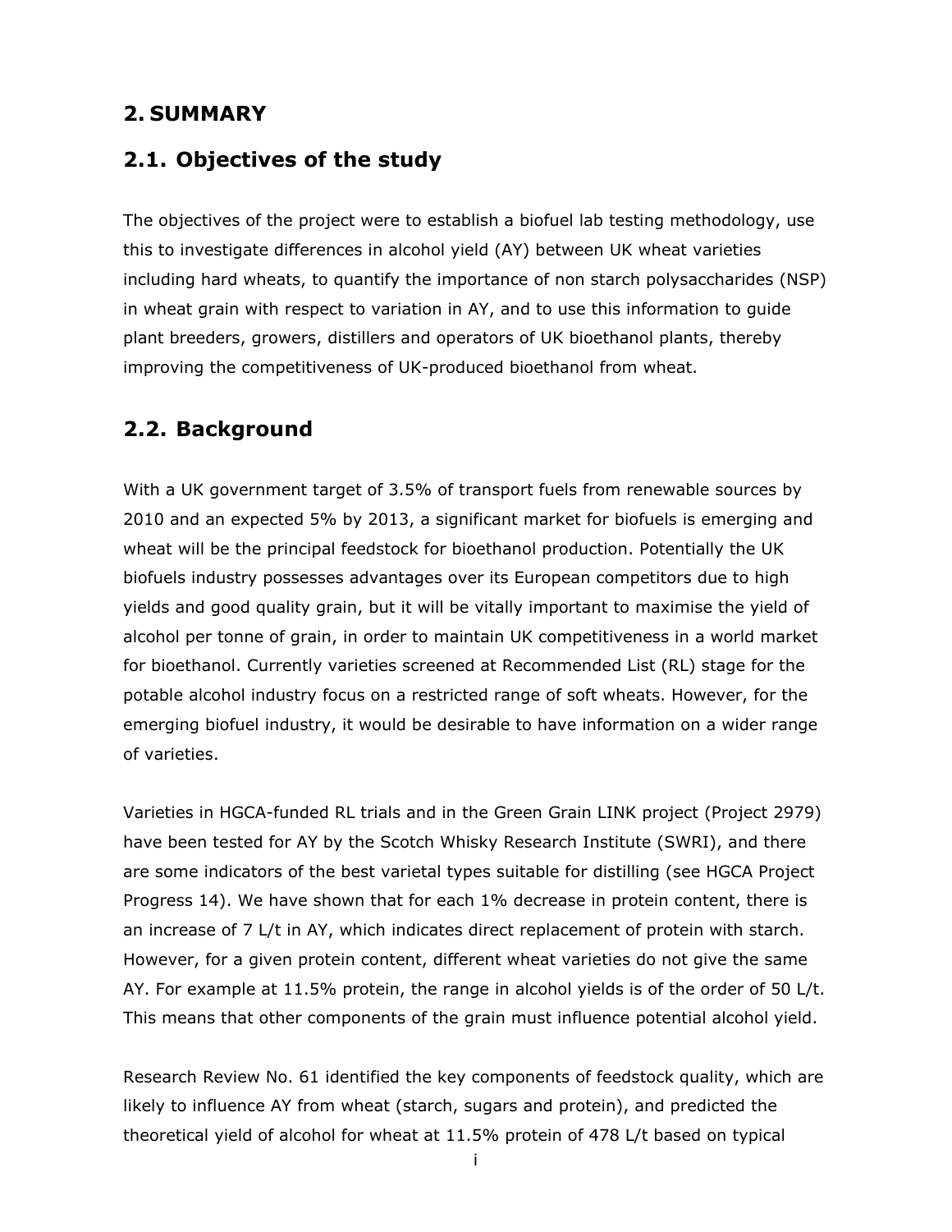# 2. SUMMARY

## 2.1. Objectives of the study

The objectives of the project were to establish a biofuel lab testing methodology, use this to investigate differences in alcohol yield (AY) between UK wheat varieties including hard wheats, to quantify the importance of non starch polysaccharides (NSP) in wheat grain with respect to variation in AY, and to use this information to guide plant breeders, growers, distillers and operators of UK bioethanol plants, thereby improving the competitiveness of UK-produced bioethanol from wheat.

## 2.2. Background

With a UK government target of 3.5% of transport fuels from renewable sources by 2010 and an expected 5% by 2013, a significant market for biofuels is emerging and wheat will be the principal feedstock for bioethanol production. Potentially the UK biofuels industry possesses advantages over its European competitors due to high yields and good quality grain, but it will be vitally important to maximise the yield of alcohol per tonne of grain, in order to maintain UK competitiveness in a world market for bioethanol. Currently varieties screened at Recommended List (RL) stage for the potable alcohol industry focus on a restricted range of soft wheats. However, for the emerging biofuel industry, it would be desirable to have information on a wider range of varieties.

Varieties in HGCA-funded RL trials and in the Green Grain LINK project (Project 2979) have been tested for AY by the Scotch Whisky Research Institute (SWRI), and there are some indicators of the best varietal types suitable for distilling (see HGCA Project Progress 14). We have shown that for each 1% decrease in protein content, there is an increase of 7 L/t in AY, which indicates direct replacement of protein with starch. However, for a given protein content, different wheat varieties do not give the same AY. For example at 11.5% protein, the range in alcohol yields is of the order of 50 L/t. This means that other components of the grain must influence potential alcohol yield.

Research Review No. 61 identified the key components of feedstock quality, which are likely to influence AY from wheat (starch, sugars and protein), and predicted the theoretical yield of alcohol for wheat at 11.5% protein of 478 L/t based on typical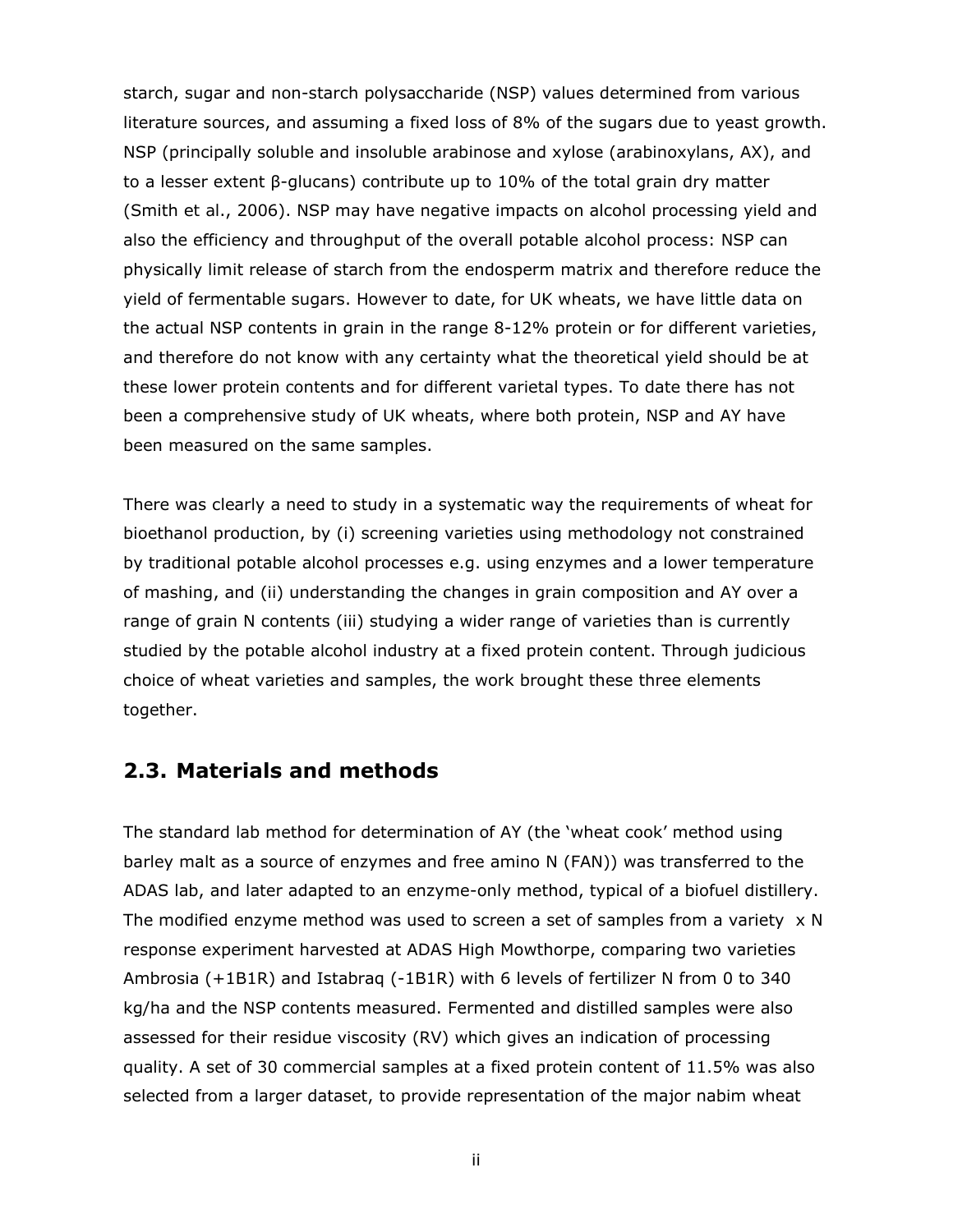starch, sugar and non-starch polysaccharide (NSP) values determined from various literature sources, and assuming a fixed loss of 8% of the sugars due to yeast growth. NSP (principally soluble and insoluble arabinose and xylose (arabinoxylans, AX), and to a lesser extent β-glucans) contribute up to 10% of the total grain dry matter (Smith et al., 2006). NSP may have negative impacts on alcohol processing yield and also the efficiency and throughput of the overall potable alcohol process: NSP can physically limit release of starch from the endosperm matrix and therefore reduce the yield of fermentable sugars. However to date, for UK wheats, we have little data on the actual NSP contents in grain in the range 8-12% protein or for different varieties, and therefore do not know with any certainty what the theoretical yield should be at these lower protein contents and for different varietal types. To date there has not been a comprehensive study of UK wheats, where both protein, NSP and AY have been measured on the same samples.

There was clearly a need to study in a systematic way the requirements of wheat for bioethanol production, by (i) screening varieties using methodology not constrained by traditional potable alcohol processes e.g. using enzymes and a lower temperature of mashing, and (ii) understanding the changes in grain composition and AY over a range of grain N contents (iii) studying a wider range of varieties than is currently studied by the potable alcohol industry at a fixed protein content. Through judicious choice of wheat varieties and samples, the work brought these three elements together.

## 2.3. Materials and methods

The standard lab method for determination of AY (the 'wheat cook' method using barley malt as a source of enzymes and free amino N (FAN)) was transferred to the ADAS lab, and later adapted to an enzyme-only method, typical of a biofuel distillery. The modified enzyme method was used to screen a set of samples from a variety x N response experiment harvested at ADAS High Mowthorpe, comparing two varieties Ambrosia (+1B1R) and Istabraq (-1B1R) with 6 levels of fertilizer N from 0 to 340 kg/ha and the NSP contents measured. Fermented and distilled samples were also assessed for their residue viscosity (RV) which gives an indication of processing quality. A set of 30 commercial samples at a fixed protein content of 11.5% was also selected from a larger dataset, to provide representation of the major nabim wheat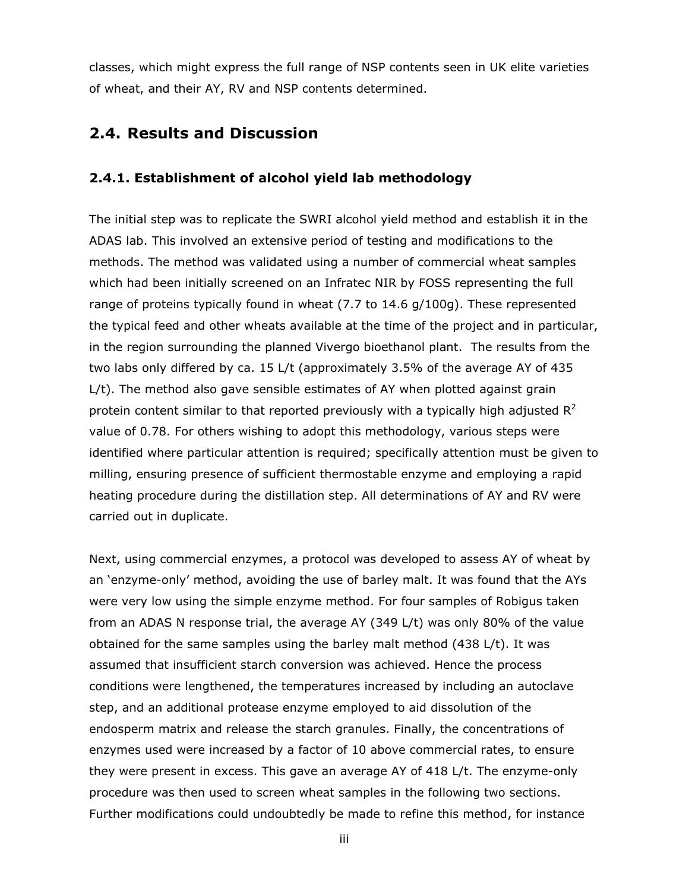classes, which might express the full range of NSP contents seen in UK elite varieties of wheat, and their AY, RV and NSP contents determined.

## 2.4. Results and Discussion

### 2.4.1. Establishment of alcohol yield lab methodology

The initial step was to replicate the SWRI alcohol yield method and establish it in the ADAS lab. This involved an extensive period of testing and modifications to the methods. The method was validated using a number of commercial wheat samples which had been initially screened on an Infratec NIR by FOSS representing the full range of proteins typically found in wheat (7.7 to 14.6 g/100g). These represented the typical feed and other wheats available at the time of the project and in particular, in the region surrounding the planned Vivergo bioethanol plant. The results from the two labs only differed by ca. 15 L/t (approximately 3.5% of the average AY of 435 L/t). The method also gave sensible estimates of AY when plotted against grain protein content similar to that reported previously with a typically high adjusted $R^2$ value of 0.78. For others wishing to adopt this methodology, various steps were identified where particular attention is required; specifically attention must be given to milling, ensuring presence of sufficient thermostable enzyme and employing a rapid heating procedure during the distillation step. All determinations of AY and RV were carried out in duplicate.

Next, using commercial enzymes, a protocol was developed to assess AY of wheat by an 'enzyme-only' method, avoiding the use of barley malt. It was found that the AYs were very low using the simple enzyme method. For four samples of Robigus taken from an ADAS N response trial, the average AY (349 L/t) was only 80% of the value obtained for the same samples using the barley malt method (438 L/t). It was assumed that insufficient starch conversion was achieved. Hence the process conditions were lengthened, the temperatures increased by including an autoclave step, and an additional protease enzyme employed to aid dissolution of the endosperm matrix and release the starch granules. Finally, the concentrations of enzymes used were increased by a factor of 10 above commercial rates, to ensure they were present in excess. This gave an average AY of 418 L/t. The enzyme-only procedure was then used to screen wheat samples in the following two sections. Further modifications could undoubtedly be made to refine this method, for instance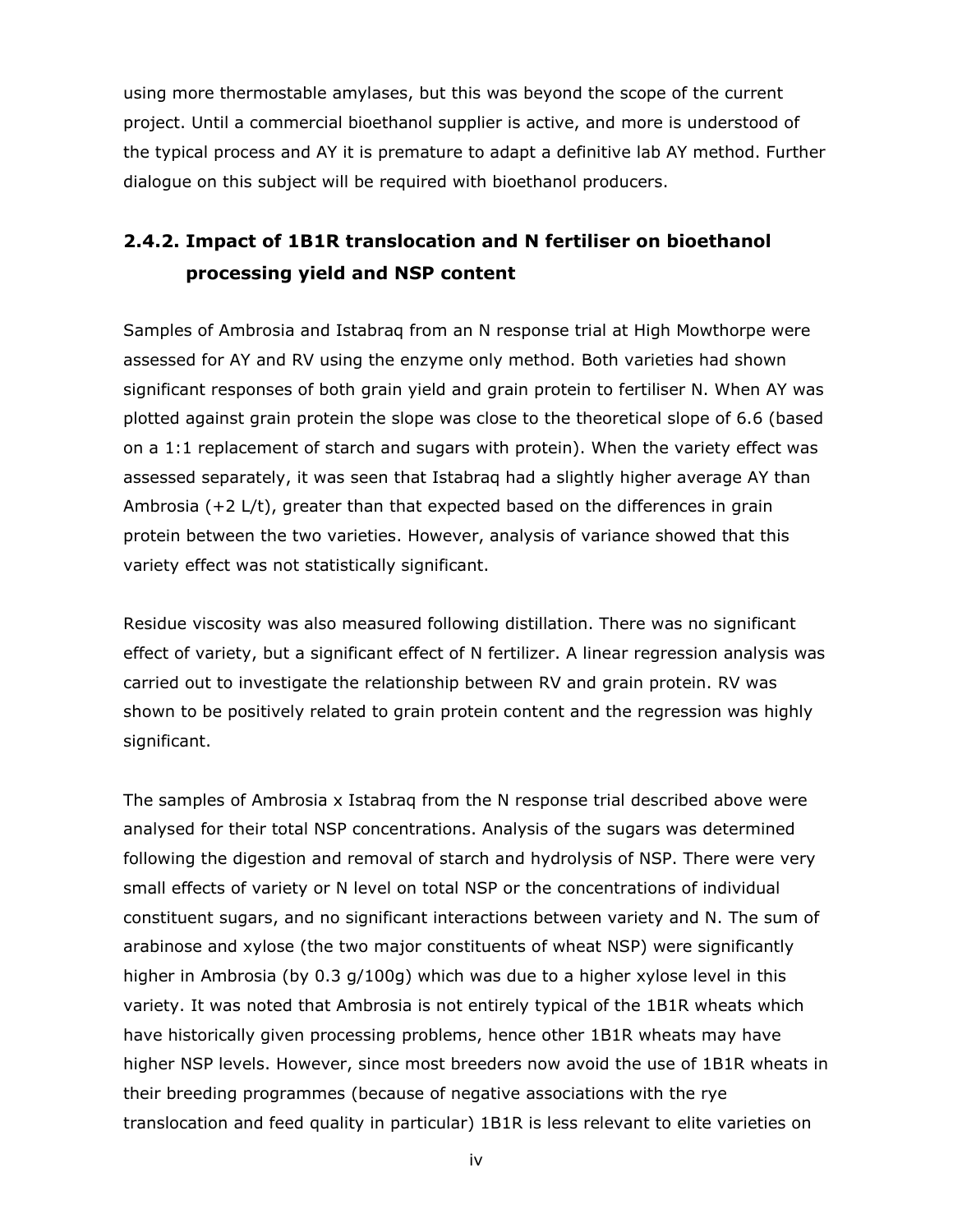using more thermostable amylases, but this was beyond the scope of the current project. Until a commercial bioethanol supplier is active, and more is understood of the typical process and AY it is premature to adapt a definitive lab AY method. Further dialogue on this subject will be required with bioethanol producers.

### 2.4.2. Impact of 1B1R translocation and N fertiliser on bioethanol processing yield and NSP content

Samples of Ambrosia and Istabraq from an N response trial at High Mowthorpe were assessed for AY and RV using the enzyme only method. Both varieties had shown significant responses of both grain yield and grain protein to fertiliser N. When AY was plotted against grain protein the slope was close to the theoretical slope of 6.6 (based on a 1:1 replacement of starch and sugars with protein). When the variety effect was assessed separately, it was seen that Istabraq had a slightly higher average AY than Ambrosia (+2 L/t), greater than that expected based on the differences in grain protein between the two varieties. However, analysis of variance showed that this variety effect was not statistically significant.

Residue viscosity was also measured following distillation. There was no significant effect of variety, but a significant effect of N fertilizer. A linear regression analysis was carried out to investigate the relationship between RV and grain protein. RV was shown to be positively related to grain protein content and the regression was highly significant.

The samples of Ambrosia x Istabraq from the N response trial described above were analysed for their total NSP concentrations. Analysis of the sugars was determined following the digestion and removal of starch and hydrolysis of NSP. There were very small effects of variety or N level on total NSP or the concentrations of individual constituent sugars, and no significant interactions between variety and N. The sum of arabinose and xylose (the two major constituents of wheat NSP) were significantly higher in Ambrosia (by 0.3 g/100g) which was due to a higher xylose level in this variety. It was noted that Ambrosia is not entirely typical of the 1B1R wheats which have historically given processing problems, hence other 1B1R wheats may have higher NSP levels. However, since most breeders now avoid the use of 1B1R wheats in their breeding programmes (because of negative associations with the rye translocation and feed quality in particular) 1B1R is less relevant to elite varieties on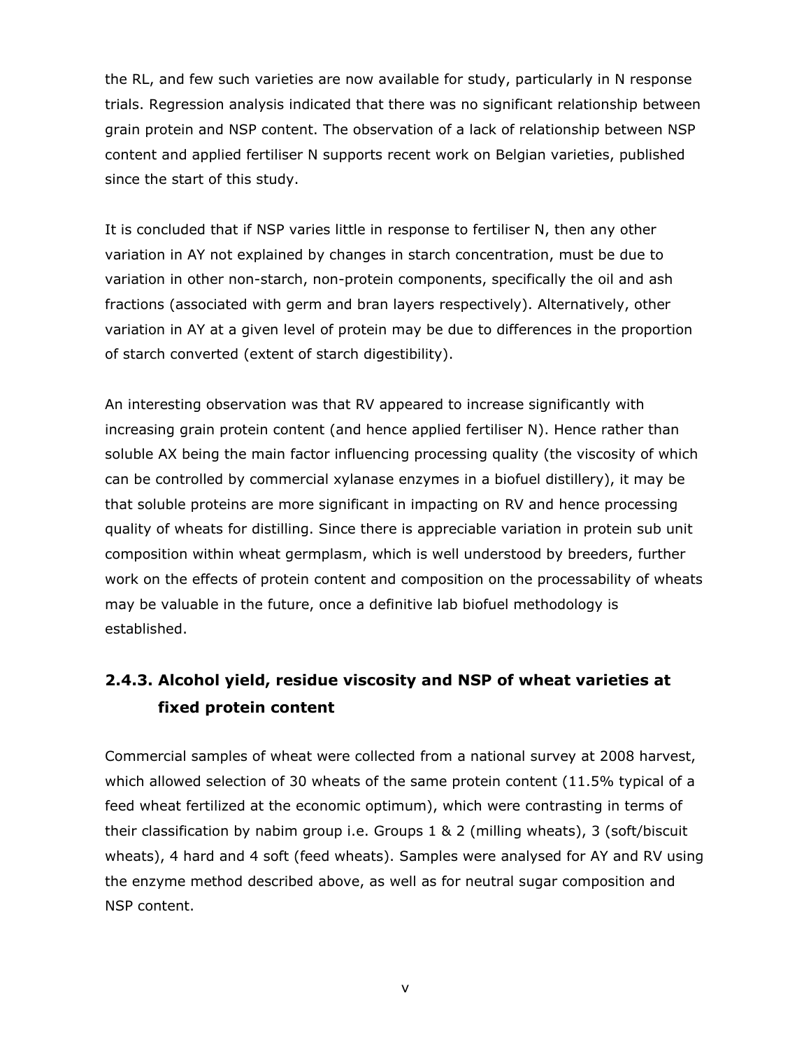the RL, and few such varieties are now available for study, particularly in N response trials. Regression analysis indicated that there was no significant relationship between grain protein and NSP content. The observation of a lack of relationship between NSP content and applied fertiliser N supports recent work on Belgian varieties, published since the start of this study.

It is concluded that if NSP varies little in response to fertiliser N, then any other variation in AY not explained by changes in starch concentration, must be due to variation in other non-starch, non-protein components, specifically the oil and ash fractions (associated with germ and bran layers respectively). Alternatively, other variation in AY at a given level of protein may be due to differences in the proportion of starch converted (extent of starch digestibility).

An interesting observation was that RV appeared to increase significantly with increasing grain protein content (and hence applied fertiliser N). Hence rather than soluble AX being the main factor influencing processing quality (the viscosity of which can be controlled by commercial xylanase enzymes in a biofuel distillery), it may be that soluble proteins are more significant in impacting on RV and hence processing quality of wheats for distilling. Since there is appreciable variation in protein sub unit composition within wheat germplasm, which is well understood by breeders, further work on the effects of protein content and composition on the processability of wheats may be valuable in the future, once a definitive lab biofuel methodology is established.

### 2.4.3. Alcohol yield, residue viscosity and NSP of wheat varieties at fixed protein content

Commercial samples of wheat were collected from a national survey at 2008 harvest, which allowed selection of 30 wheats of the same protein content (11.5% typical of a feed wheat fertilized at the economic optimum), which were contrasting in terms of their classification by nabim group i.e. Groups 1 & 2 (milling wheats), 3 (soft/biscuit wheats), 4 hard and 4 soft (feed wheats). Samples were analysed for AY and RV using the enzyme method described above, as well as for neutral sugar composition and NSP content.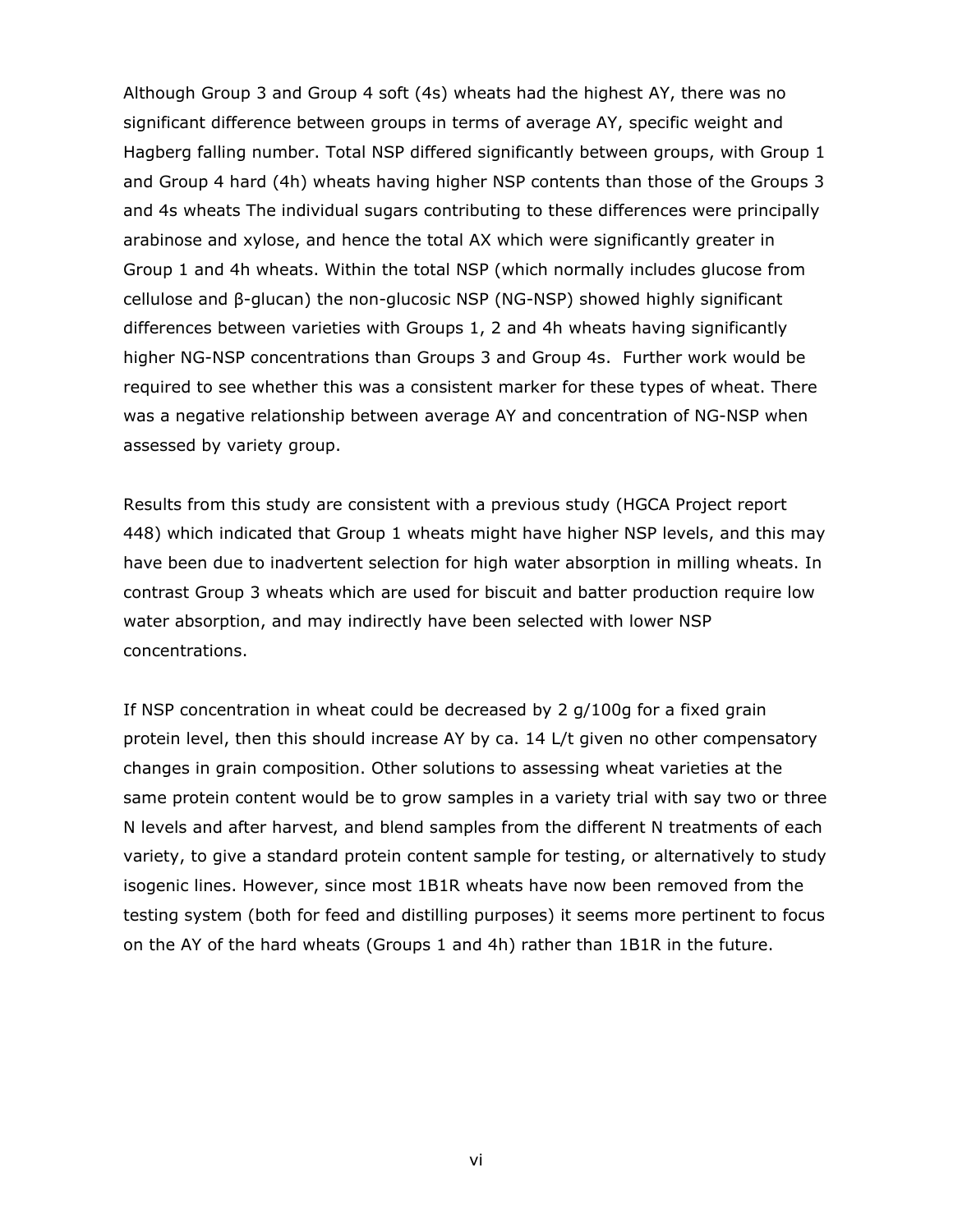Although Group 3 and Group 4 soft (4s) wheats had the highest AY, there was no significant difference between groups in terms of average AY, specific weight and Hagberg falling number. Total NSP differed significantly between groups, with Group 1 and Group 4 hard (4h) wheats having higher NSP contents than those of the Groups 3 and 4s wheats The individual sugars contributing to these differences were principally arabinose and xylose, and hence the total AX which were significantly greater in Group 1 and 4h wheats. Within the total NSP (which normally includes glucose from cellulose and β-glucan) the non-glucosic NSP (NG-NSP) showed highly significant differences between varieties with Groups 1, 2 and 4h wheats having significantly higher NG-NSP concentrations than Groups 3 and Group 4s. Further work would be required to see whether this was a consistent marker for these types of wheat. There was a negative relationship between average AY and concentration of NG-NSP when assessed by variety group.

Results from this study are consistent with a previous study (HGCA Project report 448) which indicated that Group 1 wheats might have higher NSP levels, and this may have been due to inadvertent selection for high water absorption in milling wheats. In contrast Group 3 wheats which are used for biscuit and batter production require low water absorption, and may indirectly have been selected with lower NSP concentrations.

If NSP concentration in wheat could be decreased by 2 g/100g for a fixed grain protein level, then this should increase AY by ca. 14 L/t given no other compensatory changes in grain composition. Other solutions to assessing wheat varieties at the same protein content would be to grow samples in a variety trial with say two or three N levels and after harvest, and blend samples from the different N treatments of each variety, to give a standard protein content sample for testing, or alternatively to study isogenic lines. However, since most 1B1R wheats have now been removed from the testing system (both for feed and distilling purposes) it seems more pertinent to focus on the AY of the hard wheats (Groups 1 and 4h) rather than 1B1R in the future.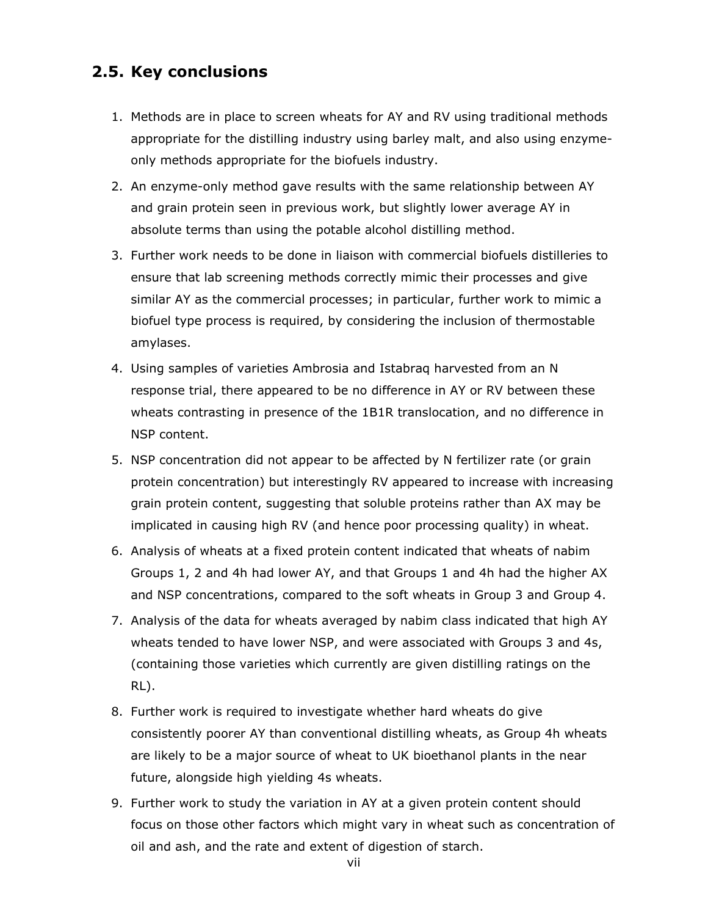## 2.5. Key conclusions

1. Methods are in place to screen wheats for AY and RV using traditional methods appropriate for the distilling industry using barley malt, and also using enzyme-only methods appropriate for the biofuels industry.
2. An enzyme-only method gave results with the same relationship between AY and grain protein seen in previous work, but slightly lower average AY in absolute terms than using the potable alcohol distilling method.
3. Further work needs to be done in liaison with commercial biofuels distilleries to ensure that lab screening methods correctly mimic their processes and give similar AY as the commercial processes; in particular, further work to mimic a biofuel type process is required, by considering the inclusion of thermostable amylases.
4. Using samples of varieties Ambrosia and Istabraq harvested from an N response trial, there appeared to be no difference in AY or RV between these wheats contrasting in presence of the 1B1R translocation, and no difference in NSP content.
5. NSP concentration did not appear to be affected by N fertilizer rate (or grain protein concentration) but interestingly RV appeared to increase with increasing grain protein content, suggesting that soluble proteins rather than AX may be implicated in causing high RV (and hence poor processing quality) in wheat.
6. Analysis of wheats at a fixed protein content indicated that wheats of nabim Groups 1, 2 and 4h had lower AY, and that Groups 1 and 4h had the higher AX and NSP concentrations, compared to the soft wheats in Group 3 and Group 4.
7. Analysis of the data for wheats averaged by nabim class indicated that high AY wheats tended to have lower NSP, and were associated with Groups 3 and 4s, (containing those varieties which currently are given distilling ratings on the RL).
8. Further work is required to investigate whether hard wheats do give consistently poorer AY than conventional distilling wheats, as Group 4h wheats are likely to be a major source of wheat to UK bioethanol plants in the near future, alongside high yielding 4s wheats.
9. Further work to study the variation in AY at a given protein content should focus on those other factors which might vary in wheat such as concentration of oil and ash, and the rate and extent of digestion of starch.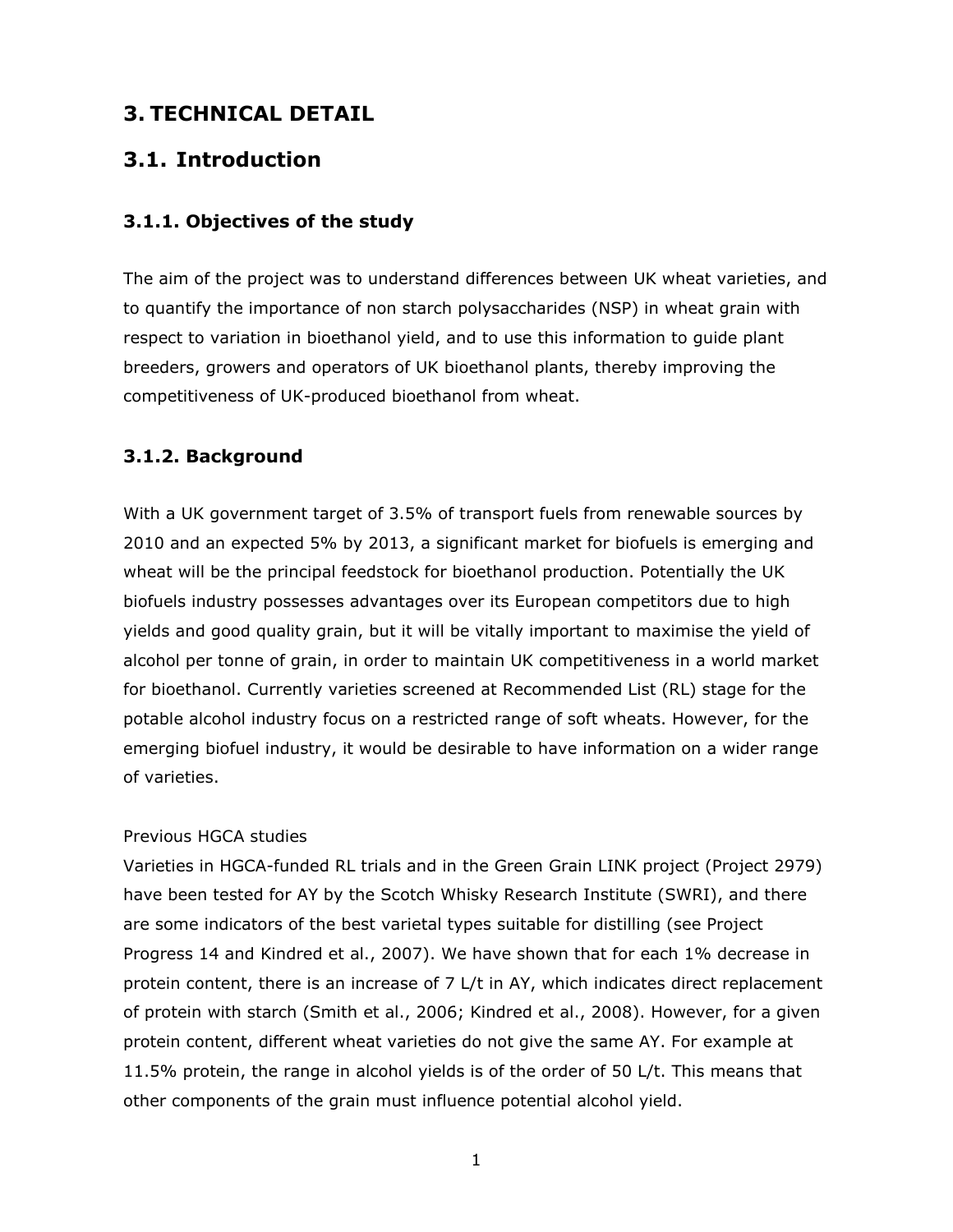# 3. TECHNICAL DETAIL

## 3.1. Introduction

### 3.1.1. Objectives of the study

The aim of the project was to understand differences between UK wheat varieties, and to quantify the importance of non starch polysaccharides (NSP) in wheat grain with respect to variation in bioethanol yield, and to use this information to guide plant breeders, growers and operators of UK bioethanol plants, thereby improving the competitiveness of UK-produced bioethanol from wheat.

### 3.1.2. Background

With a UK government target of 3.5% of transport fuels from renewable sources by 2010 and an expected 5% by 2013, a significant market for biofuels is emerging and wheat will be the principal feedstock for bioethanol production. Potentially the UK biofuels industry possesses advantages over its European competitors due to high yields and good quality grain, but it will be vitally important to maximise the yield of alcohol per tonne of grain, in order to maintain UK competitiveness in a world market for bioethanol. Currently varieties screened at Recommended List (RL) stage for the potable alcohol industry focus on a restricted range of soft wheats. However, for the emerging biofuel industry, it would be desirable to have information on a wider range of varieties.

Previous HGCA studies

Varieties in HGCA-funded RL trials and in the Green Grain LINK project (Project 2979) have been tested for AY by the Scotch Whisky Research Institute (SWRI), and there are some indicators of the best varietal types suitable for distilling (see Project Progress 14 and Kindred et al., 2007). We have shown that for each 1% decrease in protein content, there is an increase of 7 L/t in AY, which indicates direct replacement of protein with starch (Smith et al., 2006; Kindred et al., 2008). However, for a given protein content, different wheat varieties do not give the same AY. For example at 11.5% protein, the range in alcohol yields is of the order of 50 L/t. This means that other components of the grain must influence potential alcohol yield.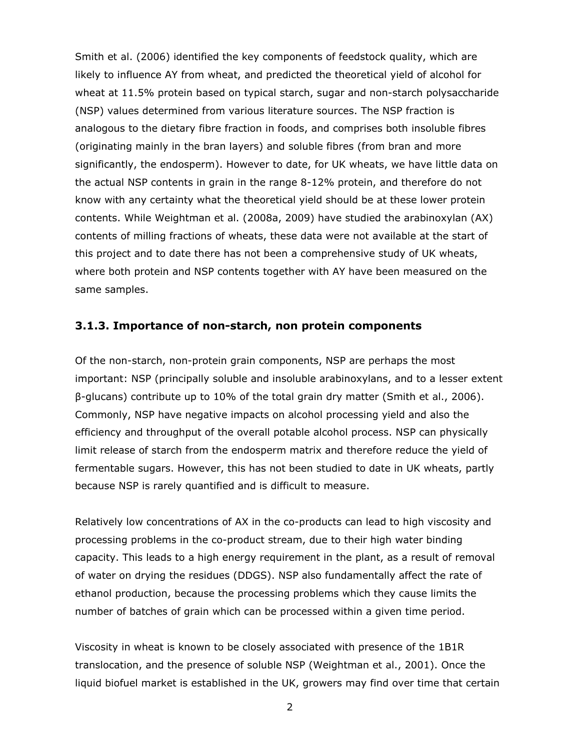Smith et al. (2006) identified the key components of feedstock quality, which are likely to influence AY from wheat, and predicted the theoretical yield of alcohol for wheat at 11.5% protein based on typical starch, sugar and non-starch polysaccharide (NSP) values determined from various literature sources. The NSP fraction is analogous to the dietary fibre fraction in foods, and comprises both insoluble fibres (originating mainly in the bran layers) and soluble fibres (from bran and more significantly, the endosperm). However to date, for UK wheats, we have little data on the actual NSP contents in grain in the range 8-12% protein, and therefore do not know with any certainty what the theoretical yield should be at these lower protein contents. While Weightman et al. (2008a, 2009) have studied the arabinoxylan (AX) contents of milling fractions of wheats, these data were not available at the start of this project and to date there has not been a comprehensive study of UK wheats, where both protein and NSP contents together with AY have been measured on the same samples.

### 3.1.3. Importance of non-starch, non protein components

Of the non-starch, non-protein grain components, NSP are perhaps the most important: NSP (principally soluble and insoluble arabinoxylans, and to a lesser extent β-glucans) contribute up to 10% of the total grain dry matter (Smith et al., 2006). Commonly, NSP have negative impacts on alcohol processing yield and also the efficiency and throughput of the overall potable alcohol process. NSP can physically limit release of starch from the endosperm matrix and therefore reduce the yield of fermentable sugars. However, this has not been studied to date in UK wheats, partly because NSP is rarely quantified and is difficult to measure.

Relatively low concentrations of AX in the co-products can lead to high viscosity and processing problems in the co-product stream, due to their high water binding capacity. This leads to a high energy requirement in the plant, as a result of removal of water on drying the residues (DDGS). NSP also fundamentally affect the rate of ethanol production, because the processing problems which they cause limits the number of batches of grain which can be processed within a given time period.

Viscosity in wheat is known to be closely associated with presence of the 1B1R translocation, and the presence of soluble NSP (Weightman et al., 2001). Once the liquid biofuel market is established in the UK, growers may find over time that certain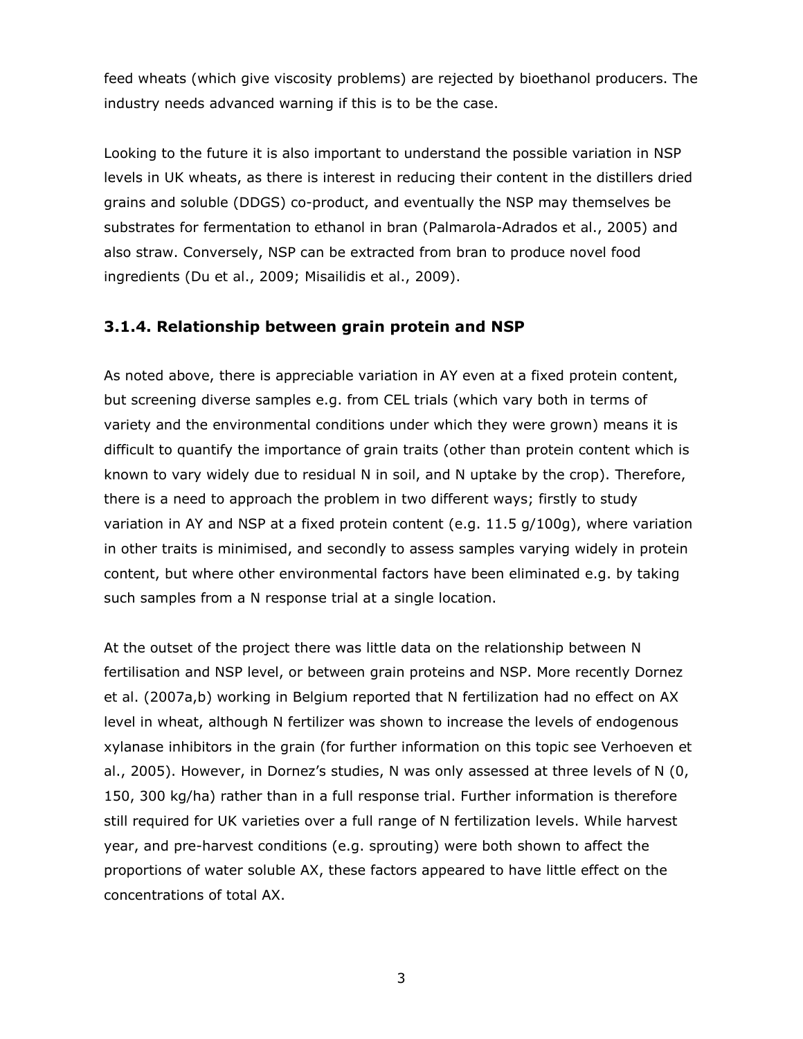feed wheats (which give viscosity problems) are rejected by bioethanol producers. The industry needs advanced warning if this is to be the case.

Looking to the future it is also important to understand the possible variation in NSP levels in UK wheats, as there is interest in reducing their content in the distillers dried grains and soluble (DDGS) co-product, and eventually the NSP may themselves be substrates for fermentation to ethanol in bran (Palmarola-Adrados et al., 2005) and also straw. Conversely, NSP can be extracted from bran to produce novel food ingredients (Du et al., 2009; Misailidis et al., 2009).

### 3.1.4. Relationship between grain protein and NSP

As noted above, there is appreciable variation in AY even at a fixed protein content, but screening diverse samples e.g. from CEL trials (which vary both in terms of variety and the environmental conditions under which they were grown) means it is difficult to quantify the importance of grain traits (other than protein content which is known to vary widely due to residual N in soil, and N uptake by the crop). Therefore, there is a need to approach the problem in two different ways; firstly to study variation in AY and NSP at a fixed protein content (e.g. 11.5 g/100g), where variation in other traits is minimised, and secondly to assess samples varying widely in protein content, but where other environmental factors have been eliminated e.g. by taking such samples from a N response trial at a single location.

At the outset of the project there was little data on the relationship between N fertilisation and NSP level, or between grain proteins and NSP. More recently Dornez et al. (2007a,b) working in Belgium reported that N fertilization had no effect on AX level in wheat, although N fertilizer was shown to increase the levels of endogenous xylanase inhibitors in the grain (for further information on this topic see Verhoeven et al., 2005). However, in Dornez's studies, N was only assessed at three levels of N (0, 150, 300 kg/ha) rather than in a full response trial. Further information is therefore still required for UK varieties over a full range of N fertilization levels. While harvest year, and pre-harvest conditions (e.g. sprouting) were both shown to affect the proportions of water soluble AX, these factors appeared to have little effect on the concentrations of total AX.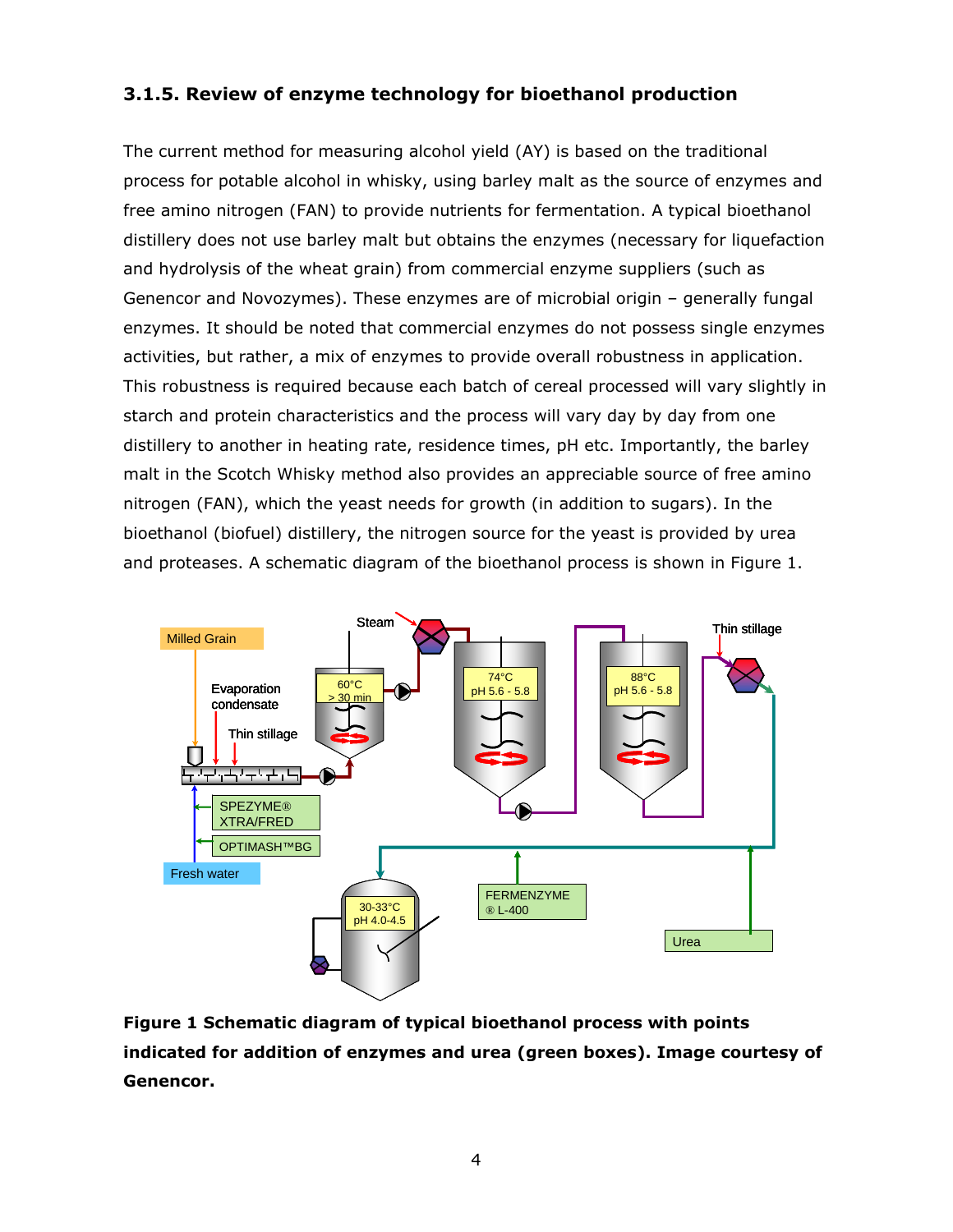### 3.1.5. Review of enzyme technology for bioethanol production

The current method for measuring alcohol yield (AY) is based on the traditional process for potable alcohol in whisky, using barley malt as the source of enzymes and free amino nitrogen (FAN) to provide nutrients for fermentation. A typical bioethanol distillery does not use barley malt but obtains the enzymes (necessary for liquefaction and hydrolysis of the wheat grain) from commercial enzyme suppliers (such as Genencor and Novozymes). These enzymes are of microbial origin – generally fungal enzymes. It should be noted that commercial enzymes do not possess single enzymes activities, but rather, a mix of enzymes to provide overall robustness in application. This robustness is required because each batch of cereal processed will vary slightly in starch and protein characteristics and the process will vary day by day from one distillery to another in heating rate, residence times, pH etc. Importantly, the barley malt in the Scotch Whisky method also provides an appreciable source of free amino nitrogen (FAN), which the yeast needs for growth (in addition to sugars). In the bioethanol (biofuel) distillery, the nitrogen source for the yeast is provided by urea and proteases. A schematic diagram of the bioethanol process is shown in Figure 1.

**Figure 1 Schematic diagram of typical bioethanol process with points indicated for addition of enzymes and urea (green boxes). Image courtesy of Genencor.**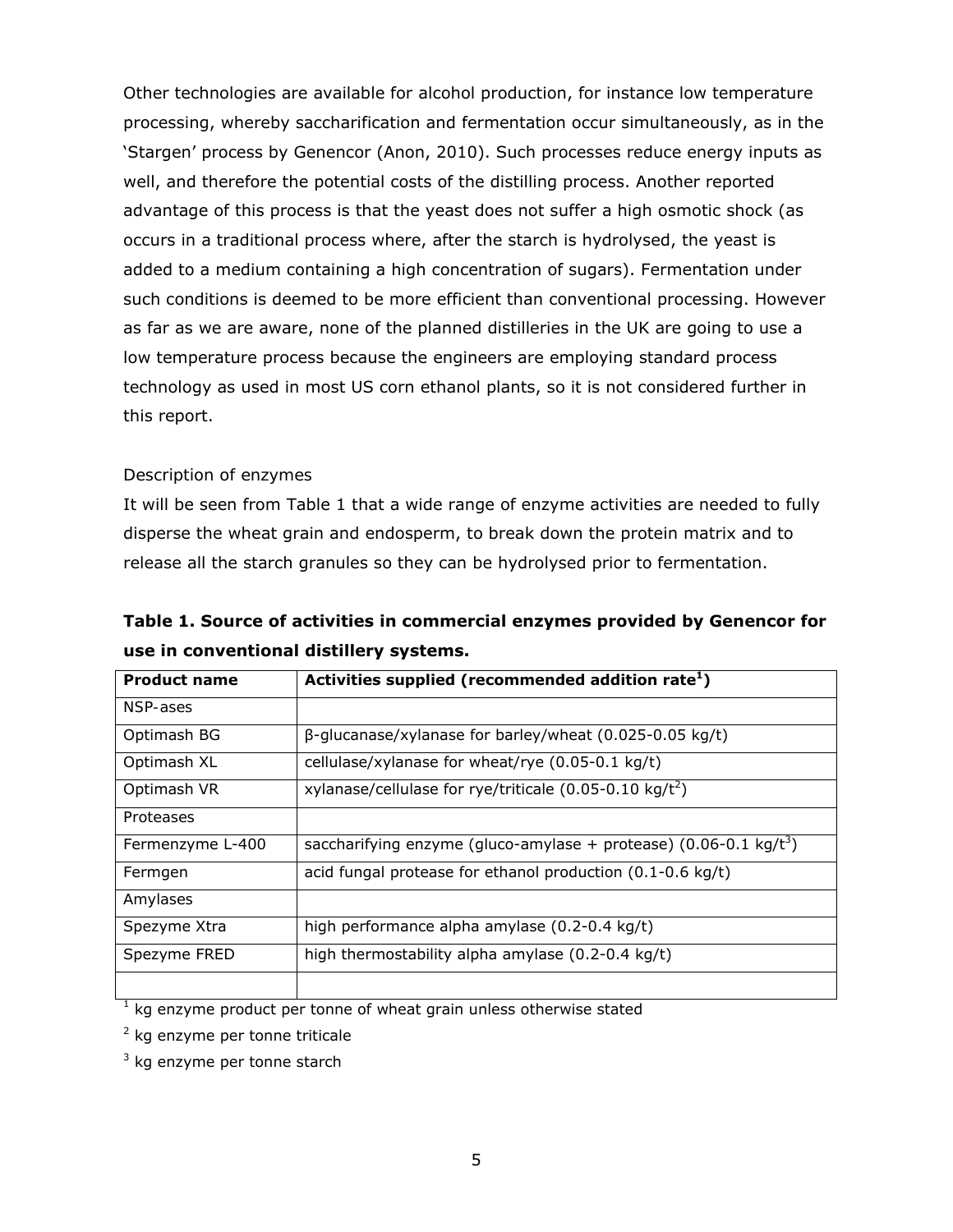Other technologies are available for alcohol production, for instance low temperature processing, whereby saccharification and fermentation occur simultaneously, as in the 'Stargen' process by Genencor (Anon, 2010). Such processes reduce energy inputs as well, and therefore the potential costs of the distilling process. Another reported advantage of this process is that the yeast does not suffer a high osmotic shock (as occurs in a traditional process where, after the starch is hydrolysed, the yeast is added to a medium containing a high concentration of sugars). Fermentation under such conditions is deemed to be more efficient than conventional processing. However as far as we are aware, none of the planned distilleries in the UK are going to use a low temperature process because the engineers are employing standard process technology as used in most US corn ethanol plants, so it is not considered further in this report.

Description of enzymes

It will be seen from Table 1 that a wide range of enzyme activities are needed to fully disperse the wheat grain and endosperm, to break down the protein matrix and to release all the starch granules so they can be hydrolysed prior to fermentation.

**Table 1. Source of activities in commercial enzymes provided by Genencor for use in conventional distillery systems.**

| Product name | Activities supplied (recommended addition rate[1]) |
|---|---|
| NSP-ases | |
| Optimash BG | β-glucanase/xylanase for barley/wheat (0.025-0.05 kg/t) |
| Optimash XL | cellulase/xylanase for wheat/rye (0.05-0.1 kg/t) |
| Optimash VR | xylanase/cellulase for rye/triticale (0.05-0.10 kg/t[2]) |
| Proteases | |
| Fermenzyme L-400 | saccharifying enzyme (gluco-amylase + protease) (0.06-0.1 kg/t[3]) |
| Fermgen | acid fungal protease for ethanol production (0.1-0.6 kg/t) |
| Amylases | |
| Spezyme Xtra | high performance alpha amylase (0.2-0.4 kg/t) |
| Spezyme FRED | high thermostability alpha amylase (0.2-0.4 kg/t) |
| | |

[1] kg enzyme product per tonne of wheat grain unless otherwise stated

[2] kg enzyme per tonne triticale

[3] kg enzyme per tonne starch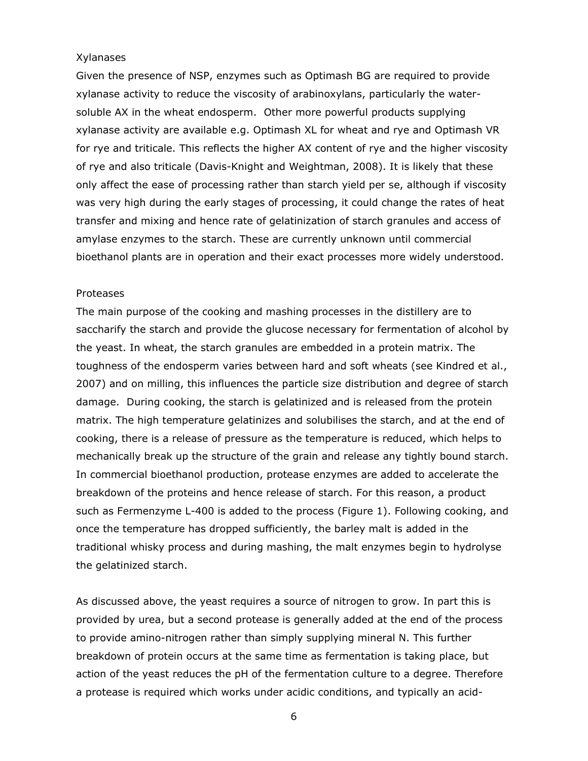### Xylanases

Given the presence of NSP, enzymes such as Optimash BG are required to provide xylanase activity to reduce the viscosity of arabinoxylans, particularly the water-soluble AX in the wheat endosperm. Other more powerful products supplying xylanase activity are available e.g. Optimash XL for wheat and rye and Optimash VR for rye and triticale. This reflects the higher AX content of rye and the higher viscosity of rye and also triticale (Davis-Knight and Weightman, 2008). It is likely that these only affect the ease of processing rather than starch yield per se, although if viscosity was very high during the early stages of processing, it could change the rates of heat transfer and mixing and hence rate of gelatinization of starch granules and access of amylase enzymes to the starch. These are currently unknown until commercial bioethanol plants are in operation and their exact processes more widely understood.

### Proteases

The main purpose of the cooking and mashing processes in the distillery are to saccharify the starch and provide the glucose necessary for fermentation of alcohol by the yeast. In wheat, the starch granules are embedded in a protein matrix. The toughness of the endosperm varies between hard and soft wheats (see Kindred et al., 2007) and on milling, this influences the particle size distribution and degree of starch damage. During cooking, the starch is gelatinized and is released from the protein matrix. The high temperature gelatinizes and solubilises the starch, and at the end of cooking, there is a release of pressure as the temperature is reduced, which helps to mechanically break up the structure of the grain and release any tightly bound starch. In commercial bioethanol production, protease enzymes are added to accelerate the breakdown of the proteins and hence release of starch. For this reason, a product such as Fermenzyme L-400 is added to the process (Figure 1). Following cooking, and once the temperature has dropped sufficiently, the barley malt is added in the traditional whisky process and during mashing, the malt enzymes begin to hydrolyse the gelatinized starch.

As discussed above, the yeast requires a source of nitrogen to grow. In part this is provided by urea, but a second protease is generally added at the end of the process to provide amino-nitrogen rather than simply supplying mineral N. This further breakdown of protein occurs at the same time as fermentation is taking place, but action of the yeast reduces the pH of the fermentation culture to a degree. Therefore a protease is required which works under acidic conditions, and typically an acid-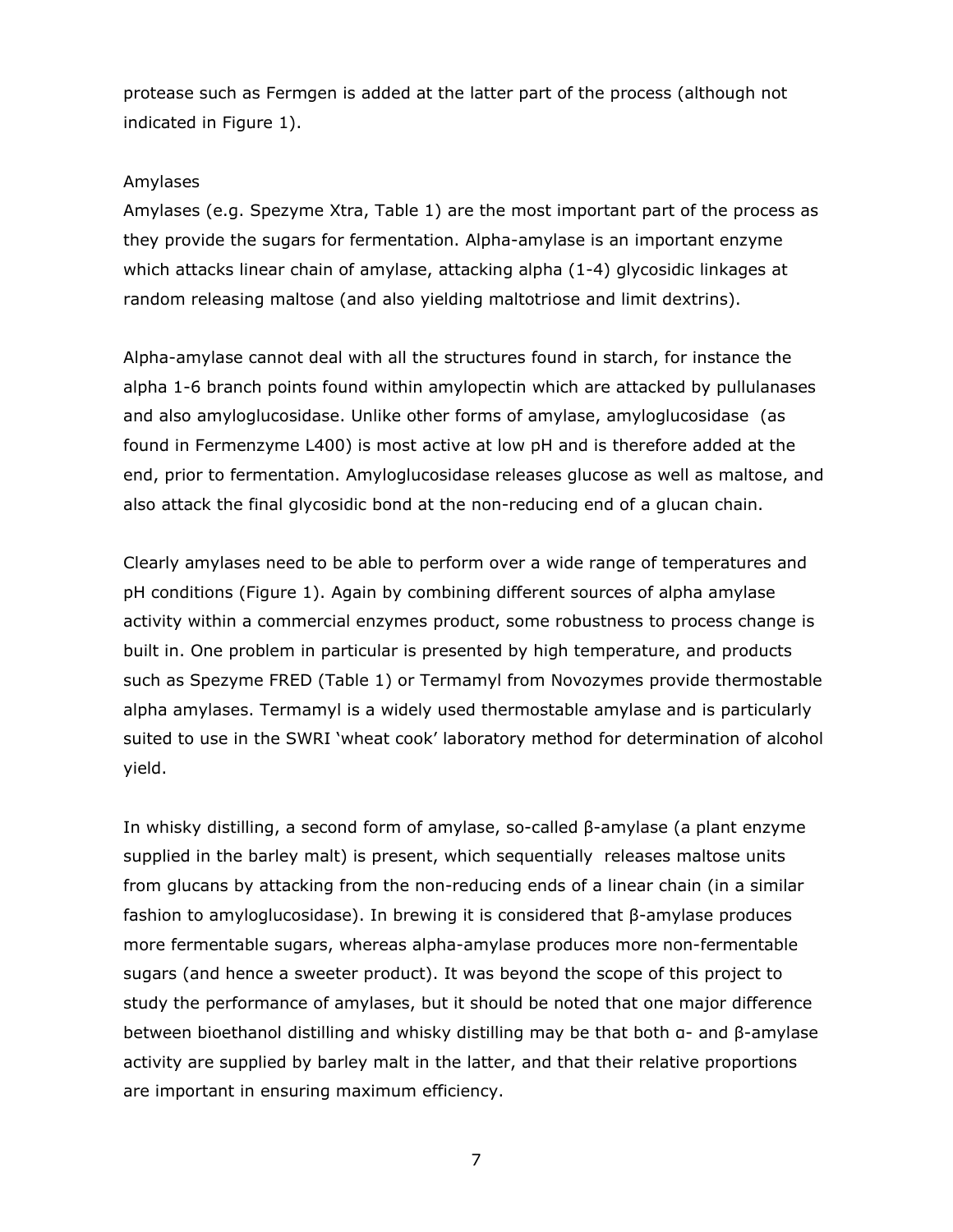protease such as Fermgen is added at the latter part of the process (although not indicated in Figure 1).

### Amylases

Amylases (e.g. Spezyme Xtra, Table 1) are the most important part of the process as they provide the sugars for fermentation. Alpha-amylase is an important enzyme which attacks linear chain of amylase, attacking alpha (1-4) glycosidic linkages at random releasing maltose (and also yielding maltotriose and limit dextrins).

Alpha-amylase cannot deal with all the structures found in starch, for instance the alpha 1-6 branch points found within amylopectin which are attacked by pullulanases and also amyloglucosidase. Unlike other forms of amylase, amyloglucosidase (as found in Fermenzyme L400) is most active at low pH and is therefore added at the end, prior to fermentation. Amyloglucosidase releases glucose as well as maltose, and also attack the final glycosidic bond at the non-reducing end of a glucan chain.

Clearly amylases need to be able to perform over a wide range of temperatures and pH conditions (Figure 1). Again by combining different sources of alpha amylase activity within a commercial enzymes product, some robustness to process change is built in. One problem in particular is presented by high temperature, and products such as Spezyme FRED (Table 1) or Termamyl from Novozymes provide thermostable alpha amylases. Termamyl is a widely used thermostable amylase and is particularly suited to use in the SWRI 'wheat cook' laboratory method for determination of alcohol yield.

In whisky distilling, a second form of amylase, so-called β-amylase (a plant enzyme supplied in the barley malt) is present, which sequentially releases maltose units from glucans by attacking from the non-reducing ends of a linear chain (in a similar fashion to amyloglucosidase). In brewing it is considered that β-amylase produces more fermentable sugars, whereas alpha-amylase produces more non-fermentable sugars (and hence a sweeter product). It was beyond the scope of this project to study the performance of amylases, but it should be noted that one major difference between bioethanol distilling and whisky distilling may be that both α- and β-amylase activity are supplied by barley malt in the latter, and that their relative proportions are important in ensuring maximum efficiency.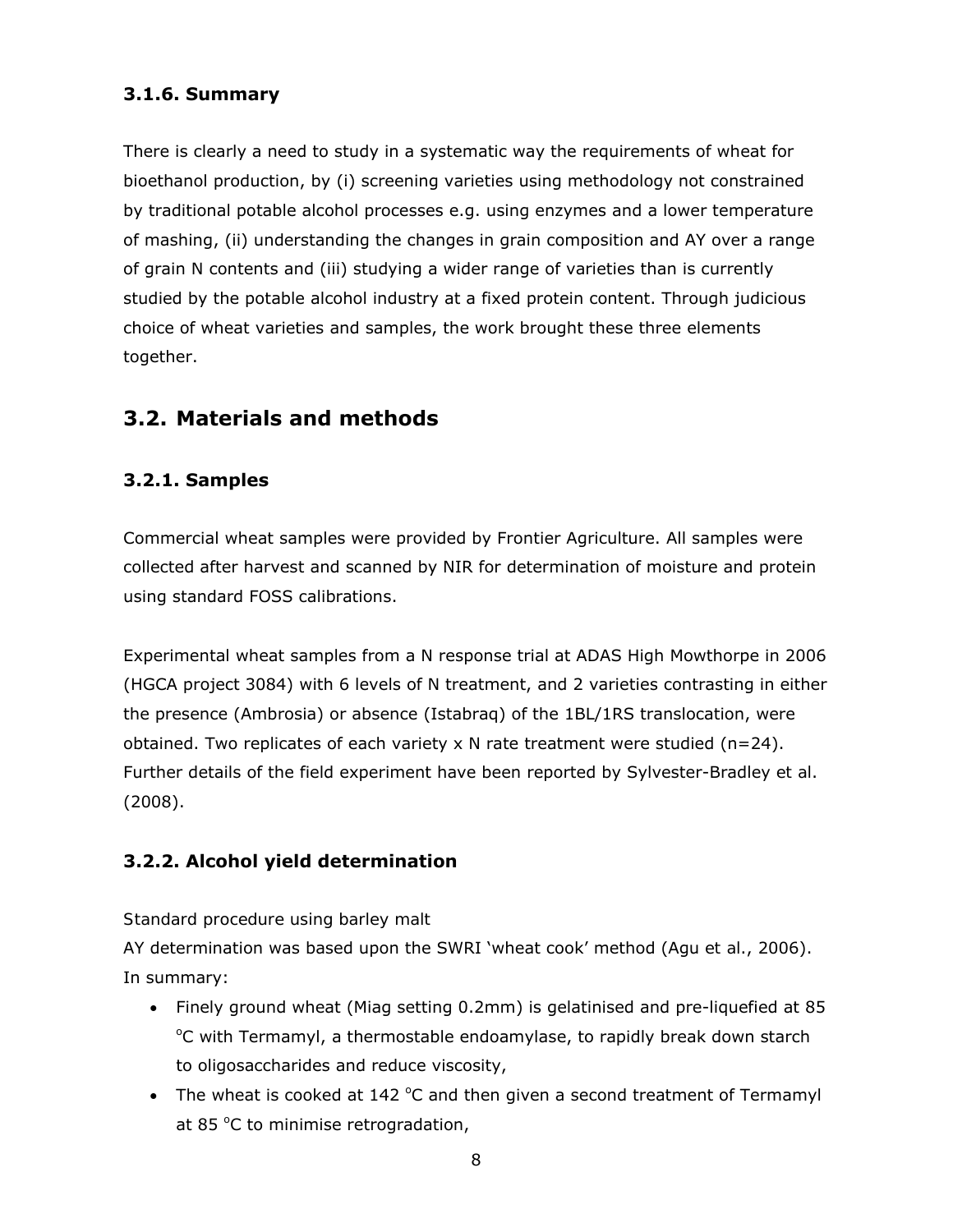### 3.1.6. Summary

There is clearly a need to study in a systematic way the requirements of wheat for bioethanol production, by (i) screening varieties using methodology not constrained by traditional potable alcohol processes e.g. using enzymes and a lower temperature of mashing, (ii) understanding the changes in grain composition and AY over a range of grain N contents and (iii) studying a wider range of varieties than is currently studied by the potable alcohol industry at a fixed protein content. Through judicious choice of wheat varieties and samples, the work brought these three elements together.

## 3.2. Materials and methods

### 3.2.1. Samples

Commercial wheat samples were provided by Frontier Agriculture. All samples were collected after harvest and scanned by NIR for determination of moisture and protein using standard FOSS calibrations.

Experimental wheat samples from a N response trial at ADAS High Mowthorpe in 2006 (HGCA project 3084) with 6 levels of N treatment, and 2 varieties contrasting in either the presence (Ambrosia) or absence (Istabraq) of the 1BL/1RS translocation, were obtained. Two replicates of each variety x N rate treatment were studied (n=24). Further details of the field experiment have been reported by Sylvester-Bradley et al. (2008).

### 3.2.2. Alcohol yield determination

Standard procedure using barley malt

AY determination was based upon the SWRI 'wheat cook' method (Agu et al., 2006). In summary:

- Finely ground wheat (Miag setting 0.2mm) is gelatinised and pre-liquefied at 85 °C with Termamyl, a thermostable endoamylase, to rapidly break down starch to oligosaccharides and reduce viscosity,
- The wheat is cooked at 142 °C and then given a second treatment of Termamyl at 85 °C to minimise retrogradation,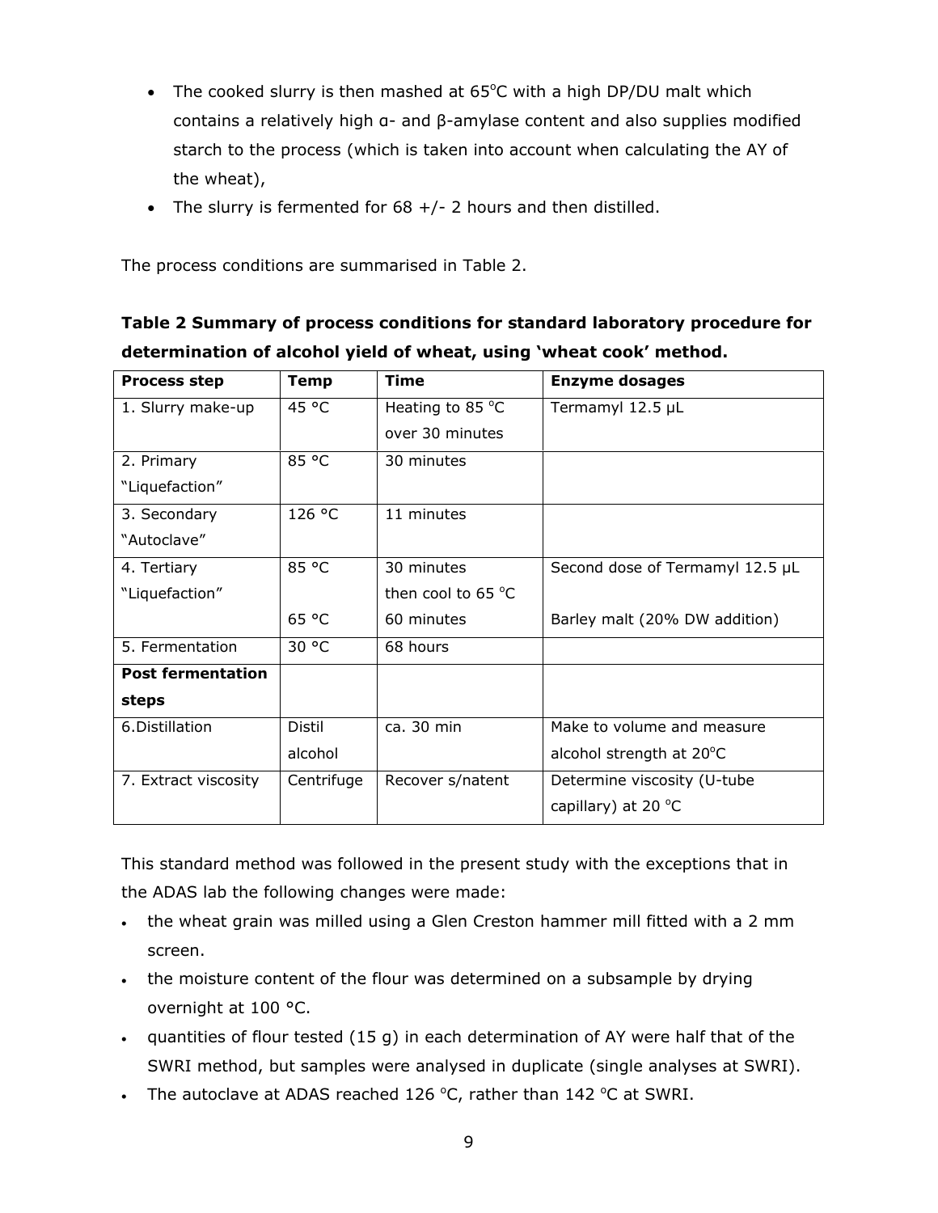- The cooked slurry is then mashed at 65°C with a high DP/DU malt which contains a relatively high α- and β-amylase content and also supplies modified starch to the process (which is taken into account when calculating the AY of the wheat),
- The slurry is fermented for 68 +/- 2 hours and then distilled.

The process conditions are summarised in Table 2.

**Table 2 Summary of process conditions for standard laboratory procedure for determination of alcohol yield of wheat, using 'wheat cook' method.**

| Process step | Temp | Time | Enzyme dosages |
|---|---|---|---|
| 1. Slurry make-up | 45 °C | Heating to 85 °C over 30 minutes | Termamyl 12.5 µL |
| 2. Primary "Liquefaction" | 85 °C | 30 minutes | |
| 3. Secondary "Autoclave" | 126 °C | 11 minutes | |
| 4. Tertiary "Liquefaction" | 85 °C | 30 minutes then cool to 65 °C | Second dose of Termamyl 12.5 µL |
| | 65 °C | 60 minutes | Barley malt (20% DW addition) |
| 5. Fermentation | 30 °C | 68 hours | |
| **Post fermentation steps** | | | |
| 6.Distillation | Distil alcohol | ca. 30 min | Make to volume and measure alcohol strength at 20°C |
| 7. Extract viscosity | Centrifuge | Recover s/natent | Determine viscosity (U-tube capillary) at 20 °C |

This standard method was followed in the present study with the exceptions that in the ADAS lab the following changes were made:

- the wheat grain was milled using a Glen Creston hammer mill fitted with a 2 mm screen.
- the moisture content of the flour was determined on a subsample by drying overnight at 100 °C.
- quantities of flour tested (15 g) in each determination of AY were half that of the SWRI method, but samples were analysed in duplicate (single analyses at SWRI).
- The autoclave at ADAS reached 126 °C, rather than 142 °C at SWRI.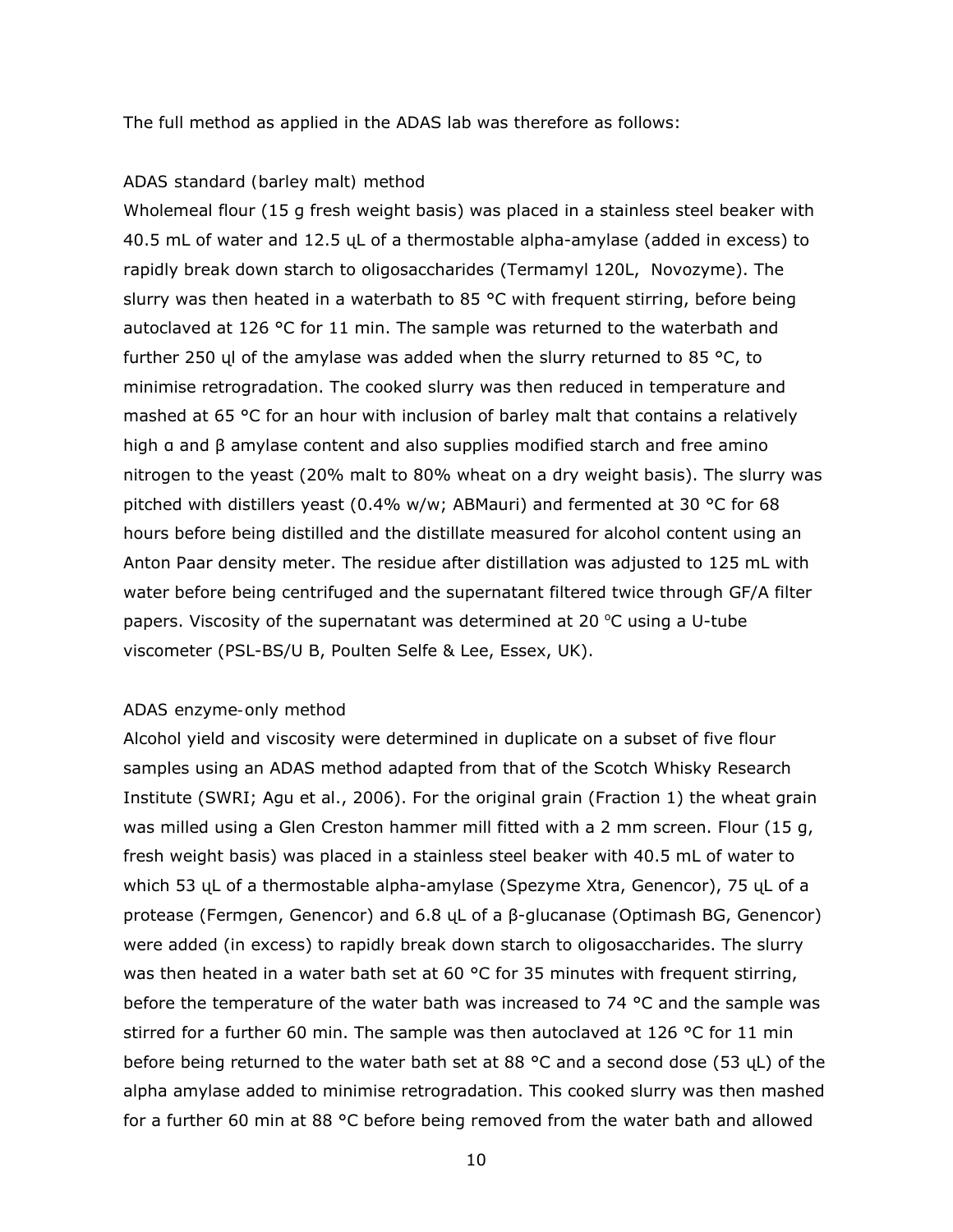The full method as applied in the ADAS lab was therefore as follows:

ADAS standard (barley malt) method

Wholemeal flour (15 g fresh weight basis) was placed in a stainless steel beaker with 40.5 mL of water and 12.5 ɥL of a thermostable alpha-amylase (added in excess) to rapidly break down starch to oligosaccharides (Termamyl 120L, Novozyme). The slurry was then heated in a waterbath to 85 °C with frequent stirring, before being autoclaved at 126 °C for 11 min. The sample was returned to the waterbath and further 250 ɥl of the amylase was added when the slurry returned to 85 °C, to minimise retrogradation. The cooked slurry was then reduced in temperature and mashed at 65 °C for an hour with inclusion of barley malt that contains a relatively high α and β amylase content and also supplies modified starch and free amino nitrogen to the yeast (20% malt to 80% wheat on a dry weight basis). The slurry was pitched with distillers yeast (0.4% w/w; ABMauri) and fermented at 30 °C for 68 hours before being distilled and the distillate measured for alcohol content using an Anton Paar density meter. The residue after distillation was adjusted to 125 mL with water before being centrifuged and the supernatant filtered twice through GF/A filter papers. Viscosity of the supernatant was determined at 20 °C using a U-tube viscometer (PSL-BS/U B, Poulten Selfe & Lee, Essex, UK).

ADAS enzyme-only method

Alcohol yield and viscosity were determined in duplicate on a subset of five flour samples using an ADAS method adapted from that of the Scotch Whisky Research Institute (SWRI; Agu et al., 2006). For the original grain (Fraction 1) the wheat grain was milled using a Glen Creston hammer mill fitted with a 2 mm screen. Flour (15 g, fresh weight basis) was placed in a stainless steel beaker with 40.5 mL of water to which 53 ɥL of a thermostable alpha-amylase (Spezyme Xtra, Genencor), 75 ɥL of a protease (Fermgen, Genencor) and 6.8 ɥL of a β-glucanase (Optimash BG, Genencor) were added (in excess) to rapidly break down starch to oligosaccharides. The slurry was then heated in a water bath set at 60 °C for 35 minutes with frequent stirring, before the temperature of the water bath was increased to 74 °C and the sample was stirred for a further 60 min. The sample was then autoclaved at 126 °C for 11 min before being returned to the water bath set at 88 °C and a second dose (53 ɥL) of the alpha amylase added to minimise retrogradation. This cooked slurry was then mashed for a further 60 min at 88 °C before being removed from the water bath and allowed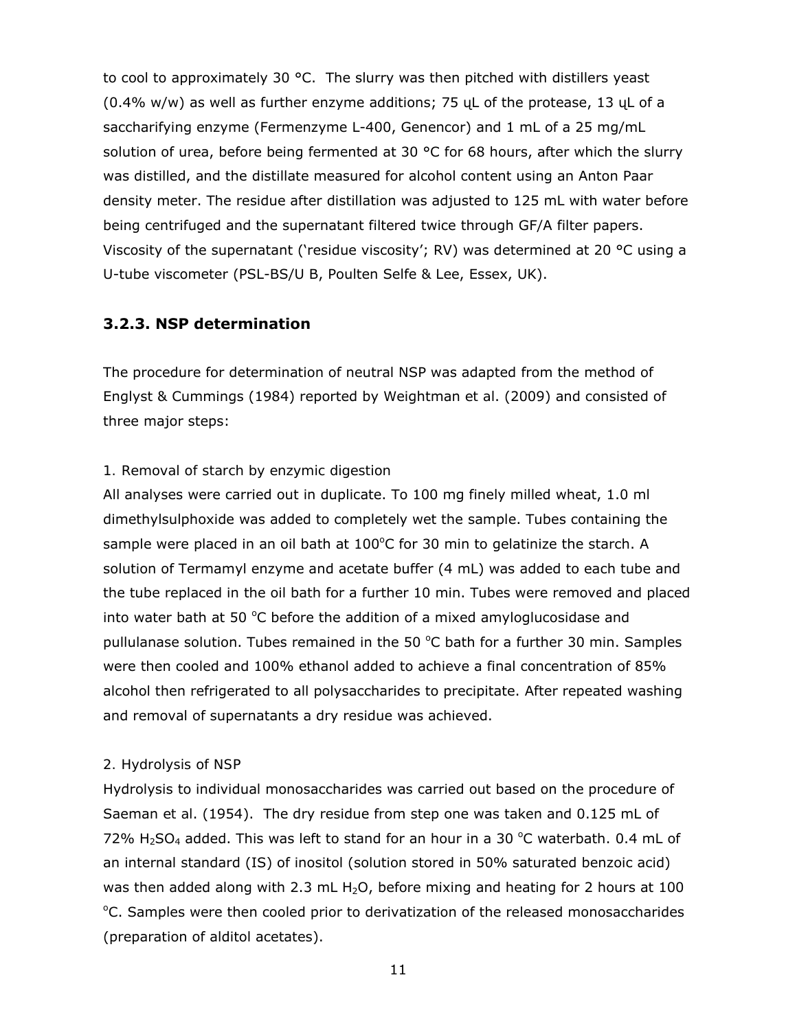to cool to approximately 30 °C. The slurry was then pitched with distillers yeast (0.4% w/w) as well as further enzyme additions; 75 ɥL of the protease, 13 ɥL of a saccharifying enzyme (Fermenzyme L-400, Genencor) and 1 mL of a 25 mg/mL solution of urea, before being fermented at 30 °C for 68 hours, after which the slurry was distilled, and the distillate measured for alcohol content using an Anton Paar density meter. The residue after distillation was adjusted to 125 mL with water before being centrifuged and the supernatant filtered twice through GF/A filter papers. Viscosity of the supernatant ('residue viscosity'; RV) was determined at 20 °C using a U-tube viscometer (PSL-BS/U B, Poulten Selfe & Lee, Essex, UK).

### 3.2.3. NSP determination

The procedure for determination of neutral NSP was adapted from the method of Englyst & Cummings (1984) reported by Weightman et al. (2009) and consisted of three major steps:

1. Removal of starch by enzymic digestion

All analyses were carried out in duplicate. To 100 mg finely milled wheat, 1.0 ml dimethylsulphoxide was added to completely wet the sample. Tubes containing the sample were placed in an oil bath at 100 °C for 30 min to gelatinize the starch. A solution of Termamyl enzyme and acetate buffer (4 mL) was added to each tube and the tube replaced in the oil bath for a further 10 min. Tubes were removed and placed into water bath at 50 °C before the addition of a mixed amyloglucosidase and pullulanase solution. Tubes remained in the 50 °C bath for a further 30 min. Samples were then cooled and 100% ethanol added to achieve a final concentration of 85% alcohol then refrigerated to all polysaccharides to precipitate. After repeated washing and removal of supernatants a dry residue was achieved.

2. Hydrolysis of NSP

Hydrolysis to individual monosaccharides was carried out based on the procedure of Saeman et al. (1954). The dry residue from step one was taken and 0.125 mL of 72% $H_2SO_4$ added. This was left to stand for an hour in a 30 °C waterbath. 0.4 mL of an internal standard (IS) of inositol (solution stored in 50% saturated benzoic acid) was then added along with 2.3 mL $H_2O$, before mixing and heating for 2 hours at 100 °C. Samples were then cooled prior to derivatization of the released monosaccharides (preparation of alditol acetates).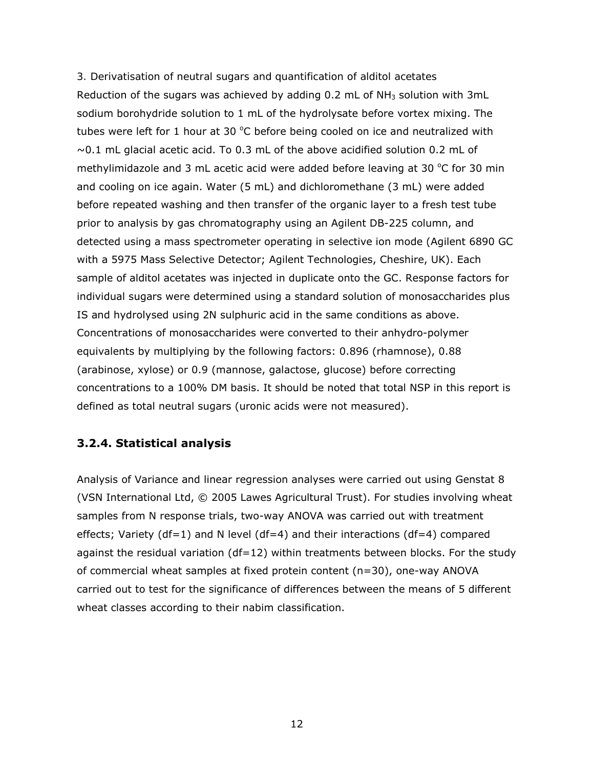3. Derivatisation of neutral sugars and quantification of alditol acetates

Reduction of the sugars was achieved by adding 0.2 mL of $NH_3$ solution with 3mL sodium borohydride solution to 1 mL of the hydrolysate before vortex mixing. The tubes were left for 1 hour at 30 °C before being cooled on ice and neutralized with ~0.1 mL glacial acetic acid. To 0.3 mL of the above acidified solution 0.2 mL of methylimidazole and 3 mL acetic acid were added before leaving at 30 °C for 30 min and cooling on ice again. Water (5 mL) and dichloromethane (3 mL) were added before repeated washing and then transfer of the organic layer to a fresh test tube prior to analysis by gas chromatography using an Agilent DB-225 column, and detected using a mass spectrometer operating in selective ion mode (Agilent 6890 GC with a 5975 Mass Selective Detector; Agilent Technologies, Cheshire, UK). Each sample of alditol acetates was injected in duplicate onto the GC. Response factors for individual sugars were determined using a standard solution of monosaccharides plus IS and hydrolysed using 2N sulphuric acid in the same conditions as above. Concentrations of monosaccharides were converted to their anhydro-polymer equivalents by multiplying by the following factors: 0.896 (rhamnose), 0.88 (arabinose, xylose) or 0.9 (mannose, galactose, glucose) before correcting concentrations to a 100% DM basis. It should be noted that total NSP in this report is defined as total neutral sugars (uronic acids were not measured).

### 3.2.4. Statistical analysis

Analysis of Variance and linear regression analyses were carried out using Genstat 8 (VSN International Ltd, © 2005 Lawes Agricultural Trust). For studies involving wheat samples from N response trials, two-way ANOVA was carried out with treatment effects; Variety (df=1) and N level (df=4) and their interactions (df=4) compared against the residual variation (df=12) within treatments between blocks. For the study of commercial wheat samples at fixed protein content (n=30), one-way ANOVA carried out to test for the significance of differences between the means of 5 different wheat classes according to their nabim classification.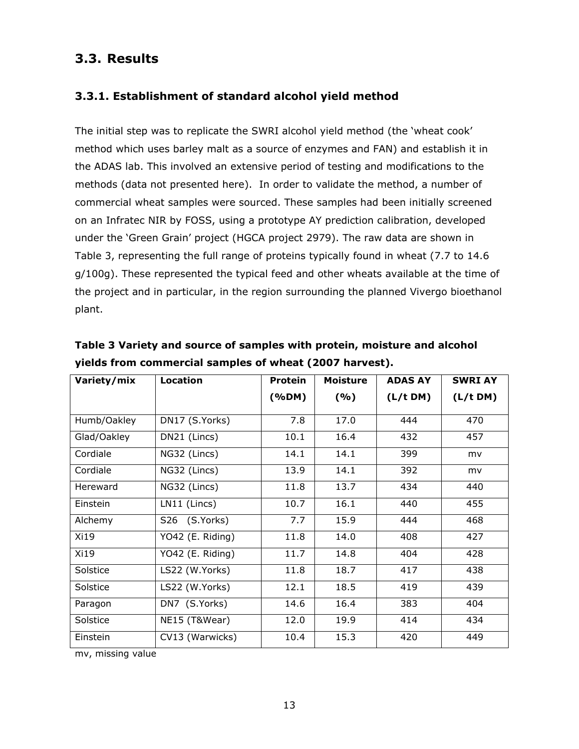## 3.3. Results

### 3.3.1. Establishment of standard alcohol yield method

The initial step was to replicate the SWRI alcohol yield method (the 'wheat cook' method which uses barley malt as a source of enzymes and FAN) and establish it in the ADAS lab. This involved an extensive period of testing and modifications to the methods (data not presented here). In order to validate the method, a number of commercial wheat samples were sourced. These samples had been initially screened on an Infratec NIR by FOSS, using a prototype AY prediction calibration, developed under the 'Green Grain' project (HGCA project 2979). The raw data are shown in Table 3, representing the full range of proteins typically found in wheat (7.7 to 14.6 g/100g). These represented the typical feed and other wheats available at the time of the project and in particular, in the region surrounding the planned Vivergo bioethanol plant.

**Table 3 Variety and source of samples with protein, moisture and alcohol yields from commercial samples of wheat (2007 harvest).**

| Variety/mix | Location | Protein (%DM) | Moisture (%) | ADAS AY (L/t DM) | SWRI AY (L/t DM) |
|---|---|---|---|---|---|
| Humb/Oakley | DN17 (S.Yorks) | 7.8 | 17.0 | 444 | 470 |
| Glad/Oakley | DN21 (Lincs) | 10.1 | 16.4 | 432 | 457 |
| Cordiale | NG32 (Lincs) | 14.1 | 14.1 | 399 | mv |
| Cordiale | NG32 (Lincs) | 13.9 | 14.1 | 392 | mv |
| Hereward | NG32 (Lincs) | 11.8 | 13.7 | 434 | 440 |
| Einstein | LN11 (Lincs) | 10.7 | 16.1 | 440 | 455 |
| Alchemy | S26 (S.Yorks) | 7.7 | 15.9 | 444 | 468 |
| Xi19 | YO42 (E. Riding) | 11.8 | 14.0 | 408 | 427 |
| Xi19 | YO42 (E. Riding) | 11.7 | 14.8 | 404 | 428 |
| Solstice | LS22 (W.Yorks) | 11.8 | 18.7 | 417 | 438 |
| Solstice | LS22 (W.Yorks) | 12.1 | 18.5 | 419 | 439 |
| Paragon | DN7 (S.Yorks) | 14.6 | 16.4 | 383 | 404 |
| Solstice | NE15 (T&Wear) | 12.0 | 19.9 | 414 | 434 |
| Einstein | CV13 (Warwicks) | 10.4 | 15.3 | 420 | 449 |

mv, missing value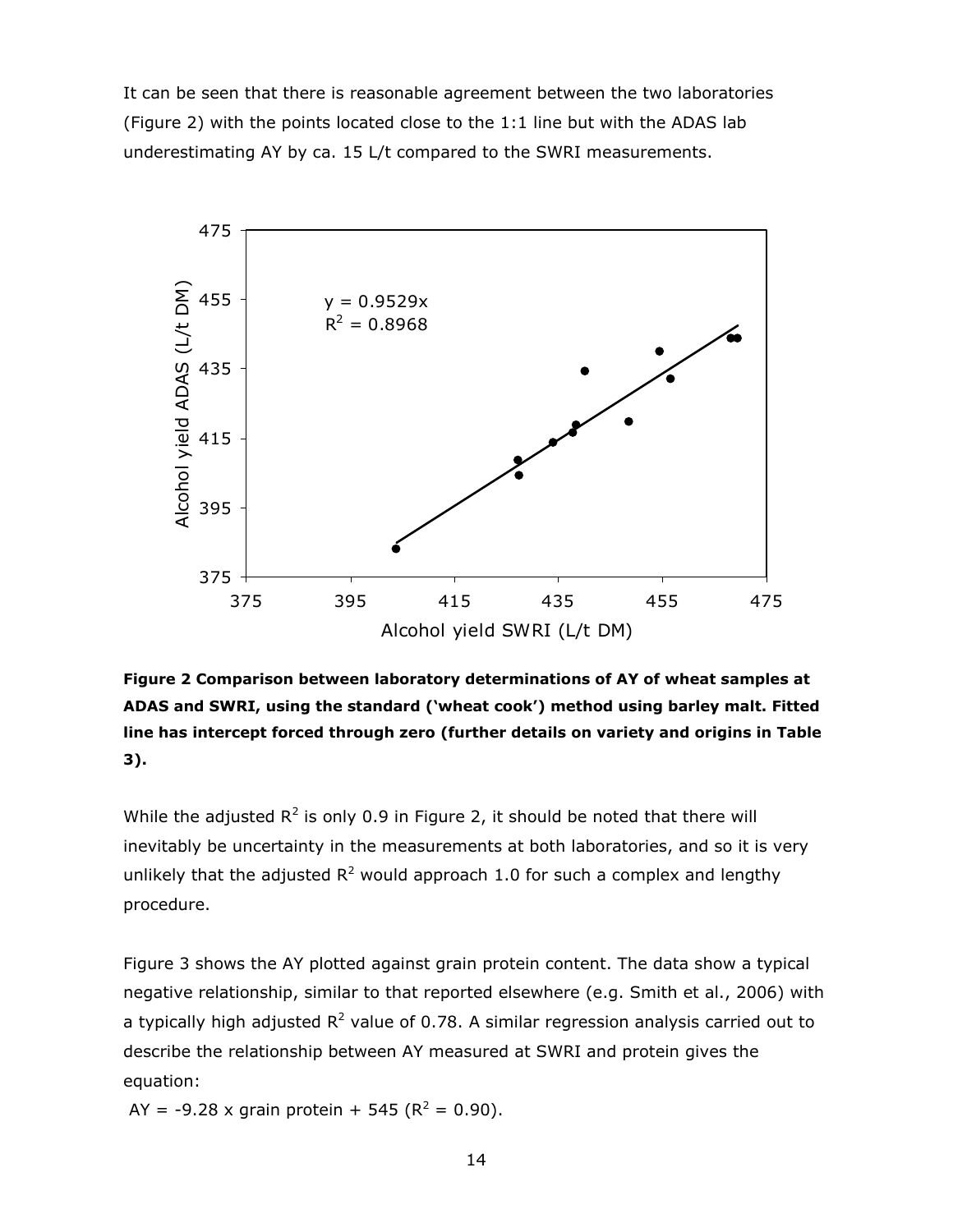It can be seen that there is reasonable agreement between the two laboratories (Figure 2) with the points located close to the 1:1 line but with the ADAS lab underestimating AY by ca. 15 L/t compared to the SWRI measurements.

**Figure 2 Comparison between laboratory determinations of AY of wheat samples at ADAS and SWRI, using the standard ('wheat cook') method using barley malt. Fitted line has intercept forced through zero (further details on variety and origins in Table 3).**

While the adjusted $R^2$ is only 0.9 in Figure 2, it should be noted that there will inevitably be uncertainty in the measurements at both laboratories, and so it is very unlikely that the adjusted $R^2$ would approach 1.0 for such a complex and lengthy procedure.

Figure 3 shows the AY plotted against grain protein content. The data show a typical negative relationship, similar to that reported elsewhere (e.g. Smith et al., 2006) with a typically high adjusted $R^2$ value of 0.78. A similar regression analysis carried out to describe the relationship between AY measured at SWRI and protein gives the equation:

AY = -9.28 x grain protein + 545 ($R^2$ = 0.90).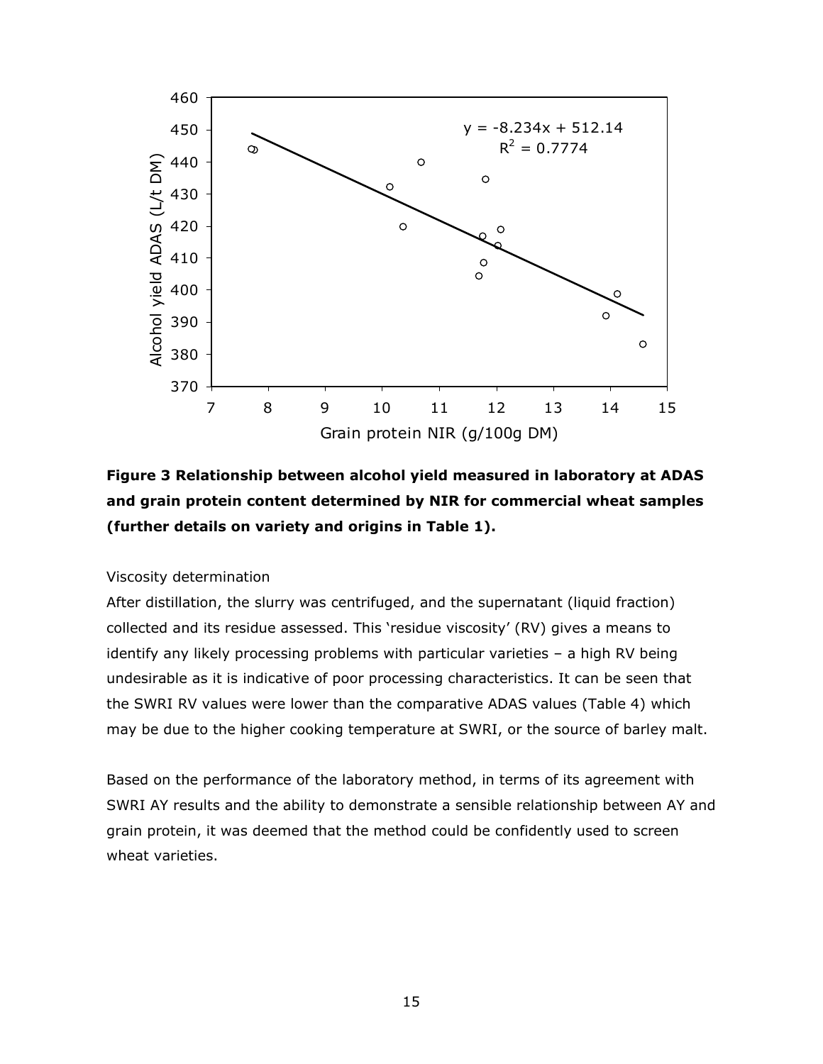**Figure 3 Relationship between alcohol yield measured in laboratory at ADAS and grain protein content determined by NIR for commercial wheat samples (further details on variety and origins in Table 1).**

Viscosity determination

After distillation, the slurry was centrifuged, and the supernatant (liquid fraction) collected and its residue assessed. This 'residue viscosity' (RV) gives a means to identify any likely processing problems with particular varieties – a high RV being undesirable as it is indicative of poor processing characteristics. It can be seen that the SWRI RV values were lower than the comparative ADAS values (Table 4) which may be due to the higher cooking temperature at SWRI, or the source of barley malt.

Based on the performance of the laboratory method, in terms of its agreement with SWRI AY results and the ability to demonstrate a sensible relationship between AY and grain protein, it was deemed that the method could be confidently used to screen wheat varieties.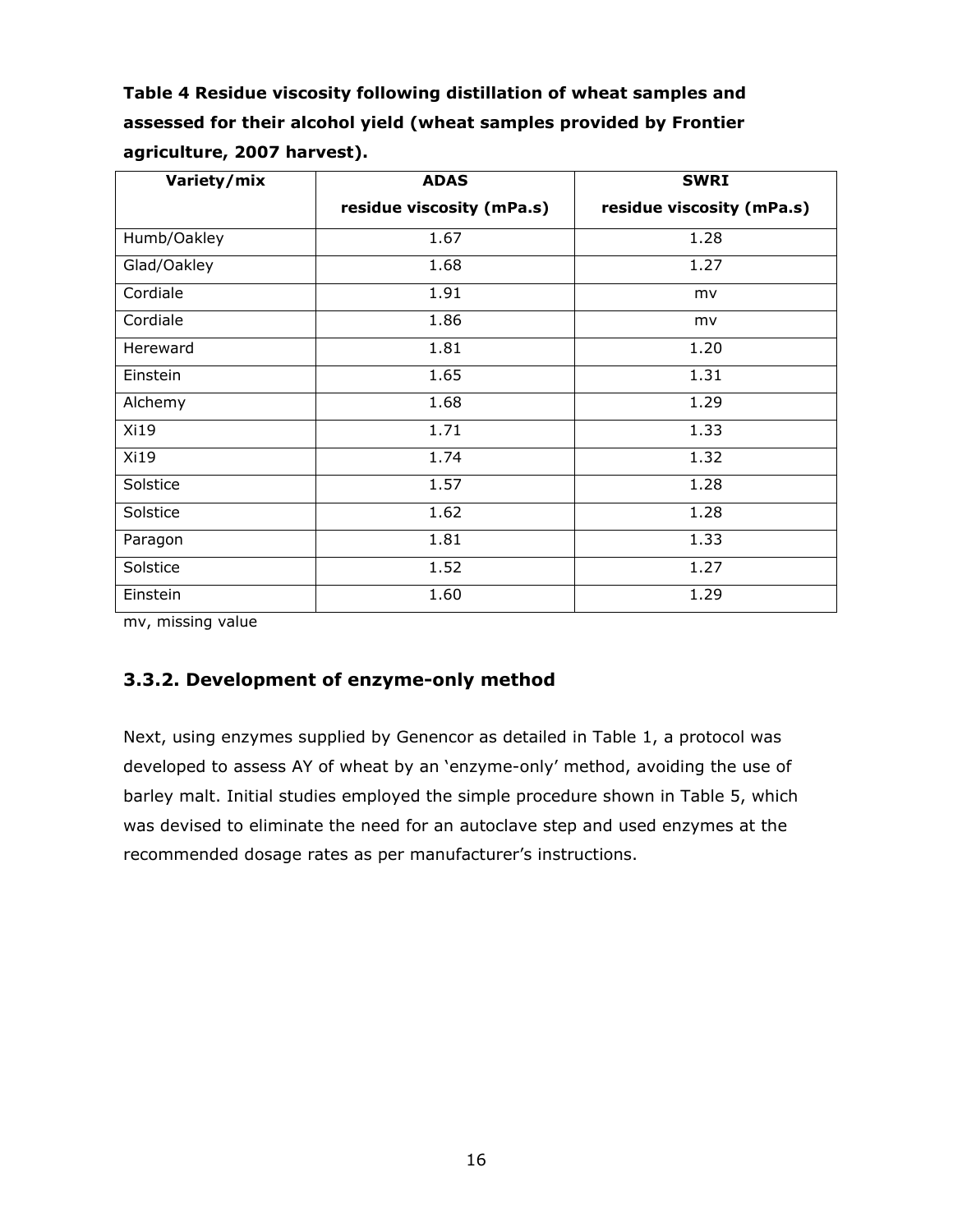**Table 4 Residue viscosity following distillation of wheat samples and assessed for their alcohol yield (wheat samples provided by Frontier agriculture, 2007 harvest).**

| Variety/mix | ADAS residue viscosity (mPa.s) | SWRI residue viscosity (mPa.s) |
|---|---|---|
| Humb/Oakley | 1.67 | 1.28 |
| Glad/Oakley | 1.68 | 1.27 |
| Cordiale | 1.91 | mv |
| Cordiale | 1.86 | mv |
| Hereward | 1.81 | 1.20 |
| Einstein | 1.65 | 1.31 |
| Alchemy | 1.68 | 1.29 |
| Xi19 | 1.71 | 1.33 |
| Xi19 | 1.74 | 1.32 |
| Solstice | 1.57 | 1.28 |
| Solstice | 1.62 | 1.28 |
| Paragon | 1.81 | 1.33 |
| Solstice | 1.52 | 1.27 |
| Einstein | 1.60 | 1.29 |

mv, missing value

### 3.3.2. Development of enzyme-only method

Next, using enzymes supplied by Genencor as detailed in Table 1, a protocol was developed to assess AY of wheat by an 'enzyme-only' method, avoiding the use of barley malt. Initial studies employed the simple procedure shown in Table 5, which was devised to eliminate the need for an autoclave step and used enzymes at the recommended dosage rates as per manufacturer's instructions.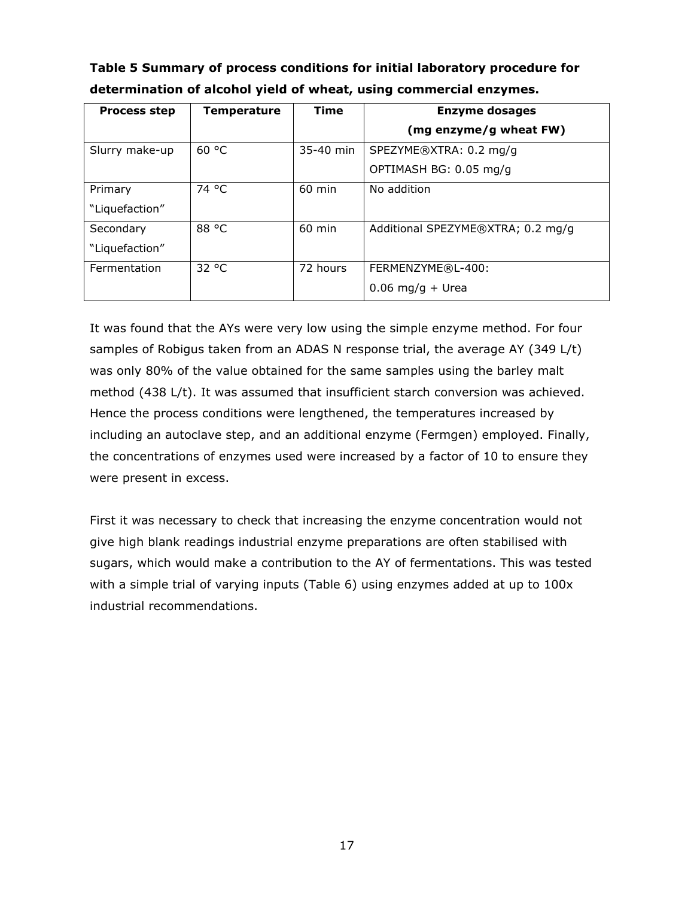**Table 5 Summary of process conditions for initial laboratory procedure for determination of alcohol yield of wheat, using commercial enzymes.**

| Process step | Temperature | Time | Enzyme dosages (mg enzyme/g wheat FW) |
|---|---|---|---|
| Slurry make-up | 60 °C | 35-40 min | SPEZYME®XTRA: 0.2 mg/g<br>OPTIMASH BG: 0.05 mg/g |
| Primary "Liquefaction" | 74 °C | 60 min | No addition |
| Secondary "Liquefaction" | 88 °C | 60 min | Additional SPEZYME®XTRA; 0.2 mg/g |
| Fermentation | 32 °C | 72 hours | FERMENZYME®L-400:<br>0.06 mg/g + Urea |

It was found that the AYs were very low using the simple enzyme method. For four samples of Robigus taken from an ADAS N response trial, the average AY (349 L/t) was only 80% of the value obtained for the same samples using the barley malt method (438 L/t). It was assumed that insufficient starch conversion was achieved. Hence the process conditions were lengthened, the temperatures increased by including an autoclave step, and an additional enzyme (Fermgen) employed. Finally, the concentrations of enzymes used were increased by a factor of 10 to ensure they were present in excess.

First it was necessary to check that increasing the enzyme concentration would not give high blank readings industrial enzyme preparations are often stabilised with sugars, which would make a contribution to the AY of fermentations. This was tested with a simple trial of varying inputs (Table 6) using enzymes added at up to 100x industrial recommendations.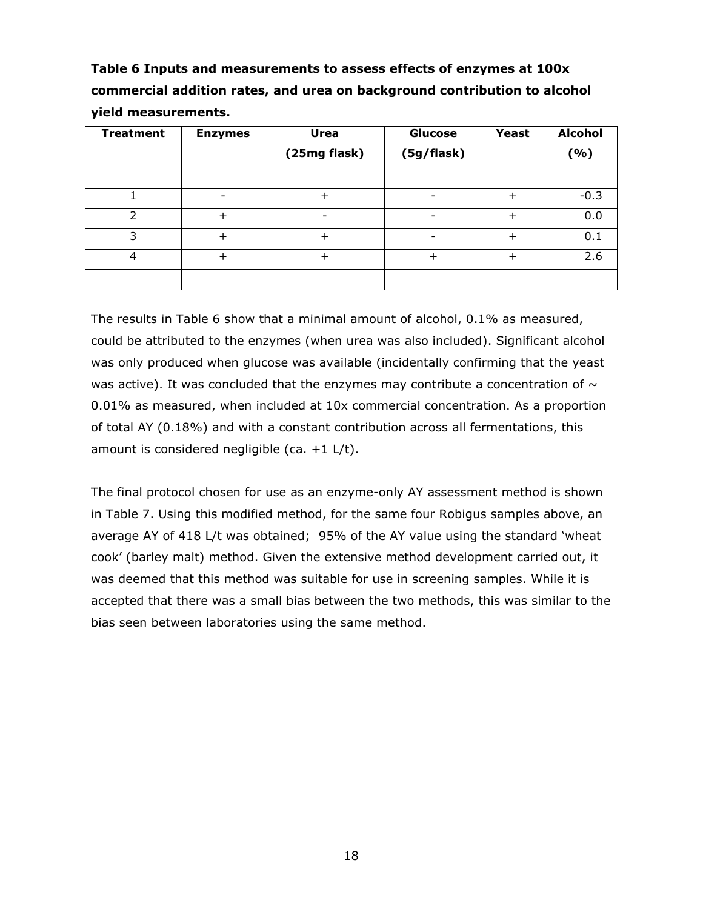**Table 6 Inputs and measurements to assess effects of enzymes at 100x commercial addition rates, and urea on background contribution to alcohol yield measurements.**

| Treatment | Enzymes | Urea (25mg flask) | Glucose (5g/flask) | Yeast | Alcohol (%) |
|---|---|---|---|---|---|
| | | | | | |
| 1 | - | + | - | + | -0.3 |
| 2 | + | - | - | + | 0.0 |
| 3 | + | + | - | + | 0.1 |
| 4 | + | + | + | + | 2.6 |
| | | | | | |

The results in Table 6 show that a minimal amount of alcohol, 0.1% as measured, could be attributed to the enzymes (when urea was also included). Significant alcohol was only produced when glucose was available (incidentally confirming that the yeast was active). It was concluded that the enzymes may contribute a concentration of ~ 0.01% as measured, when included at 10x commercial concentration. As a proportion of total AY (0.18%) and with a constant contribution across all fermentations, this amount is considered negligible (ca. +1 L/t).

The final protocol chosen for use as an enzyme-only AY assessment method is shown in Table 7. Using this modified method, for the same four Robigus samples above, an average AY of 418 L/t was obtained; 95% of the AY value using the standard 'wheat cook' (barley malt) method. Given the extensive method development carried out, it was deemed that this method was suitable for use in screening samples. While it is accepted that there was a small bias between the two methods, this was similar to the bias seen between laboratories using the same method.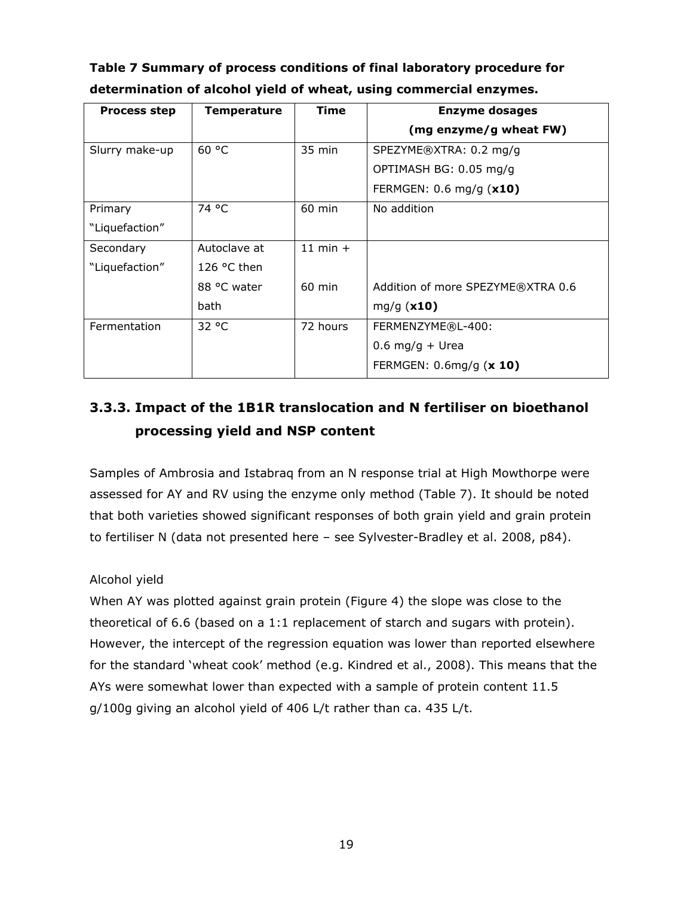**Table 7 Summary of process conditions of final laboratory procedure for determination of alcohol yield of wheat, using commercial enzymes.**

| Process step | Temperature | Time | Enzyme dosages (mg enzyme/g wheat FW) |
|---|---|---|---|
| Slurry make-up | 60 °C | 35 min | SPEZYME®XTRA: 0.2 mg/g<br>OPTIMASH BG: 0.05 mg/g<br>FERMGEN: 0.6 mg/g (**x10)** |
| Primary "Liquefaction" | 74 °C | 60 min | No addition |
| Secondary "Liquefaction" | Autoclave at 126 °C then 88 °C water bath | 11 min + 60 min | Addition of more SPEZYME®XTRA 0.6 mg/g (**x10)** |
| Fermentation | 32 °C | 72 hours | FERMENZYME®L-400:<br>0.6 mg/g + Urea<br>FERMGEN: 0.6mg/g (**x 10)** |

### 3.3.3. Impact of the 1B1R translocation and N fertiliser on bioethanol processing yield and NSP content

Samples of Ambrosia and Istabraq from an N response trial at High Mowthorpe were assessed for AY and RV using the enzyme only method (Table 7). It should be noted that both varieties showed significant responses of both grain yield and grain protein to fertiliser N (data not presented here – see Sylvester-Bradley et al. 2008, p84).

Alcohol yield

When AY was plotted against grain protein (Figure 4) the slope was close to the theoretical of 6.6 (based on a 1:1 replacement of starch and sugars with protein). However, the intercept of the regression equation was lower than reported elsewhere for the standard 'wheat cook' method (e.g. Kindred et al., 2008). This means that the AYs were somewhat lower than expected with a sample of protein content 11.5 g/100g giving an alcohol yield of 406 L/t rather than ca. 435 L/t.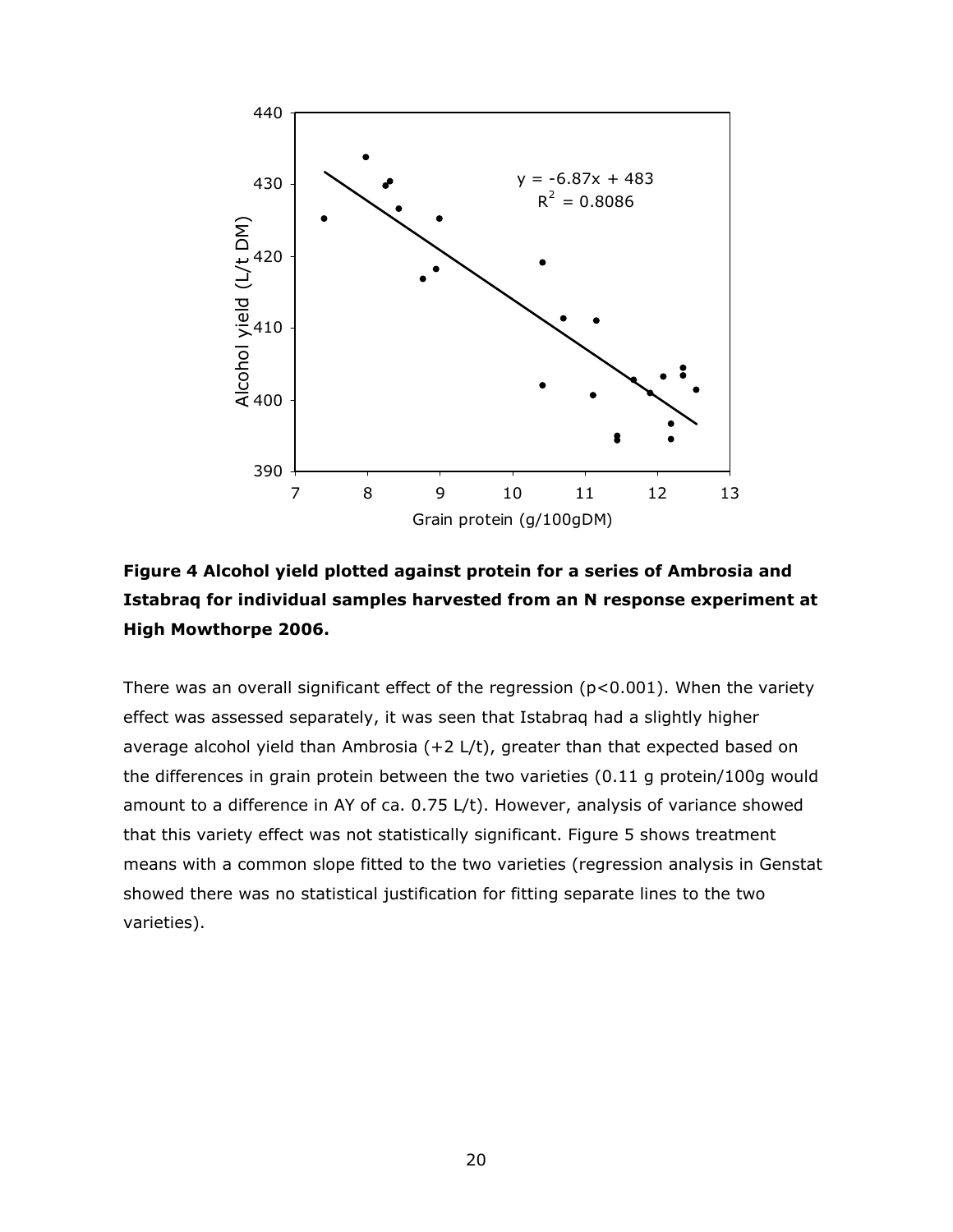**Figure 4 Alcohol yield plotted against protein for a series of Ambrosia and Istabraq for individual samples harvested from an N response experiment at High Mowthorpe 2006.**

There was an overall significant effect of the regression ($p<0.001$). When the variety effect was assessed separately, it was seen that Istabraq had a slightly higher average alcohol yield than Ambrosia (+2 L/t), greater than that expected based on the differences in grain protein between the two varieties (0.11 g protein/100g would amount to a difference in AY of ca. 0.75 L/t). However, analysis of variance showed that this variety effect was not statistically significant. Figure 5 shows treatment means with a common slope fitted to the two varieties (regression analysis in Genstat showed there was no statistical justification for fitting separate lines to the two varieties).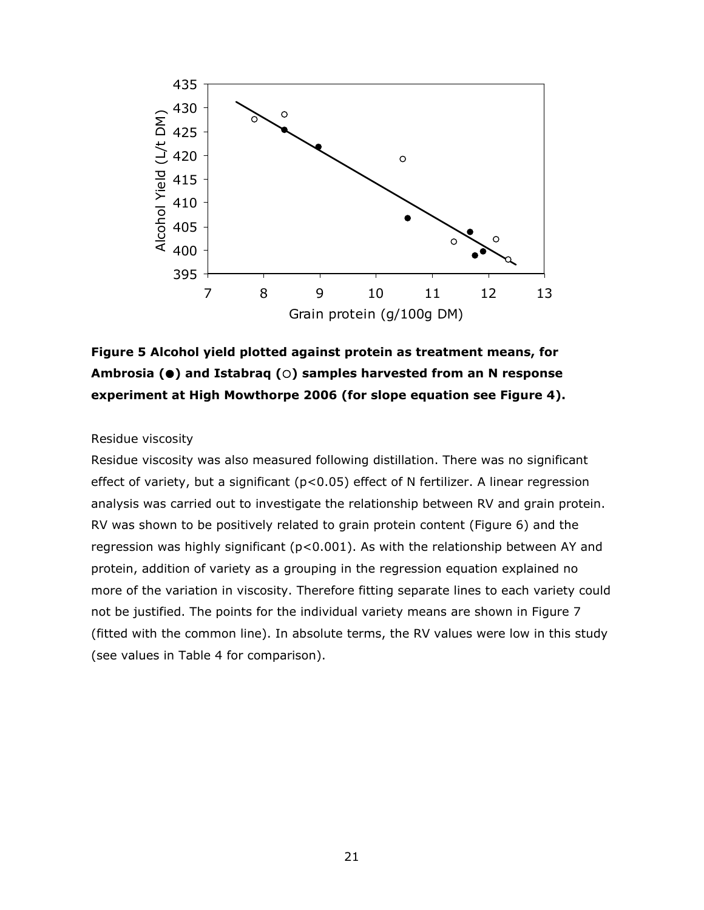**Figure 5 Alcohol yield plotted against protein as treatment means, for Ambrosia (●) and Istabraq (○) samples harvested from an N response experiment at High Mowthorpe 2006 (for slope equation see Figure 4).**

Residue viscosity

Residue viscosity was also measured following distillation. There was no significant effect of variety, but a significant ($p<0.05$) effect of N fertilizer. A linear regression analysis was carried out to investigate the relationship between RV and grain protein. RV was shown to be positively related to grain protein content (Figure 6) and the regression was highly significant ($p<0.001$). As with the relationship between AY and protein, addition of variety as a grouping in the regression equation explained no more of the variation in viscosity. Therefore fitting separate lines to each variety could not be justified. The points for the individual variety means are shown in Figure 7 (fitted with the common line). In absolute terms, the RV values were low in this study (see values in Table 4 for comparison).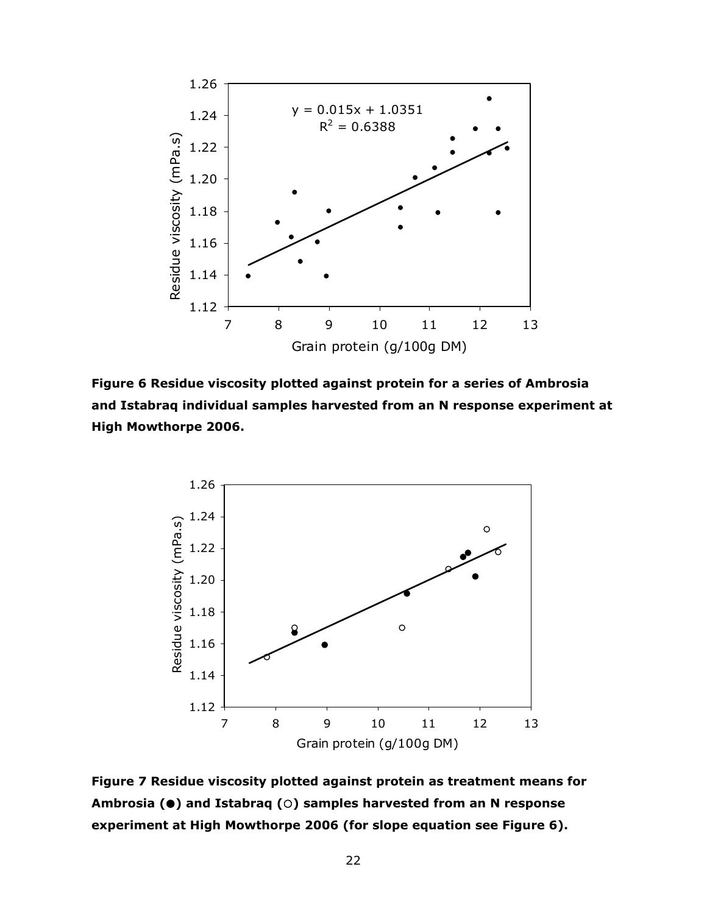**Figure 6 Residue viscosity plotted against protein for a series of Ambrosia and Istabraq individual samples harvested from an N response experiment at High Mowthorpe 2006.**

**Figure 7 Residue viscosity plotted against protein as treatment means for Ambrosia (●) and Istabraq (○) samples harvested from an N response experiment at High Mowthorpe 2006 (for slope equation see Figure 6).**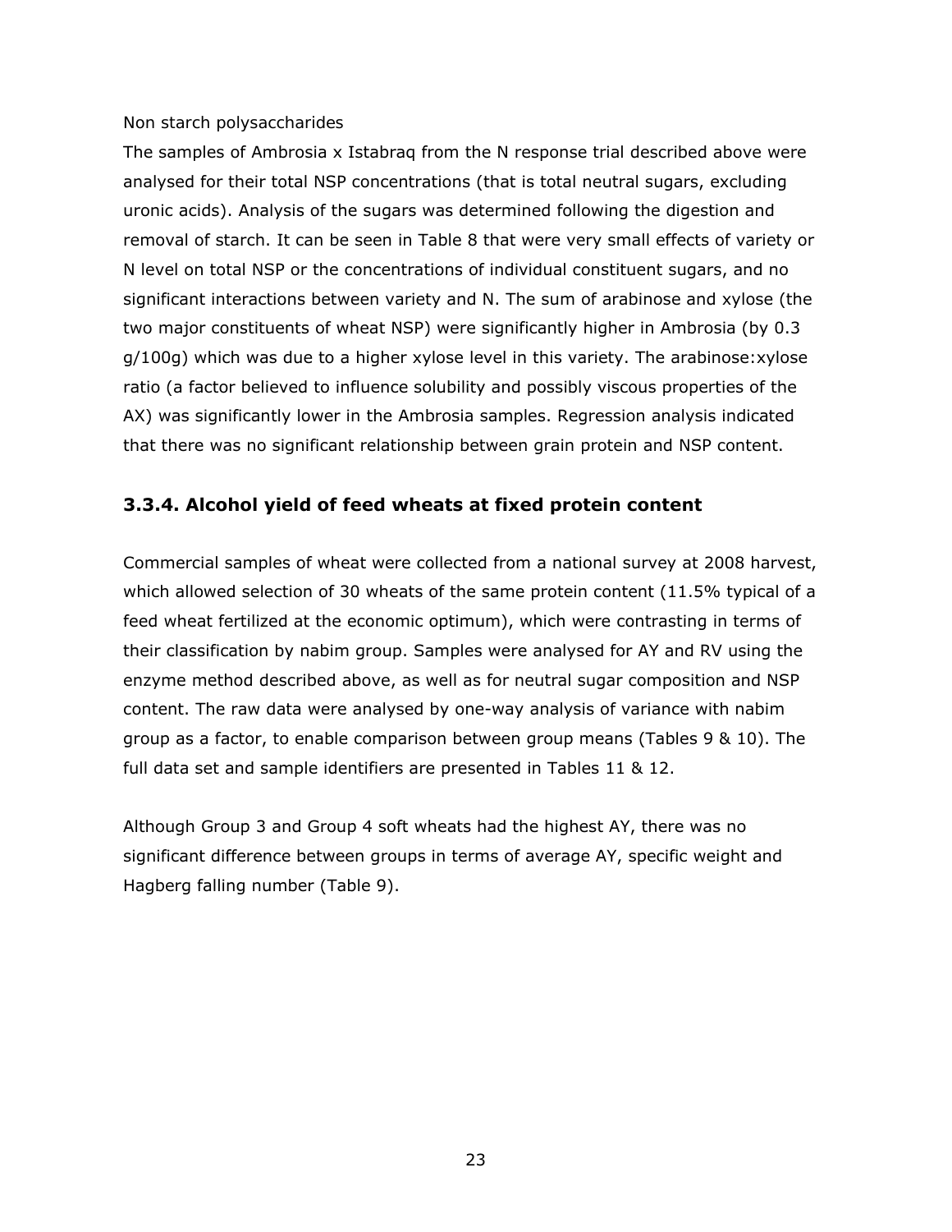Non starch polysaccharides

The samples of Ambrosia x Istabraq from the N response trial described above were analysed for their total NSP concentrations (that is total neutral sugars, excluding uronic acids). Analysis of the sugars was determined following the digestion and removal of starch. It can be seen in Table 8 that were very small effects of variety or N level on total NSP or the concentrations of individual constituent sugars, and no significant interactions between variety and N. The sum of arabinose and xylose (the two major constituents of wheat NSP) were significantly higher in Ambrosia (by 0.3 g/100g) which was due to a higher xylose level in this variety. The arabinose:xylose ratio (a factor believed to influence solubility and possibly viscous properties of the AX) was significantly lower in the Ambrosia samples. Regression analysis indicated that there was no significant relationship between grain protein and NSP content.

### 3.3.4. Alcohol yield of feed wheats at fixed protein content

Commercial samples of wheat were collected from a national survey at 2008 harvest, which allowed selection of 30 wheats of the same protein content (11.5% typical of a feed wheat fertilized at the economic optimum), which were contrasting in terms of their classification by nabim group. Samples were analysed for AY and RV using the enzyme method described above, as well as for neutral sugar composition and NSP content. The raw data were analysed by one-way analysis of variance with nabim group as a factor, to enable comparison between group means (Tables 9 & 10). The full data set and sample identifiers are presented in Tables 11 & 12.

Although Group 3 and Group 4 soft wheats had the highest AY, there was no significant difference between groups in terms of average AY, specific weight and Hagberg falling number (Table 9).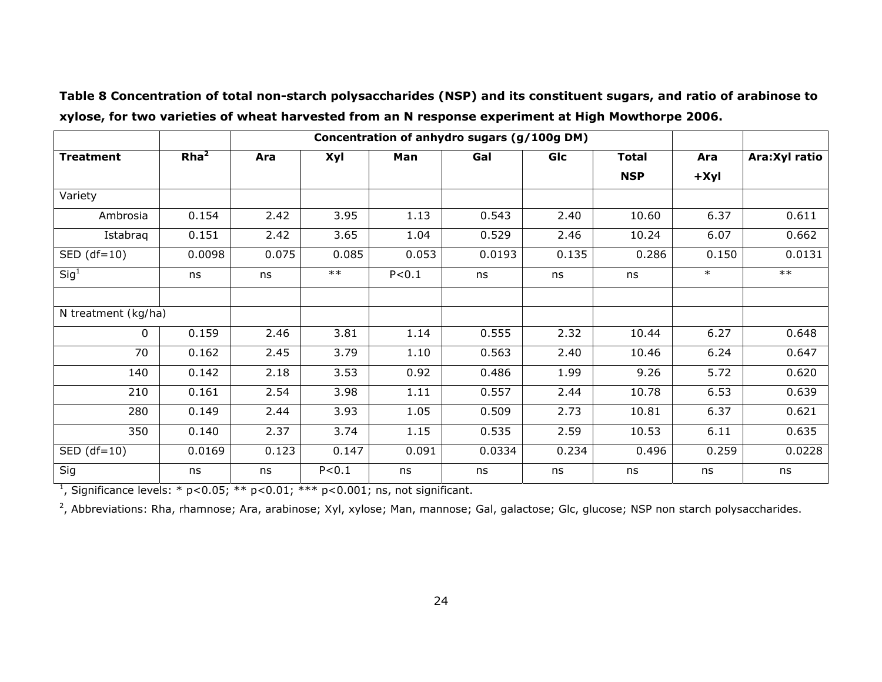**Table 8 Concentration of total non-starch polysaccharides (NSP) and its constituent sugars, and ratio of arabinose to xylose, for two varieties of wheat harvested from an N response experiment at High Mowthorpe 2006.**

| | | Concentration of anhydro sugars (g/100g DM) | | | | | | | |
|---|---|---|---|---|---|---|---|---|---|
| **Treatment** | **Rha[2]** | **Ara** | **Xyl** | **Man** | **Gal** | **Glc** | **Total NSP** | **Ara +Xyl** | **Ara:Xyl ratio** |
| Variety | | | | | | | | | |
| Ambrosia | 0.154 | 2.42 | 3.95 | 1.13 | 0.543 | 2.40 | 10.60 | 6.37 | 0.611 |
| Istabraq | 0.151 | 2.42 | 3.65 | 1.04 | 0.529 | 2.46 | 10.24 | 6.07 | 0.662 |
| SED (df=10) | 0.0098 | 0.075 | 0.085 | 0.053 | 0.0193 | 0.135 | 0.286 | 0.150 | 0.0131 |
| Sig[1] | ns | ns | ** | P<0.1 | ns | ns | ns | * | ** |
| | | | | | | | | | |
| N treatment (kg/ha) | | | | | | | | | |
| 0 | 0.159 | 2.46 | 3.81 | 1.14 | 0.555 | 2.32 | 10.44 | 6.27 | 0.648 |
| 70 | 0.162 | 2.45 | 3.79 | 1.10 | 0.563 | 2.40 | 10.46 | 6.24 | 0.647 |
| 140 | 0.142 | 2.18 | 3.53 | 0.92 | 0.486 | 1.99 | 9.26 | 5.72 | 0.620 |
| 210 | 0.161 | 2.54 | 3.98 | 1.11 | 0.557 | 2.44 | 10.78 | 6.53 | 0.639 |
| 280 | 0.149 | 2.44 | 3.93 | 1.05 | 0.509 | 2.73 | 10.81 | 6.37 | 0.621 |
| 350 | 0.140 | 2.37 | 3.74 | 1.15 | 0.535 | 2.59 | 10.53 | 6.11 | 0.635 |
| SED (df=10) | 0.0169 | 0.123 | 0.147 | 0.091 | 0.0334 | 0.234 | 0.496 | 0.259 | 0.0228 |
| Sig | ns | ns | P<0.1 | ns | ns | ns | ns | ns | ns |

[1], Significance levels: * p<0.05; ** p<0.01; *** p<0.001; ns, not significant.

[2], Abbreviations: Rha, rhamnose; Ara, arabinose; Xyl, xylose; Man, mannose; Gal, galactose; Glc, glucose; NSP non starch polysaccharides.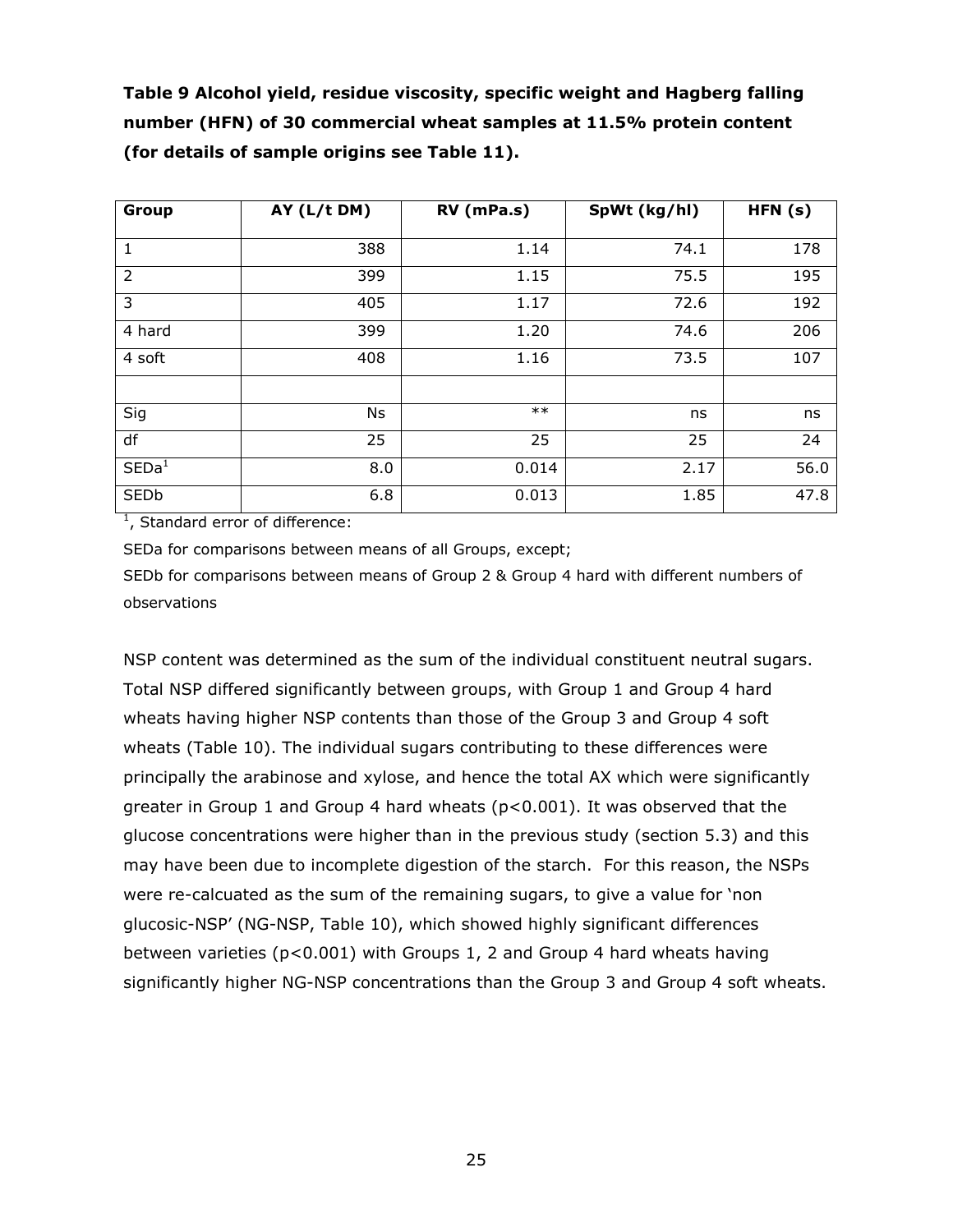**Table 9 Alcohol yield, residue viscosity, specific weight and Hagberg falling number (HFN) of 30 commercial wheat samples at 11.5% protein content (for details of sample origins see Table 11).**

| Group | AY (L/t DM) | RV (mPa.s) | SpWt (kg/hl) | HFN (s) |
|---|---|---|---|---|
| 1 | 388 | 1.14 | 74.1 | 178 |
| 2 | 399 | 1.15 | 75.5 | 195 |
| 3 | 405 | 1.17 | 72.6 | 192 |
| 4 hard | 399 | 1.20 | 74.6 | 206 |
| 4 soft | 408 | 1.16 | 73.5 | 107 |
| | | | | |
| Sig | Ns | ** | ns | ns |
| df | 25 | 25 | 25 | 24 |
| SEDa[1] | 8.0 | 0.014 | 2.17 | 56.0 |
| SEDb | 6.8 | 0.013 | 1.85 | 47.8 |

[1], Standard error of difference:

SEDa for comparisons between means of all Groups, except;

SEDb for comparisons between means of Group 2 & Group 4 hard with different numbers of observations

NSP content was determined as the sum of the individual constituent neutral sugars. Total NSP differed significantly between groups, with Group 1 and Group 4 hard wheats having higher NSP contents than those of the Group 3 and Group 4 soft wheats (Table 10). The individual sugars contributing to these differences were principally the arabinose and xylose, and hence the total AX which were significantly greater in Group 1 and Group 4 hard wheats ($p<0.001$). It was observed that the glucose concentrations were higher than in the previous study (section 5.3) and this may have been due to incomplete digestion of the starch. For this reason, the NSPs were re-calcuated as the sum of the remaining sugars, to give a value for 'non glucosic-NSP' (NG-NSP, Table 10), which showed highly significant differences between varieties ($p<0.001$) with Groups 1, 2 and Group 4 hard wheats having significantly higher NG-NSP concentrations than the Group 3 and Group 4 soft wheats.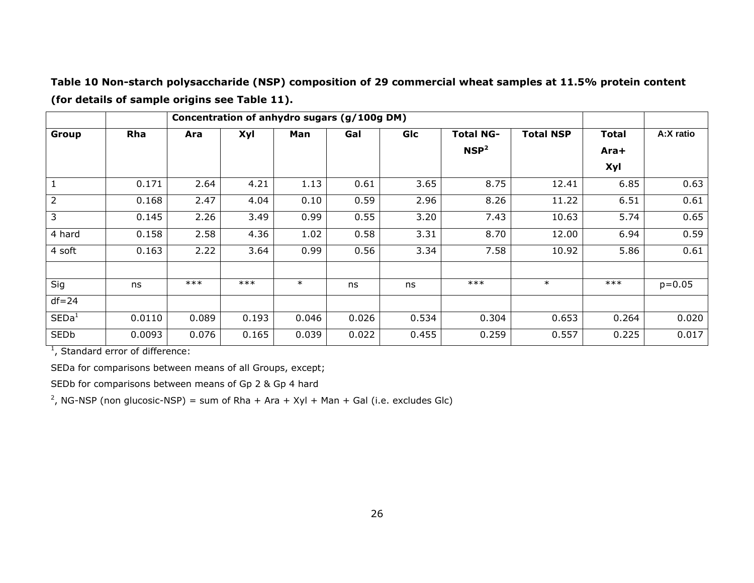**Table 10 Non-starch polysaccharide (NSP) composition of 29 commercial wheat samples at 11.5% protein content (for details of sample origins see Table 11).**

| | | Concentration of anhydro sugars (g/100g DM) | | | | | | | | |
|---|---|---|---|---|---|---|---|---|---|---|
| **Group** | **Rha** | **Ara** | **Xyl** | **Man** | **Gal** | **Glc** | **Total NG-NSP[2]** | **Total NSP** | **Total Ara+ Xyl** | **A:X ratio** |
| 1 | 0.171 | 2.64 | 4.21 | 1.13 | 0.61 | 3.65 | 8.75 | 12.41 | 6.85 | 0.63 |
| 2 | 0.168 | 2.47 | 4.04 | 0.10 | 0.59 | 2.96 | 8.26 | 11.22 | 6.51 | 0.61 |
| 3 | 0.145 | 2.26 | 3.49 | 0.99 | 0.55 | 3.20 | 7.43 | 10.63 | 5.74 | 0.65 |
| 4 hard | 0.158 | 2.58 | 4.36 | 1.02 | 0.58 | 3.31 | 8.70 | 12.00 | 6.94 | 0.59 |
| 4 soft | 0.163 | 2.22 | 3.64 | 0.99 | 0.56 | 3.34 | 7.58 | 10.92 | 5.86 | 0.61 |
| | | | | | | | | | | |
| Sig | ns | *** | *** | * | ns | ns | *** | * | *** | p=0.05 |
| df=24 | | | | | | | | | | |
| SEDa[1] | 0.0110 | 0.089 | 0.193 | 0.046 | 0.026 | 0.534 | 0.304 | 0.653 | 0.264 | 0.020 |
| SEDb | 0.0093 | 0.076 | 0.165 | 0.039 | 0.022 | 0.455 | 0.259 | 0.557 | 0.225 | 0.017 |

[1], Standard error of difference:

SEDa for comparisons between means of all Groups, except;

SEDb for comparisons between means of Gp 2 & Gp 4 hard

[2], NG-NSP (non glucosic-NSP) = sum of Rha + Ara + Xyl + Man + Gal (i.e. excludes Glc)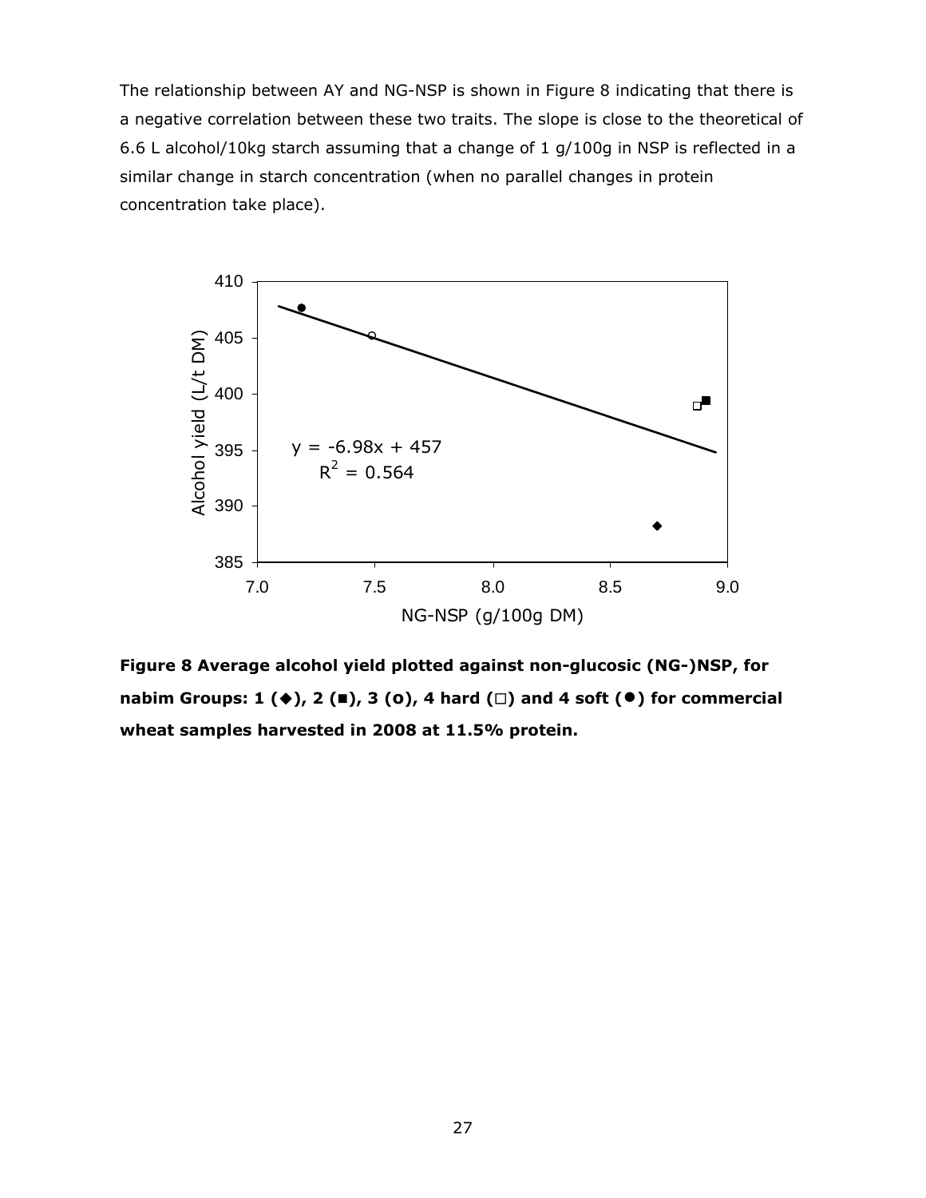The relationship between AY and NG-NSP is shown in Figure 8 indicating that there is a negative correlation between these two traits. The slope is close to the theoretical of 6.6 L alcohol/10kg starch assuming that a change of 1 g/100g in NSP is reflected in a similar change in starch concentration (when no parallel changes in protein concentration take place).

**Figure 8 Average alcohol yield plotted against non-glucosic (NG-)NSP, for nabim Groups: 1 (◆), 2 (■), 3 (o), 4 hard (□) and 4 soft (●) for commercial wheat samples harvested in 2008 at 11.5% protein.**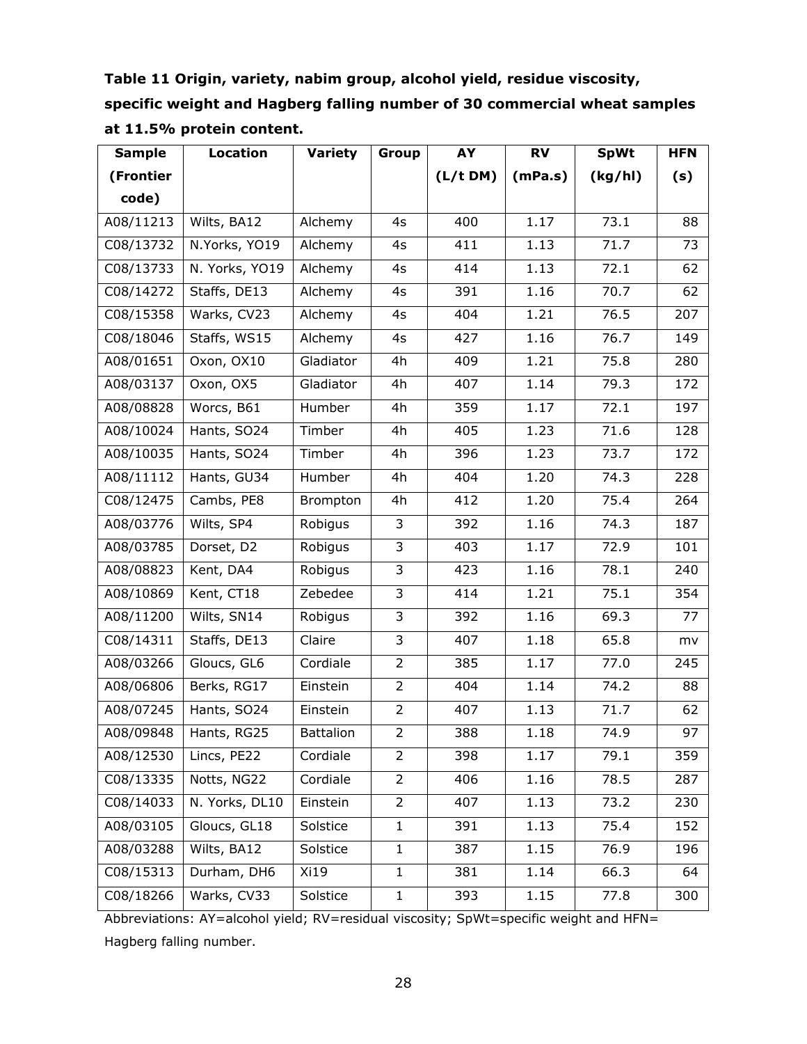**Table 11 Origin, variety, nabim group, alcohol yield, residue viscosity, specific weight and Hagberg falling number of 30 commercial wheat samples at 11.5% protein content.**

| Sample (Frontier code) | Location | Variety | Group | AY (L/t DM) | RV (mPa.s) | SpWt (kg/hl) | HFN (s) |
|---|---|---|---|---|---|---|---|
| A08/11213 | Wilts, BA12 | Alchemy | 4s | 400 | 1.17 | 73.1 | 88 |
| C08/13732 | N.Yorks, YO19 | Alchemy | 4s | 411 | 1.13 | 71.7 | 73 |
| C08/13733 | N. Yorks, YO19 | Alchemy | 4s | 414 | 1.13 | 72.1 | 62 |
| C08/14272 | Staffs, DE13 | Alchemy | 4s | 391 | 1.16 | 70.7 | 62 |
| C08/15358 | Warks, CV23 | Alchemy | 4s | 404 | 1.21 | 76.5 | 207 |
| C08/18046 | Staffs, WS15 | Alchemy | 4s | 427 | 1.16 | 76.7 | 149 |
| A08/01651 | Oxon, OX10 | Gladiator | 4h | 409 | 1.21 | 75.8 | 280 |
| A08/03137 | Oxon, OX5 | Gladiator | 4h | 407 | 1.14 | 79.3 | 172 |
| A08/08828 | Worcs, B61 | Humber | 4h | 359 | 1.17 | 72.1 | 197 |
| A08/10024 | Hants, SO24 | Timber | 4h | 405 | 1.23 | 71.6 | 128 |
| A08/10035 | Hants, SO24 | Timber | 4h | 396 | 1.23 | 73.7 | 172 |
| A08/11112 | Hants, GU34 | Humber | 4h | 404 | 1.20 | 74.3 | 228 |
| C08/12475 | Cambs, PE8 | Brompton | 4h | 412 | 1.20 | 75.4 | 264 |
| A08/03776 | Wilts, SP4 | Robigus | 3 | 392 | 1.16 | 74.3 | 187 |
| A08/03785 | Dorset, D2 | Robigus | 3 | 403 | 1.17 | 72.9 | 101 |
| A08/08823 | Kent, DA4 | Robigus | 3 | 423 | 1.16 | 78.1 | 240 |
| A08/10869 | Kent, CT18 | Zebedee | 3 | 414 | 1.21 | 75.1 | 354 |
| A08/11200 | Wilts, SN14 | Robigus | 3 | 392 | 1.16 | 69.3 | 77 |
| C08/14311 | Staffs, DE13 | Claire | 3 | 407 | 1.18 | 65.8 | mv |
| A08/03266 | Gloucs, GL6 | Cordiale | 2 | 385 | 1.17 | 77.0 | 245 |
| A08/06806 | Berks, RG17 | Einstein | 2 | 404 | 1.14 | 74.2 | 88 |
| A08/07245 | Hants, SO24 | Einstein | 2 | 407 | 1.13 | 71.7 | 62 |
| A08/09848 | Hants, RG25 | Battalion | 2 | 388 | 1.18 | 74.9 | 97 |
| A08/12530 | Lincs, PE22 | Cordiale | 2 | 398 | 1.17 | 79.1 | 359 |
| C08/13335 | Notts, NG22 | Cordiale | 2 | 406 | 1.16 | 78.5 | 287 |
| C08/14033 | N. Yorks, DL10 | Einstein | 2 | 407 | 1.13 | 73.2 | 230 |
| A08/03105 | Gloucs, GL18 | Solstice | 1 | 391 | 1.13 | 75.4 | 152 |
| A08/03288 | Wilts, BA12 | Solstice | 1 | 387 | 1.15 | 76.9 | 196 |
| C08/15313 | Durham, DH6 | Xi19 | 1 | 381 | 1.14 | 66.3 | 64 |
| C08/18266 | Warks, CV33 | Solstice | 1 | 393 | 1.15 | 77.8 | 300 |

Abbreviations: AY=alcohol yield; RV=residual viscosity; SpWt=specific weight and HFN= Hagberg falling number.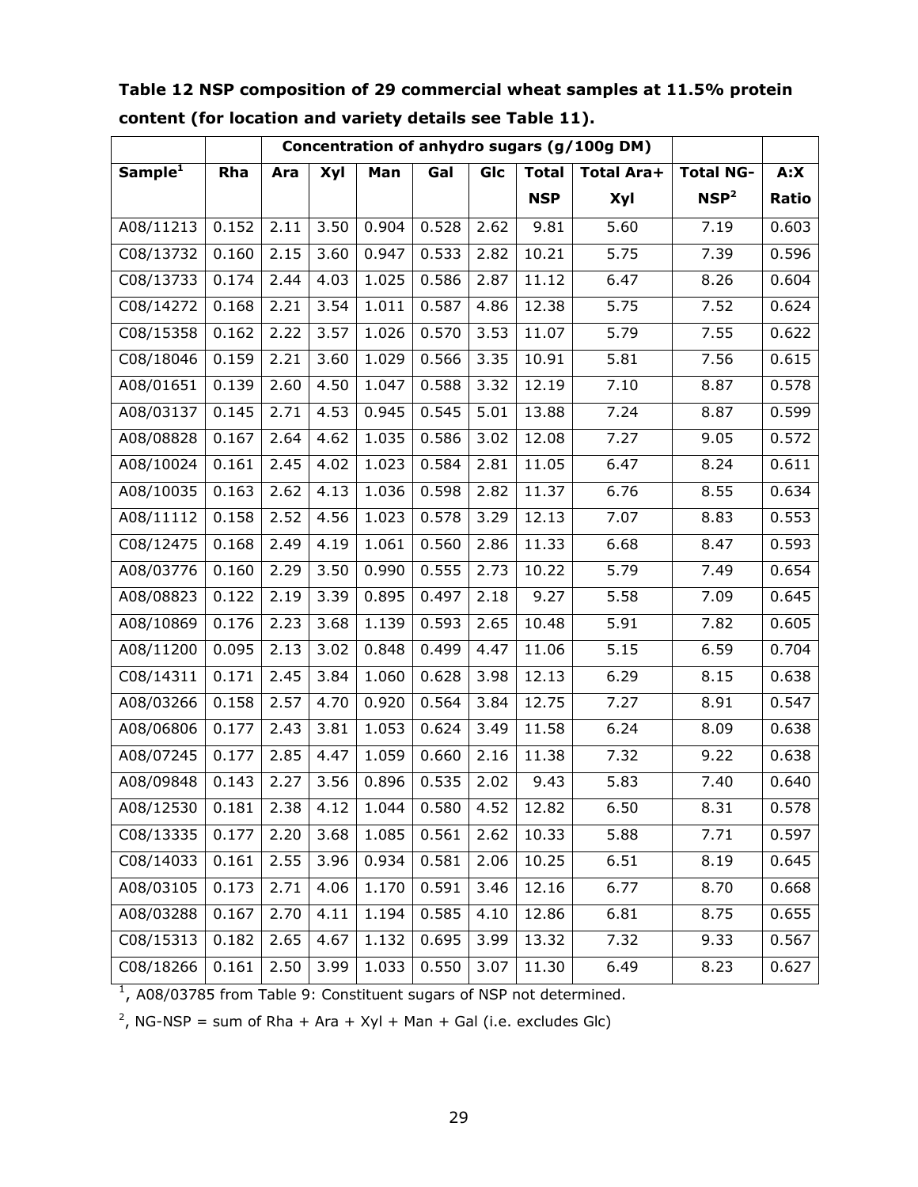**Table 12 NSP composition of 29 commercial wheat samples at 11.5% protein content (for location and variety details see Table 11).**

| | | Concentration of anhydro sugars (g/100g DM) | | | | | | | | |
|---|---|---|---|---|---|---|---|---|---|---|
| Sample[1] | Rha | Ara | Xyl | Man | Gal | Glc | Total NSP | Total Ara+ Xyl | Total NG-NSP[2] | A:X Ratio |
| A08/11213 | 0.152 | 2.11 | 3.50 | 0.904 | 0.528 | 2.62 | 9.81 | 5.60 | 7.19 | 0.603 |
| C08/13732 | 0.160 | 2.15 | 3.60 | 0.947 | 0.533 | 2.82 | 10.21 | 5.75 | 7.39 | 0.596 |
| C08/13733 | 0.174 | 2.44 | 4.03 | 1.025 | 0.586 | 2.87 | 11.12 | 6.47 | 8.26 | 0.604 |
| C08/14272 | 0.168 | 2.21 | 3.54 | 1.011 | 0.587 | 4.86 | 12.38 | 5.75 | 7.52 | 0.624 |
| C08/15358 | 0.162 | 2.22 | 3.57 | 1.026 | 0.570 | 3.53 | 11.07 | 5.79 | 7.55 | 0.622 |
| C08/18046 | 0.159 | 2.21 | 3.60 | 1.029 | 0.566 | 3.35 | 10.91 | 5.81 | 7.56 | 0.615 |
| A08/01651 | 0.139 | 2.60 | 4.50 | 1.047 | 0.588 | 3.32 | 12.19 | 7.10 | 8.87 | 0.578 |
| A08/03137 | 0.145 | 2.71 | 4.53 | 0.945 | 0.545 | 5.01 | 13.88 | 7.24 | 8.87 | 0.599 |
| A08/08828 | 0.167 | 2.64 | 4.62 | 1.035 | 0.586 | 3.02 | 12.08 | 7.27 | 9.05 | 0.572 |
| A08/10024 | 0.161 | 2.45 | 4.02 | 1.023 | 0.584 | 2.81 | 11.05 | 6.47 | 8.24 | 0.611 |
| A08/10035 | 0.163 | 2.62 | 4.13 | 1.036 | 0.598 | 2.82 | 11.37 | 6.76 | 8.55 | 0.634 |
| A08/11112 | 0.158 | 2.52 | 4.56 | 1.023 | 0.578 | 3.29 | 12.13 | 7.07 | 8.83 | 0.553 |
| C08/12475 | 0.168 | 2.49 | 4.19 | 1.061 | 0.560 | 2.86 | 11.33 | 6.68 | 8.47 | 0.593 |
| A08/03776 | 0.160 | 2.29 | 3.50 | 0.990 | 0.555 | 2.73 | 10.22 | 5.79 | 7.49 | 0.654 |
| A08/08823 | 0.122 | 2.19 | 3.39 | 0.895 | 0.497 | 2.18 | 9.27 | 5.58 | 7.09 | 0.645 |
| A08/10869 | 0.176 | 2.23 | 3.68 | 1.139 | 0.593 | 2.65 | 10.48 | 5.91 | 7.82 | 0.605 |
| A08/11200 | 0.095 | 2.13 | 3.02 | 0.848 | 0.499 | 4.47 | 11.06 | 5.15 | 6.59 | 0.704 |
| C08/14311 | 0.171 | 2.45 | 3.84 | 1.060 | 0.628 | 3.98 | 12.13 | 6.29 | 8.15 | 0.638 |
| A08/03266 | 0.158 | 2.57 | 4.70 | 0.920 | 0.564 | 3.84 | 12.75 | 7.27 | 8.91 | 0.547 |
| A08/06806 | 0.177 | 2.43 | 3.81 | 1.053 | 0.624 | 3.49 | 11.58 | 6.24 | 8.09 | 0.638 |
| A08/07245 | 0.177 | 2.85 | 4.47 | 1.059 | 0.660 | 2.16 | 11.38 | 7.32 | 9.22 | 0.638 |
| A08/09848 | 0.143 | 2.27 | 3.56 | 0.896 | 0.535 | 2.02 | 9.43 | 5.83 | 7.40 | 0.640 |
| A08/12530 | 0.181 | 2.38 | 4.12 | 1.044 | 0.580 | 4.52 | 12.82 | 6.50 | 8.31 | 0.578 |
| C08/13335 | 0.177 | 2.20 | 3.68 | 1.085 | 0.561 | 2.62 | 10.33 | 5.88 | 7.71 | 0.597 |
| C08/14033 | 0.161 | 2.55 | 3.96 | 0.934 | 0.581 | 2.06 | 10.25 | 6.51 | 8.19 | 0.645 |
| A08/03105 | 0.173 | 2.71 | 4.06 | 1.170 | 0.591 | 3.46 | 12.16 | 6.77 | 8.70 | 0.668 |
| A08/03288 | 0.167 | 2.70 | 4.11 | 1.194 | 0.585 | 4.10 | 12.86 | 6.81 | 8.75 | 0.655 |
| C08/15313 | 0.182 | 2.65 | 4.67 | 1.132 | 0.695 | 3.99 | 13.32 | 7.32 | 9.33 | 0.567 |
| C08/18266 | 0.161 | 2.50 | 3.99 | 1.033 | 0.550 | 3.07 | 11.30 | 6.49 | 8.23 | 0.627 |

[1], A08/03785 from Table 9: Constituent sugars of NSP not determined.

[2], NG-NSP = sum of Rha + Ara + Xyl + Man + Gal (i.e. excludes Glc)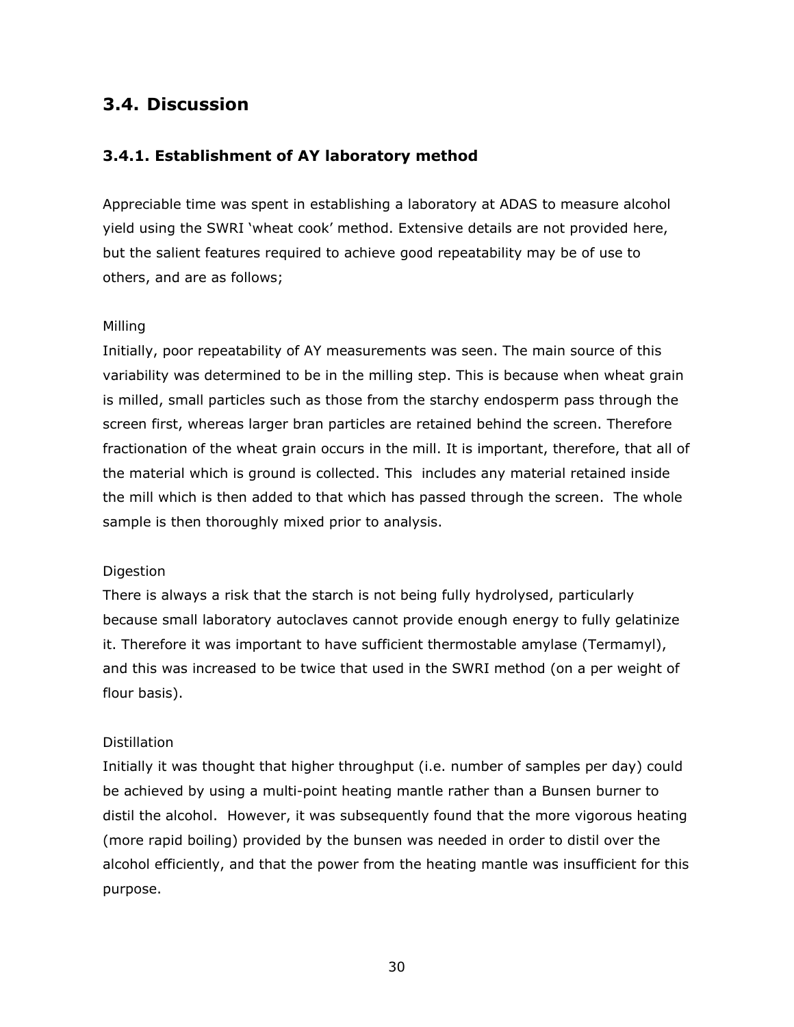## 3.4. Discussion

### 3.4.1. Establishment of AY laboratory method

Appreciable time was spent in establishing a laboratory at ADAS to measure alcohol yield using the SWRI 'wheat cook' method. Extensive details are not provided here, but the salient features required to achieve good repeatability may be of use to others, and are as follows;

Milling

Initially, poor repeatability of AY measurements was seen. The main source of this variability was determined to be in the milling step. This is because when wheat grain is milled, small particles such as those from the starchy endosperm pass through the screen first, whereas larger bran particles are retained behind the screen. Therefore fractionation of the wheat grain occurs in the mill. It is important, therefore, that all of the material which is ground is collected. This includes any material retained inside the mill which is then added to that which has passed through the screen. The whole sample is then thoroughly mixed prior to analysis.

Digestion

There is always a risk that the starch is not being fully hydrolysed, particularly because small laboratory autoclaves cannot provide enough energy to fully gelatinize it. Therefore it was important to have sufficient thermostable amylase (Termamyl), and this was increased to be twice that used in the SWRI method (on a per weight of flour basis).

Distillation

Initially it was thought that higher throughput (i.e. number of samples per day) could be achieved by using a multi-point heating mantle rather than a Bunsen burner to distil the alcohol. However, it was subsequently found that the more vigorous heating (more rapid boiling) provided by the bunsen was needed in order to distil over the alcohol efficiently, and that the power from the heating mantle was insufficient for this purpose.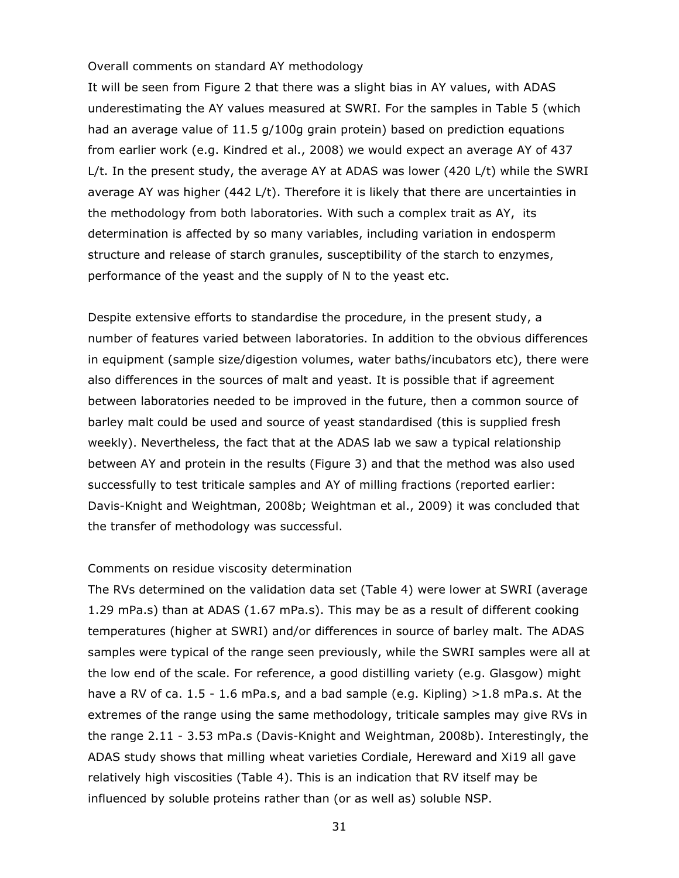### Overall comments on standard AY methodology

It will be seen from Figure 2 that there was a slight bias in AY values, with ADAS underestimating the AY values measured at SWRI. For the samples in Table 5 (which had an average value of 11.5 g/100g grain protein) based on prediction equations from earlier work (e.g. Kindred et al., 2008) we would expect an average AY of 437 L/t. In the present study, the average AY at ADAS was lower (420 L/t) while the SWRI average AY was higher (442 L/t). Therefore it is likely that there are uncertainties in the methodology from both laboratories. With such a complex trait as AY, its determination is affected by so many variables, including variation in endosperm structure and release of starch granules, susceptibility of the starch to enzymes, performance of the yeast and the supply of N to the yeast etc.

Despite extensive efforts to standardise the procedure, in the present study, a number of features varied between laboratories. In addition to the obvious differences in equipment (sample size/digestion volumes, water baths/incubators etc), there were also differences in the sources of malt and yeast. It is possible that if agreement between laboratories needed to be improved in the future, then a common source of barley malt could be used and source of yeast standardised (this is supplied fresh weekly). Nevertheless, the fact that at the ADAS lab we saw a typical relationship between AY and protein in the results (Figure 3) and that the method was also used successfully to test triticale samples and AY of milling fractions (reported earlier: Davis-Knight and Weightman, 2008b; Weightman et al., 2009) it was concluded that the transfer of methodology was successful.

### Comments on residue viscosity determination

The RVs determined on the validation data set (Table 4) were lower at SWRI (average 1.29 mPa.s) than at ADAS (1.67 mPa.s). This may be as a result of different cooking temperatures (higher at SWRI) and/or differences in source of barley malt. The ADAS samples were typical of the range seen previously, while the SWRI samples were all at the low end of the scale. For reference, a good distilling variety (e.g. Glasgow) might have a RV of ca. 1.5 - 1.6 mPa.s, and a bad sample (e.g. Kipling) >1.8 mPa.s. At the extremes of the range using the same methodology, triticale samples may give RVs in the range 2.11 - 3.53 mPa.s (Davis-Knight and Weightman, 2008b). Interestingly, the ADAS study shows that milling wheat varieties Cordiale, Hereward and Xi19 all gave relatively high viscosities (Table 4). This is an indication that RV itself may be influenced by soluble proteins rather than (or as well as) soluble NSP.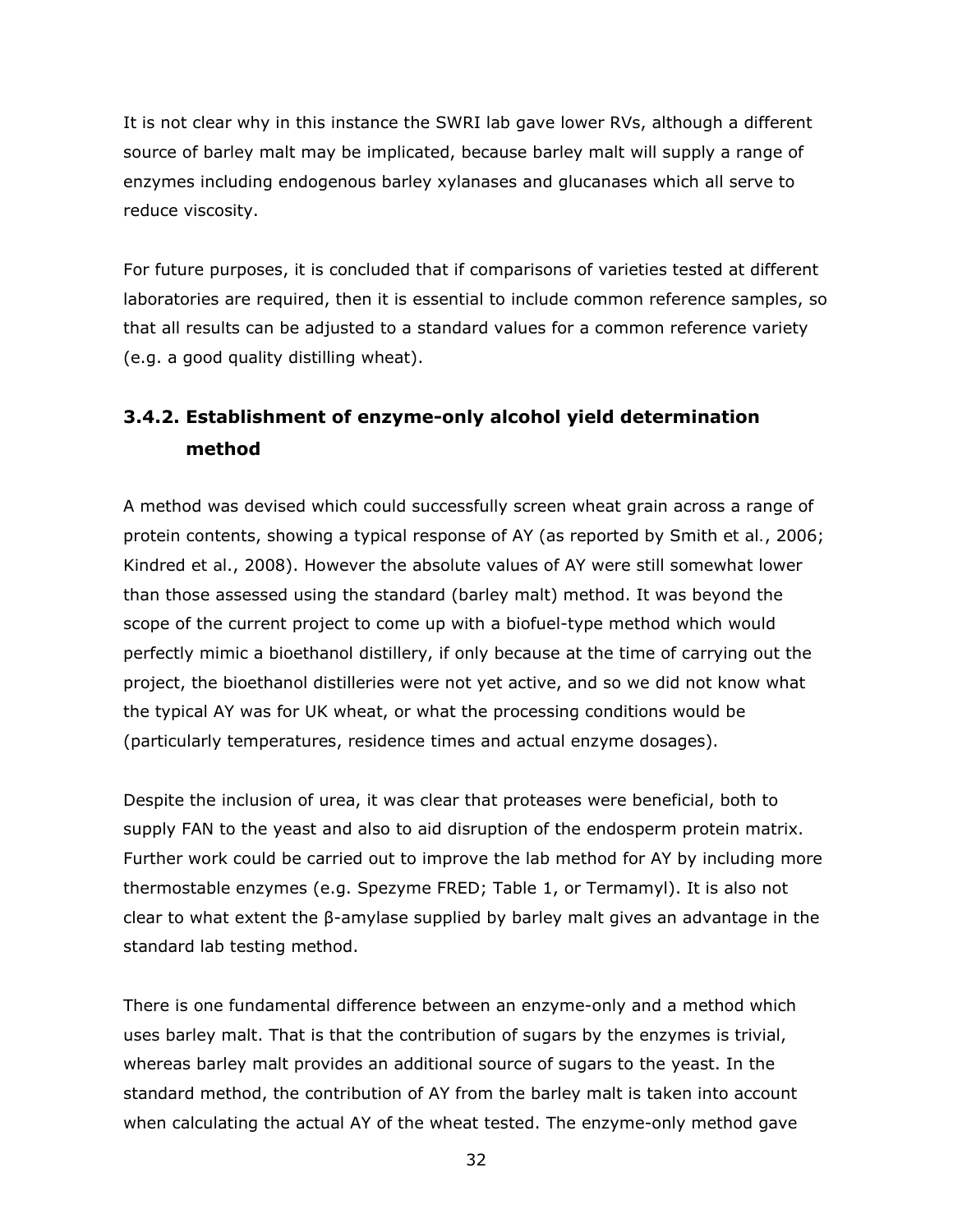It is not clear why in this instance the SWRI lab gave lower RVs, although a different source of barley malt may be implicated, because barley malt will supply a range of enzymes including endogenous barley xylanases and glucanases which all serve to reduce viscosity.

For future purposes, it is concluded that if comparisons of varieties tested at different laboratories are required, then it is essential to include common reference samples, so that all results can be adjusted to a standard values for a common reference variety (e.g. a good quality distilling wheat).

### 3.4.2. Establishment of enzyme-only alcohol yield determination method

A method was devised which could successfully screen wheat grain across a range of protein contents, showing a typical response of AY (as reported by Smith et al., 2006; Kindred et al., 2008). However the absolute values of AY were still somewhat lower than those assessed using the standard (barley malt) method. It was beyond the scope of the current project to come up with a biofuel-type method which would perfectly mimic a bioethanol distillery, if only because at the time of carrying out the project, the bioethanol distilleries were not yet active, and so we did not know what the typical AY was for UK wheat, or what the processing conditions would be (particularly temperatures, residence times and actual enzyme dosages).

Despite the inclusion of urea, it was clear that proteases were beneficial, both to supply FAN to the yeast and also to aid disruption of the endosperm protein matrix. Further work could be carried out to improve the lab method for AY by including more thermostable enzymes (e.g. Spezyme FRED; Table 1, or Termamyl). It is also not clear to what extent the β-amylase supplied by barley malt gives an advantage in the standard lab testing method.

There is one fundamental difference between an enzyme-only and a method which uses barley malt. That is that the contribution of sugars by the enzymes is trivial, whereas barley malt provides an additional source of sugars to the yeast. In the standard method, the contribution of AY from the barley malt is taken into account when calculating the actual AY of the wheat tested. The enzyme-only method gave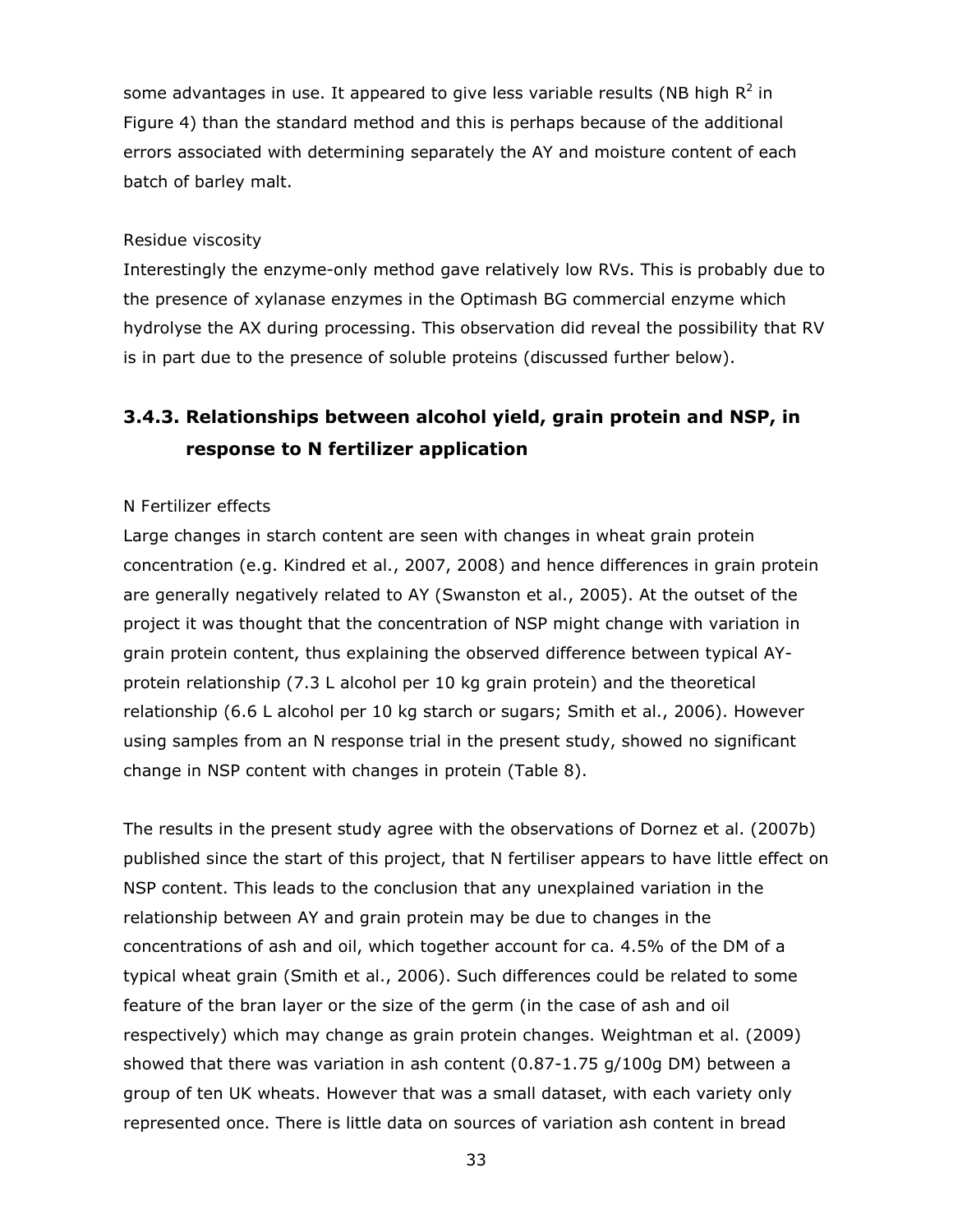some advantages in use. It appeared to give less variable results (NB high $R^2$ in Figure 4) than the standard method and this is perhaps because of the additional errors associated with determining separately the AY and moisture content of each batch of barley malt.

Residue viscosity

Interestingly the enzyme-only method gave relatively low RVs. This is probably due to the presence of xylanase enzymes in the Optimash BG commercial enzyme which hydrolyse the AX during processing. This observation did reveal the possibility that RV is in part due to the presence of soluble proteins (discussed further below).

### 3.4.3. Relationships between alcohol yield, grain protein and NSP, in response to N fertilizer application

N Fertilizer effects

Large changes in starch content are seen with changes in wheat grain protein concentration (e.g. Kindred et al., 2007, 2008) and hence differences in grain protein are generally negatively related to AY (Swanston et al., 2005). At the outset of the project it was thought that the concentration of NSP might change with variation in grain protein content, thus explaining the observed difference between typical AY-protein relationship (7.3 L alcohol per 10 kg grain protein) and the theoretical relationship (6.6 L alcohol per 10 kg starch or sugars; Smith et al., 2006). However using samples from an N response trial in the present study, showed no significant change in NSP content with changes in protein (Table 8).

The results in the present study agree with the observations of Dornez et al. (2007b) published since the start of this project, that N fertiliser appears to have little effect on NSP content. This leads to the conclusion that any unexplained variation in the relationship between AY and grain protein may be due to changes in the concentrations of ash and oil, which together account for ca. 4.5% of the DM of a typical wheat grain (Smith et al., 2006). Such differences could be related to some feature of the bran layer or the size of the germ (in the case of ash and oil respectively) which may change as grain protein changes. Weightman et al. (2009) showed that there was variation in ash content (0.87-1.75 g/100g DM) between a group of ten UK wheats. However that was a small dataset, with each variety only represented once. There is little data on sources of variation ash content in bread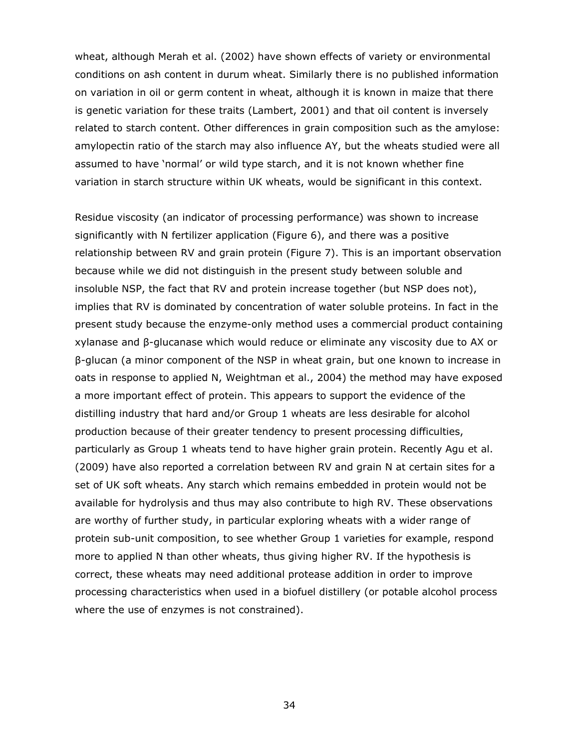wheat, although Merah et al. (2002) have shown effects of variety or environmental conditions on ash content in durum wheat. Similarly there is no published information on variation in oil or germ content in wheat, although it is known in maize that there is genetic variation for these traits (Lambert, 2001) and that oil content is inversely related to starch content. Other differences in grain composition such as the amylose: amylopectin ratio of the starch may also influence AY, but the wheats studied were all assumed to have 'normal' or wild type starch, and it is not known whether fine variation in starch structure within UK wheats, would be significant in this context.

Residue viscosity (an indicator of processing performance) was shown to increase significantly with N fertilizer application (Figure 6), and there was a positive relationship between RV and grain protein (Figure 7). This is an important observation because while we did not distinguish in the present study between soluble and insoluble NSP, the fact that RV and protein increase together (but NSP does not), implies that RV is dominated by concentration of water soluble proteins. In fact in the present study because the enzyme-only method uses a commercial product containing xylanase and β-glucanase which would reduce or eliminate any viscosity due to AX or β-glucan (a minor component of the NSP in wheat grain, but one known to increase in oats in response to applied N, Weightman et al., 2004) the method may have exposed a more important effect of protein. This appears to support the evidence of the distilling industry that hard and/or Group 1 wheats are less desirable for alcohol production because of their greater tendency to present processing difficulties, particularly as Group 1 wheats tend to have higher grain protein. Recently Agu et al. (2009) have also reported a correlation between RV and grain N at certain sites for a set of UK soft wheats. Any starch which remains embedded in protein would not be available for hydrolysis and thus may also contribute to high RV. These observations are worthy of further study, in particular exploring wheats with a wider range of protein sub-unit composition, to see whether Group 1 varieties for example, respond more to applied N than other wheats, thus giving higher RV. If the hypothesis is correct, these wheats may need additional protease addition in order to improve processing characteristics when used in a biofuel distillery (or potable alcohol process where the use of enzymes is not constrained).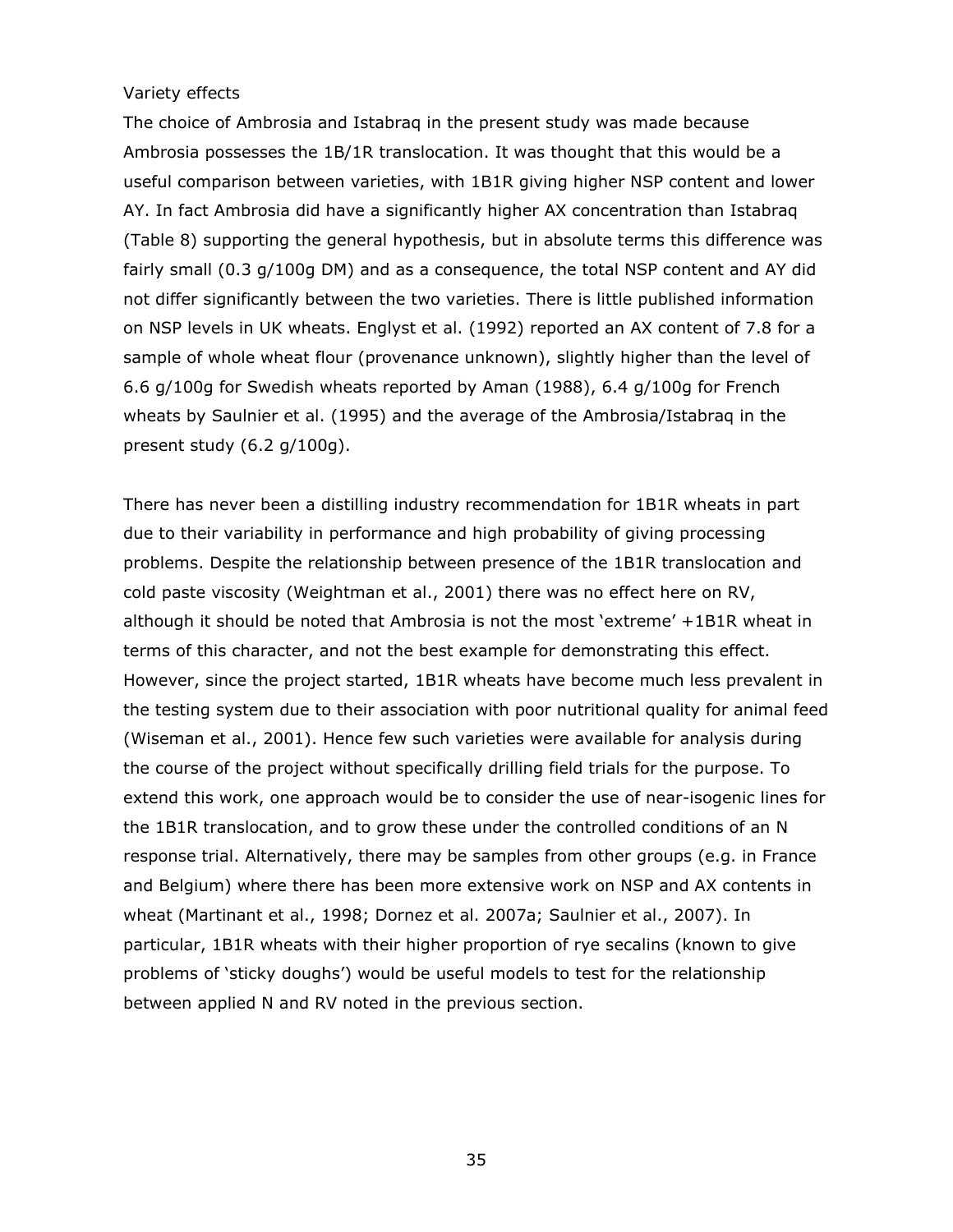### Variety effects

The choice of Ambrosia and Istabraq in the present study was made because Ambrosia possesses the 1B/1R translocation. It was thought that this would be a useful comparison between varieties, with 1B1R giving higher NSP content and lower AY. In fact Ambrosia did have a significantly higher AX concentration than Istabraq (Table 8) supporting the general hypothesis, but in absolute terms this difference was fairly small (0.3 g/100g DM) and as a consequence, the total NSP content and AY did not differ significantly between the two varieties. There is little published information on NSP levels in UK wheats. Englyst et al. (1992) reported an AX content of 7.8 for a sample of whole wheat flour (provenance unknown), slightly higher than the level of 6.6 g/100g for Swedish wheats reported by Aman (1988), 6.4 g/100g for French wheats by Saulnier et al. (1995) and the average of the Ambrosia/Istabraq in the present study (6.2 g/100g).

There has never been a distilling industry recommendation for 1B1R wheats in part due to their variability in performance and high probability of giving processing problems. Despite the relationship between presence of the 1B1R translocation and cold paste viscosity (Weightman et al., 2001) there was no effect here on RV, although it should be noted that Ambrosia is not the most 'extreme' +1B1R wheat in terms of this character, and not the best example for demonstrating this effect. However, since the project started, 1B1R wheats have become much less prevalent in the testing system due to their association with poor nutritional quality for animal feed (Wiseman et al., 2001). Hence few such varieties were available for analysis during the course of the project without specifically drilling field trials for the purpose. To extend this work, one approach would be to consider the use of near-isogenic lines for the 1B1R translocation, and to grow these under the controlled conditions of an N response trial. Alternatively, there may be samples from other groups (e.g. in France and Belgium) where there has been more extensive work on NSP and AX contents in wheat (Martinant et al., 1998; Dornez et al. 2007a; Saulnier et al., 2007). In particular, 1B1R wheats with their higher proportion of rye secalins (known to give problems of 'sticky doughs') would be useful models to test for the relationship between applied N and RV noted in the previous section.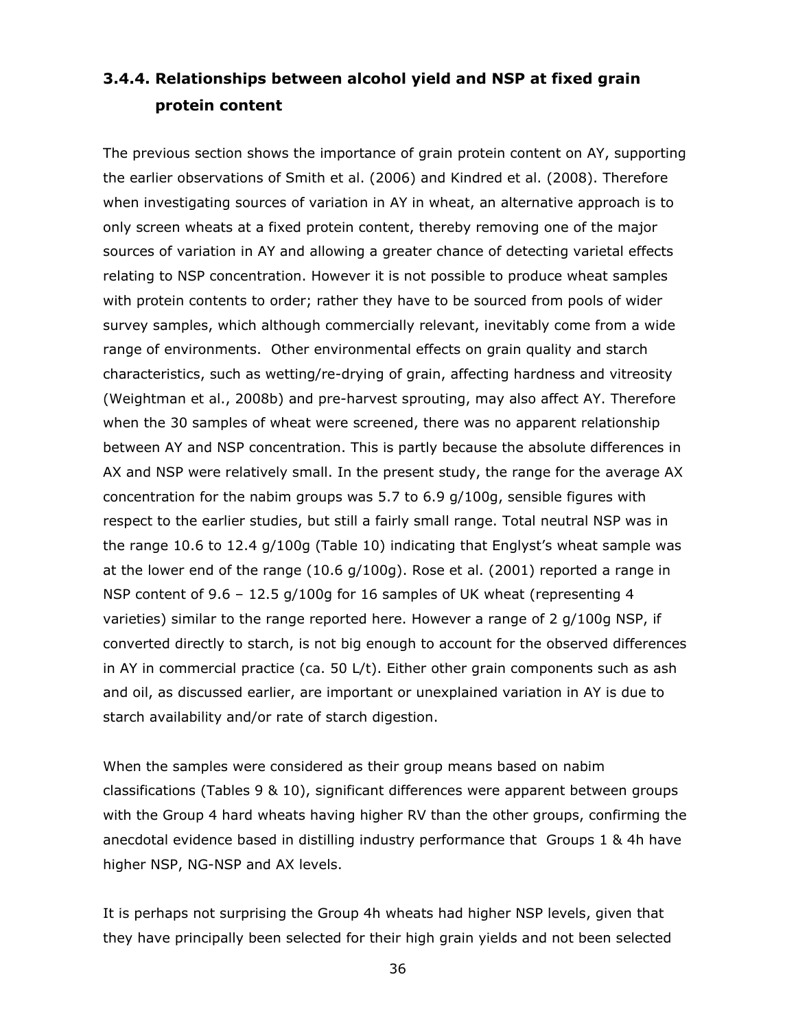### 3.4.4. Relationships between alcohol yield and NSP at fixed grain protein content

The previous section shows the importance of grain protein content on AY, supporting the earlier observations of Smith et al. (2006) and Kindred et al. (2008). Therefore when investigating sources of variation in AY in wheat, an alternative approach is to only screen wheats at a fixed protein content, thereby removing one of the major sources of variation in AY and allowing a greater chance of detecting varietal effects relating to NSP concentration. However it is not possible to produce wheat samples with protein contents to order; rather they have to be sourced from pools of wider survey samples, which although commercially relevant, inevitably come from a wide range of environments. Other environmental effects on grain quality and starch characteristics, such as wetting/re-drying of grain, affecting hardness and vitreosity (Weightman et al., 2008b) and pre-harvest sprouting, may also affect AY. Therefore when the 30 samples of wheat were screened, there was no apparent relationship between AY and NSP concentration. This is partly because the absolute differences in AX and NSP were relatively small. In the present study, the range for the average AX concentration for the nabim groups was 5.7 to 6.9 g/100g, sensible figures with respect to the earlier studies, but still a fairly small range. Total neutral NSP was in the range 10.6 to 12.4 g/100g (Table 10) indicating that Englyst's wheat sample was at the lower end of the range (10.6 g/100g). Rose et al. (2001) reported a range in NSP content of 9.6 – 12.5 g/100g for 16 samples of UK wheat (representing 4 varieties) similar to the range reported here. However a range of 2 g/100g NSP, if converted directly to starch, is not big enough to account for the observed differences in AY in commercial practice (ca. 50 L/t). Either other grain components such as ash and oil, as discussed earlier, are important or unexplained variation in AY is due to starch availability and/or rate of starch digestion.

When the samples were considered as their group means based on nabim classifications (Tables 9 & 10), significant differences were apparent between groups with the Group 4 hard wheats having higher RV than the other groups, confirming the anecdotal evidence based in distilling industry performance that Groups 1 & 4h have higher NSP, NG-NSP and AX levels.

It is perhaps not surprising the Group 4h wheats had higher NSP levels, given that they have principally been selected for their high grain yields and not been selected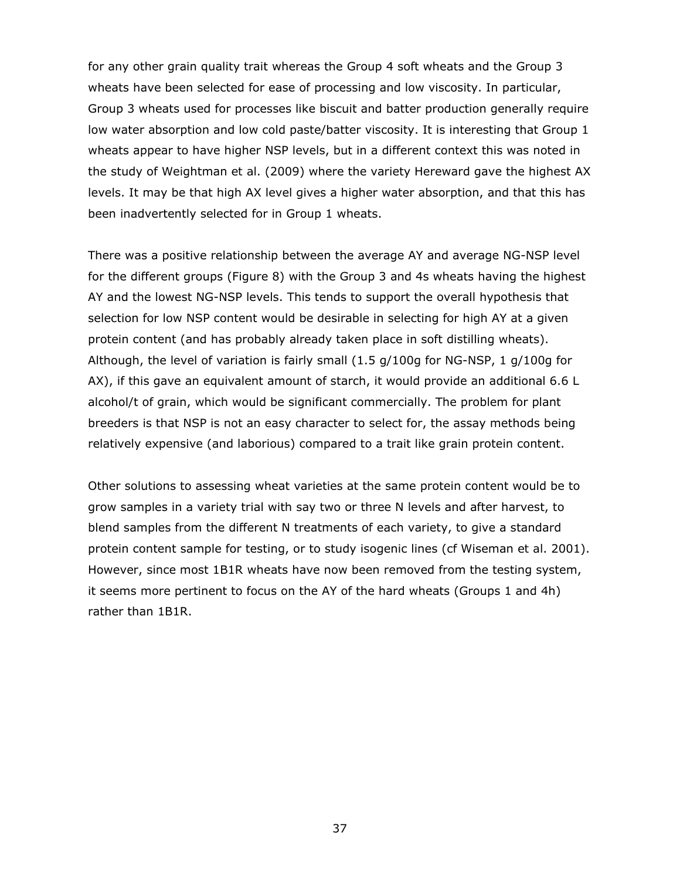for any other grain quality trait whereas the Group 4 soft wheats and the Group 3 wheats have been selected for ease of processing and low viscosity. In particular, Group 3 wheats used for processes like biscuit and batter production generally require low water absorption and low cold paste/batter viscosity. It is interesting that Group 1 wheats appear to have higher NSP levels, but in a different context this was noted in the study of Weightman et al. (2009) where the variety Hereward gave the highest AX levels. It may be that high AX level gives a higher water absorption, and that this has been inadvertently selected for in Group 1 wheats.

There was a positive relationship between the average AY and average NG-NSP level for the different groups (Figure 8) with the Group 3 and 4s wheats having the highest AY and the lowest NG-NSP levels. This tends to support the overall hypothesis that selection for low NSP content would be desirable in selecting for high AY at a given protein content (and has probably already taken place in soft distilling wheats). Although, the level of variation is fairly small (1.5 g/100g for NG-NSP, 1 g/100g for AX), if this gave an equivalent amount of starch, it would provide an additional 6.6 L alcohol/t of grain, which would be significant commercially. The problem for plant breeders is that NSP is not an easy character to select for, the assay methods being relatively expensive (and laborious) compared to a trait like grain protein content.

Other solutions to assessing wheat varieties at the same protein content would be to grow samples in a variety trial with say two or three N levels and after harvest, to blend samples from the different N treatments of each variety, to give a standard protein content sample for testing, or to study isogenic lines (cf Wiseman et al. 2001). However, since most 1B1R wheats have now been removed from the testing system, it seems more pertinent to focus on the AY of the hard wheats (Groups 1 and 4h) rather than 1B1R.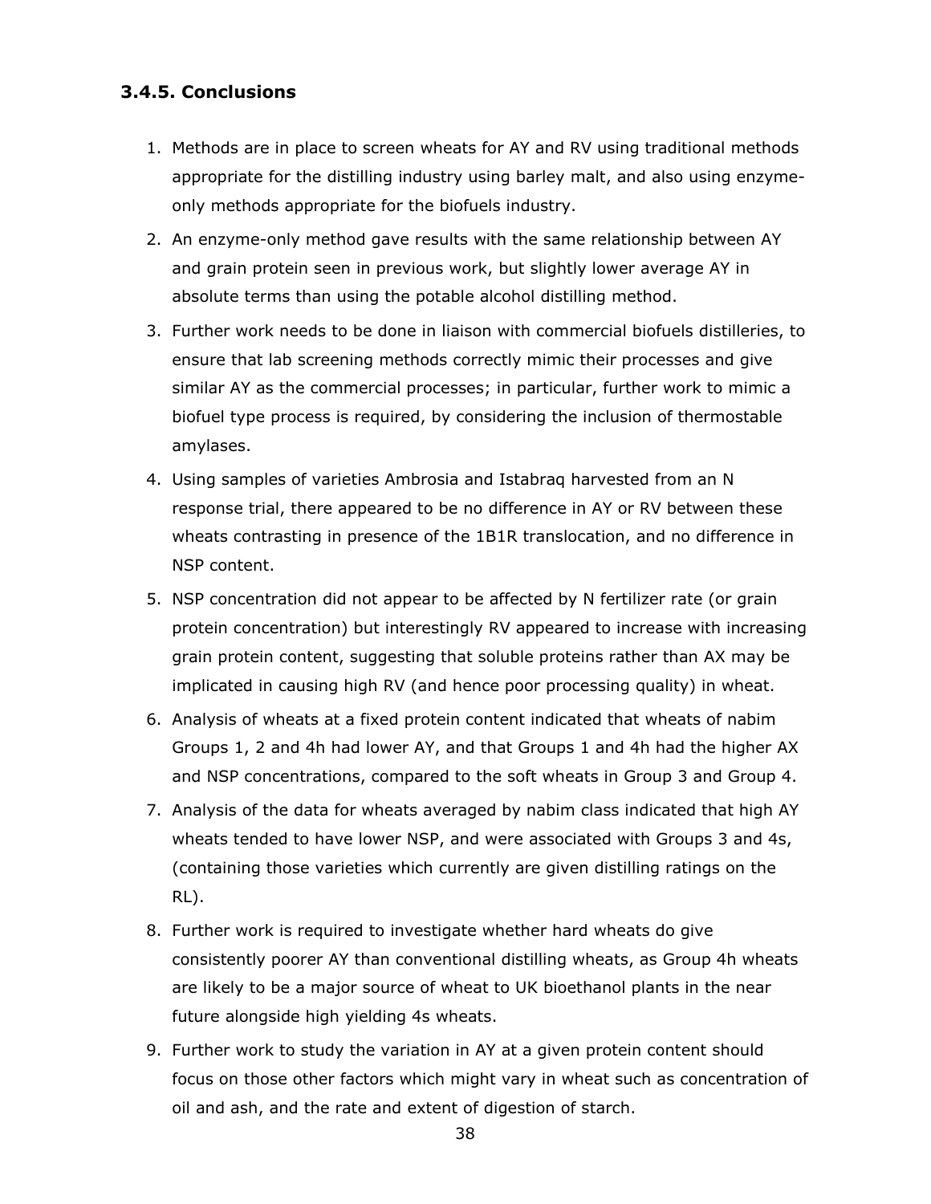### 3.4.5. Conclusions

1. Methods are in place to screen wheats for AY and RV using traditional methods appropriate for the distilling industry using barley malt, and also using enzyme-only methods appropriate for the biofuels industry.
2. An enzyme-only method gave results with the same relationship between AY and grain protein seen in previous work, but slightly lower average AY in absolute terms than using the potable alcohol distilling method.
3. Further work needs to be done in liaison with commercial biofuels distilleries, to ensure that lab screening methods correctly mimic their processes and give similar AY as the commercial processes; in particular, further work to mimic a biofuel type process is required, by considering the inclusion of thermostable amylases.
4. Using samples of varieties Ambrosia and Istabraq harvested from an N response trial, there appeared to be no difference in AY or RV between these wheats contrasting in presence of the 1B1R translocation, and no difference in NSP content.
5. NSP concentration did not appear to be affected by N fertilizer rate (or grain protein concentration) but interestingly RV appeared to increase with increasing grain protein content, suggesting that soluble proteins rather than AX may be implicated in causing high RV (and hence poor processing quality) in wheat.
6. Analysis of wheats at a fixed protein content indicated that wheats of nabim Groups 1, 2 and 4h had lower AY, and that Groups 1 and 4h had the higher AX and NSP concentrations, compared to the soft wheats in Group 3 and Group 4.
7. Analysis of the data for wheats averaged by nabim class indicated that high AY wheats tended to have lower NSP, and were associated with Groups 3 and 4s, (containing those varieties which currently are given distilling ratings on the RL).
8. Further work is required to investigate whether hard wheats do give consistently poorer AY than conventional distilling wheats, as Group 4h wheats are likely to be a major source of wheat to UK bioethanol plants in the near future alongside high yielding 4s wheats.
9. Further work to study the variation in AY at a given protein content should focus on those other factors which might vary in wheat such as concentration of oil and ash, and the rate and extent of digestion of starch.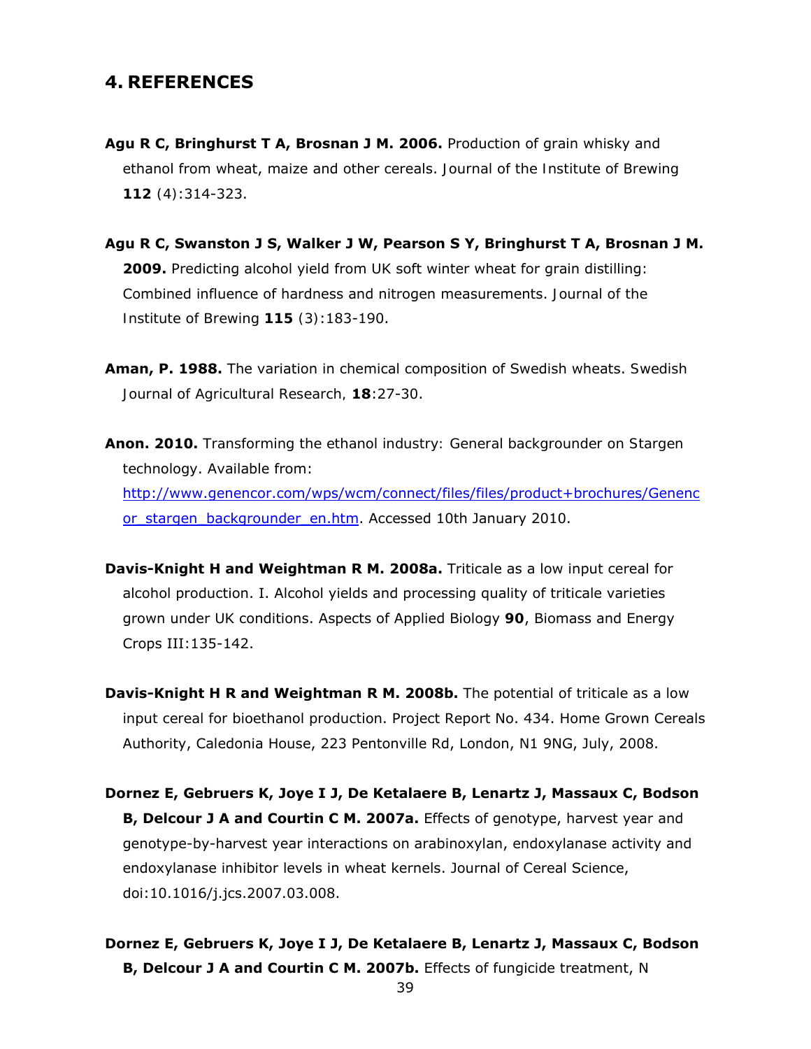## 4. REFERENCES

**Agu R C, Bringhurst T A, Brosnan J M. 2006.** Production of grain whisky and ethanol from wheat, maize and other cereals. Journal of the Institute of Brewing **112** (4):314-323.

**Agu R C, Swanston J S, Walker J W, Pearson S Y, Bringhurst T A, Brosnan J M. 2009.** Predicting alcohol yield from UK soft winter wheat for grain distilling: Combined influence of hardness and nitrogen measurements. Journal of the Institute of Brewing **115** (3):183-190.

**Aman, P. 1988.** The variation in chemical composition of Swedish wheats. Swedish Journal of Agricultural Research, **18**:27-30.

**Anon. 2010.** Transforming the ethanol industry: General backgrounder on Stargen technology. Available from: http://www.genencor.com/wps/wcm/connect/files/files/product+brochures/Genencor_stargen_backgrounder_en.htm. Accessed 10th January 2010.

**Davis-Knight H and Weightman R M. 2008a.** Triticale as a low input cereal for alcohol production. I. Alcohol yields and processing quality of triticale varieties grown under UK conditions. Aspects of Applied Biology **90**, Biomass and Energy Crops III:135-142.

**Davis-Knight H R and Weightman R M. 2008b.** The potential of triticale as a low input cereal for bioethanol production. Project Report No. 434. Home Grown Cereals Authority, Caledonia House, 223 Pentonville Rd, London, N1 9NG, July, 2008.

**Dornez E, Gebruers K, Joye I J, De Ketalaere B, Lenartz J, Massaux C, Bodson B, Delcour J A and Courtin C M. 2007a.** Effects of genotype, harvest year and genotype-by-harvest year interactions on arabinoxylan, endoxylanase activity and endoxylanase inhibitor levels in wheat kernels. Journal of Cereal Science, doi:10.1016/j.jcs.2007.03.008.

**Dornez E, Gebruers K, Joye I J, De Ketalaere B, Lenartz J, Massaux C, Bodson B, Delcour J A and Courtin C M. 2007b.** Effects of fungicide treatment, N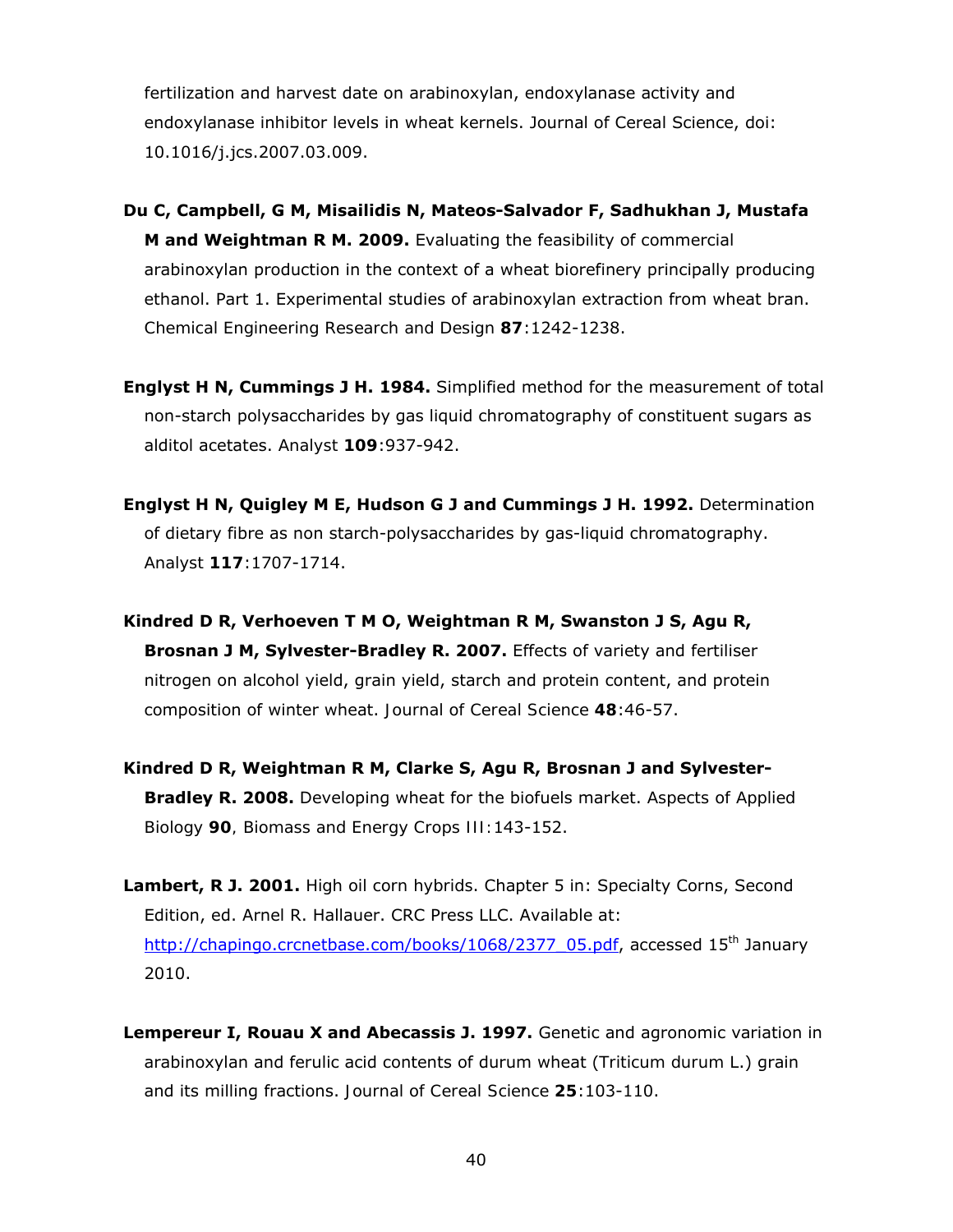fertilization and harvest date on arabinoxylan, endoxylanase activity and endoxylanase inhibitor levels in wheat kernels. Journal of Cereal Science, doi: 10.1016/j.jcs.2007.03.009.

**Du C, Campbell, G M, Misailidis N, Mateos-Salvador F, Sadhukhan J, Mustafa M and Weightman R M. 2009.** Evaluating the feasibility of commercial arabinoxylan production in the context of a wheat biorefinery principally producing ethanol. Part 1. Experimental studies of arabinoxylan extraction from wheat bran. Chemical Engineering Research and Design **87**:1242-1238.

**Englyst H N, Cummings J H. 1984.** Simplified method for the measurement of total non-starch polysaccharides by gas liquid chromatography of constituent sugars as alditol acetates. Analyst **109**:937-942.

**Englyst H N, Quigley M E, Hudson G J and Cummings J H. 1992.** Determination of dietary fibre as non starch-polysaccharides by gas-liquid chromatography. Analyst **117**:1707-1714.

**Kindred D R, Verhoeven T M O, Weightman R M, Swanston J S, Agu R, Brosnan J M, Sylvester-Bradley R. 2007.** Effects of variety and fertiliser nitrogen on alcohol yield, grain yield, starch and protein content, and protein composition of winter wheat. Journal of Cereal Science **48**:46-57.

**Kindred D R, Weightman R M, Clarke S, Agu R, Brosnan J and Sylvester-Bradley R. 2008.** Developing wheat for the biofuels market. Aspects of Applied Biology **90**, Biomass and Energy Crops III:143-152.

**Lambert, R J. 2001.** High oil corn hybrids. Chapter 5 in: Specialty Corns, Second Edition, ed. Arnel R. Hallauer. CRC Press LLC. Available at: http://chapingo.crcnetbase.com/books/1068/2377_05.pdf, accessed 15th January 2010.

**Lempereur I, Rouau X and Abecassis J. 1997.** Genetic and agronomic variation in arabinoxylan and ferulic acid contents of durum wheat (Triticum durum L.) grain and its milling fractions. Journal of Cereal Science **25**:103-110.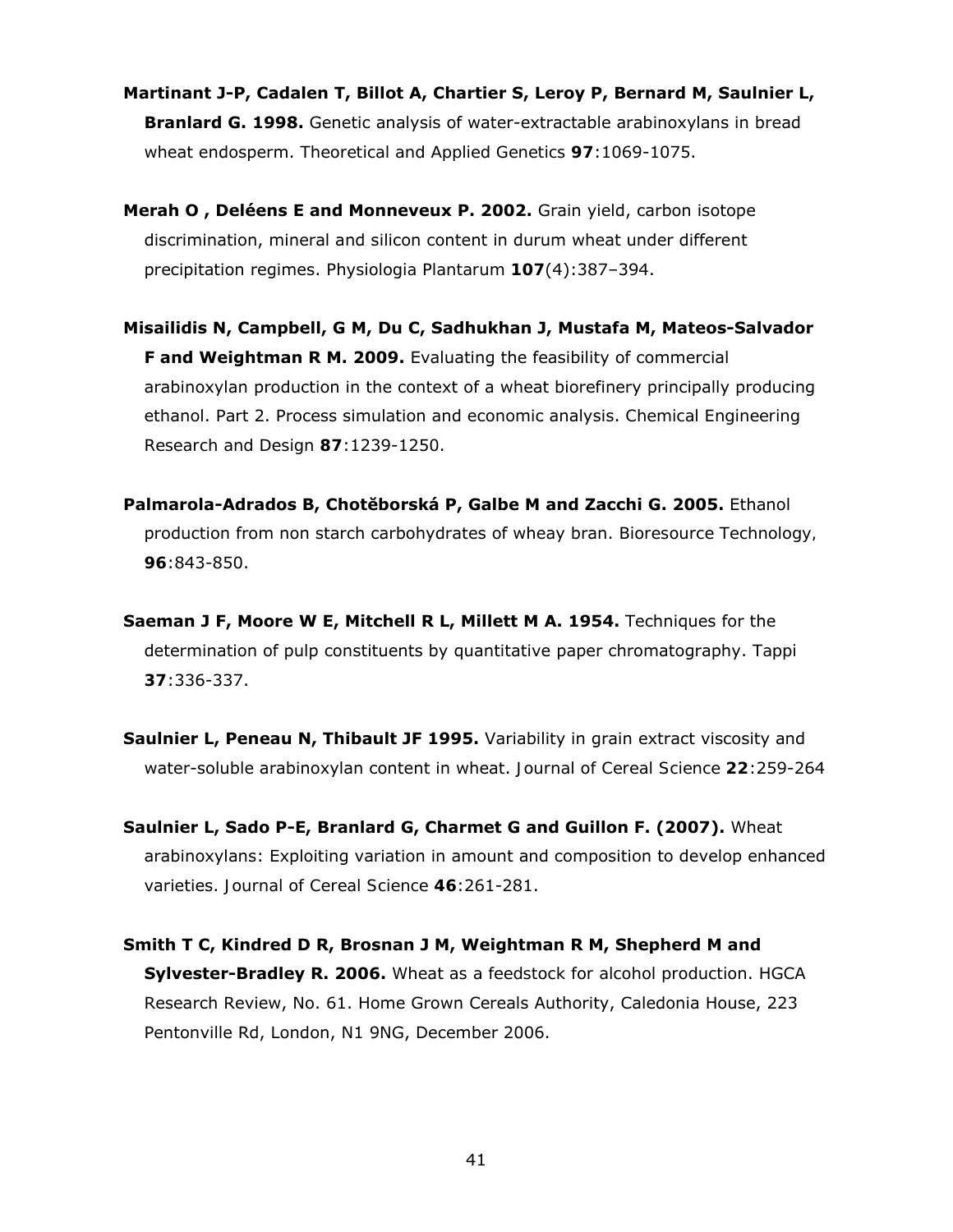**Martinant J-P, Cadalen T, Billot A, Chartier S, Leroy P, Bernard M, Saulnier L, Branlard G. 1998.** Genetic analysis of water-extractable arabinoxylans in bread wheat endosperm. Theoretical and Applied Genetics **97**:1069-1075.

**Merah O , Deléens E and Monneveux P. 2002.** Grain yield, carbon isotope discrimination, mineral and silicon content in durum wheat under different precipitation regimes. Physiologia Plantarum **107**(4):387–394.

**Misailidis N, Campbell, G M, Du C, Sadhukhan J, Mustafa M, Mateos-Salvador F and Weightman R M. 2009.** Evaluating the feasibility of commercial arabinoxylan production in the context of a wheat biorefinery principally producing ethanol. Part 2. Process simulation and economic analysis. Chemical Engineering Research and Design **87**:1239-1250.

**Palmarola-Adrados B, Chotěborská P, Galbe M and Zacchi G. 2005.** Ethanol production from non starch carbohydrates of wheay bran. Bioresource Technology, **96**:843-850.

**Saeman J F, Moore W E, Mitchell R L, Millett M A. 1954.** Techniques for the determination of pulp constituents by quantitative paper chromatography. Tappi **37**:336-337.

**Saulnier L, Peneau N, Thibault JF 1995.** Variability in grain extract viscosity and water-soluble arabinoxylan content in wheat. Journal of Cereal Science **22**:259-264

**Saulnier L, Sado P-E, Branlard G, Charmet G and Guillon F. (2007).** Wheat arabinoxylans: Exploiting variation in amount and composition to develop enhanced varieties. Journal of Cereal Science **46**:261-281.

**Smith T C, Kindred D R, Brosnan J M, Weightman R M, Shepherd M and Sylvester-Bradley R. 2006.** Wheat as a feedstock for alcohol production. HGCA Research Review, No. 61. Home Grown Cereals Authority, Caledonia House, 223 Pentonville Rd, London, N1 9NG, December 2006.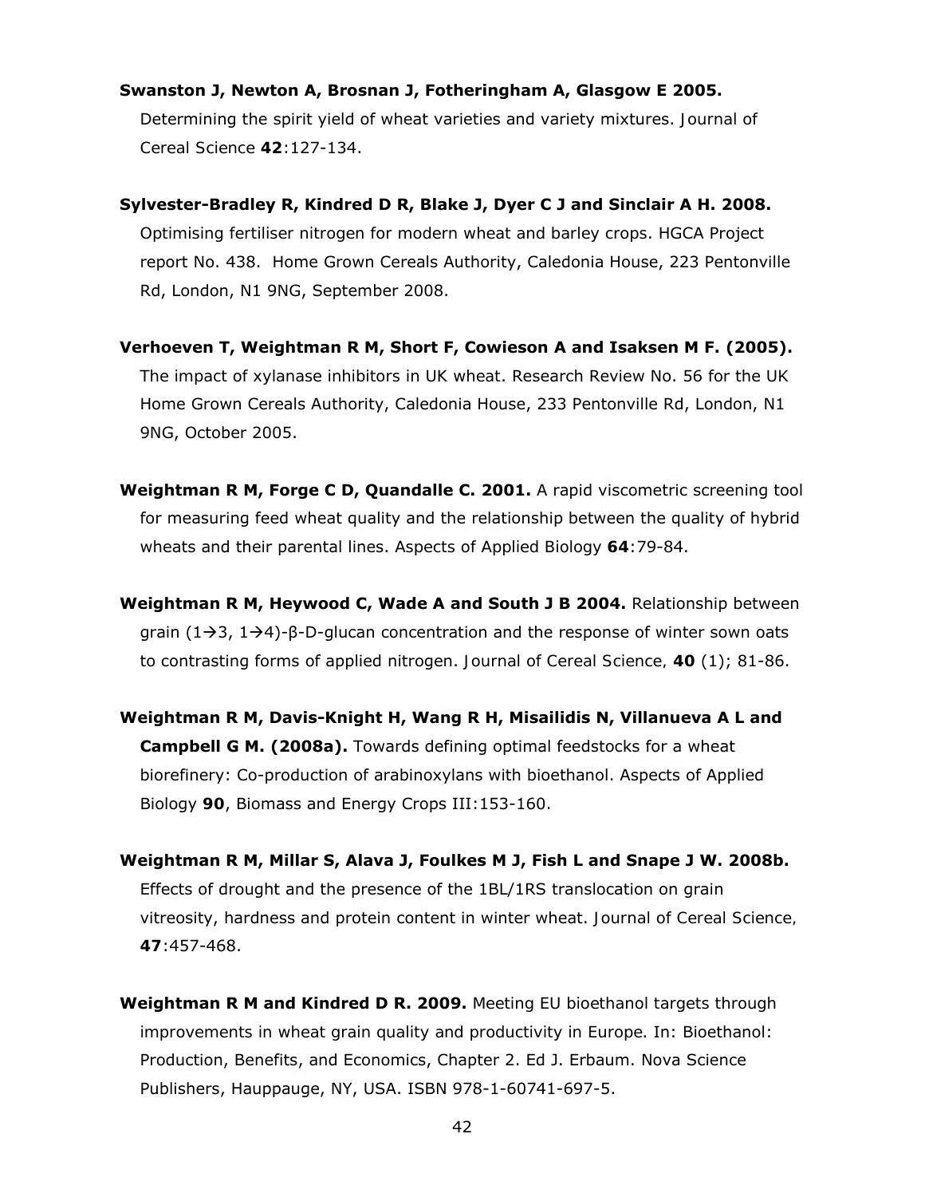**Swanston J, Newton A, Brosnan J, Fotheringham A, Glasgow E 2005.** Determining the spirit yield of wheat varieties and variety mixtures. Journal of Cereal Science **42**:127-134.

**Sylvester-Bradley R, Kindred D R, Blake J, Dyer C J and Sinclair A H. 2008.** Optimising fertiliser nitrogen for modern wheat and barley crops. HGCA Project report No. 438. Home Grown Cereals Authority, Caledonia House, 223 Pentonville Rd, London, N1 9NG, September 2008.

**Verhoeven T, Weightman R M, Short F, Cowieson A and Isaksen M F. (2005).** The impact of xylanase inhibitors in UK wheat. Research Review No. 56 for the UK Home Grown Cereals Authority, Caledonia House, 233 Pentonville Rd, London, N1 9NG, October 2005.

**Weightman R M, Forge C D, Quandalle C. 2001.** A rapid viscometric screening tool for measuring feed wheat quality and the relationship between the quality of hybrid wheats and their parental lines. Aspects of Applied Biology **64**:79-84.

**Weightman R M, Heywood C, Wade A and South J B 2004.** Relationship between grain (1→3, 1→4)-β-D-glucan concentration and the response of winter sown oats to contrasting forms of applied nitrogen. Journal of Cereal Science, **40** (1); 81-86.

**Weightman R M, Davis-Knight H, Wang R H, Misailidis N, Villanueva A L and Campbell G M. (2008a).** Towards defining optimal feedstocks for a wheat biorefinery: Co-production of arabinoxylans with bioethanol. Aspects of Applied Biology **90**, Biomass and Energy Crops III:153-160.

**Weightman R M, Millar S, Alava J, Foulkes M J, Fish L and Snape J W. 2008b.** Effects of drought and the presence of the 1BL/1RS translocation on grain vitreosity, hardness and protein content in winter wheat. Journal of Cereal Science, **47**:457-468.

**Weightman R M and Kindred D R. 2009.** Meeting EU bioethanol targets through improvements in wheat grain quality and productivity in Europe. In: Bioethanol: Production, Benefits, and Economics, Chapter 2. Ed J. Erbaum. Nova Science Publishers, Hauppauge, NY, USA. ISBN 978-1-60741-697-5.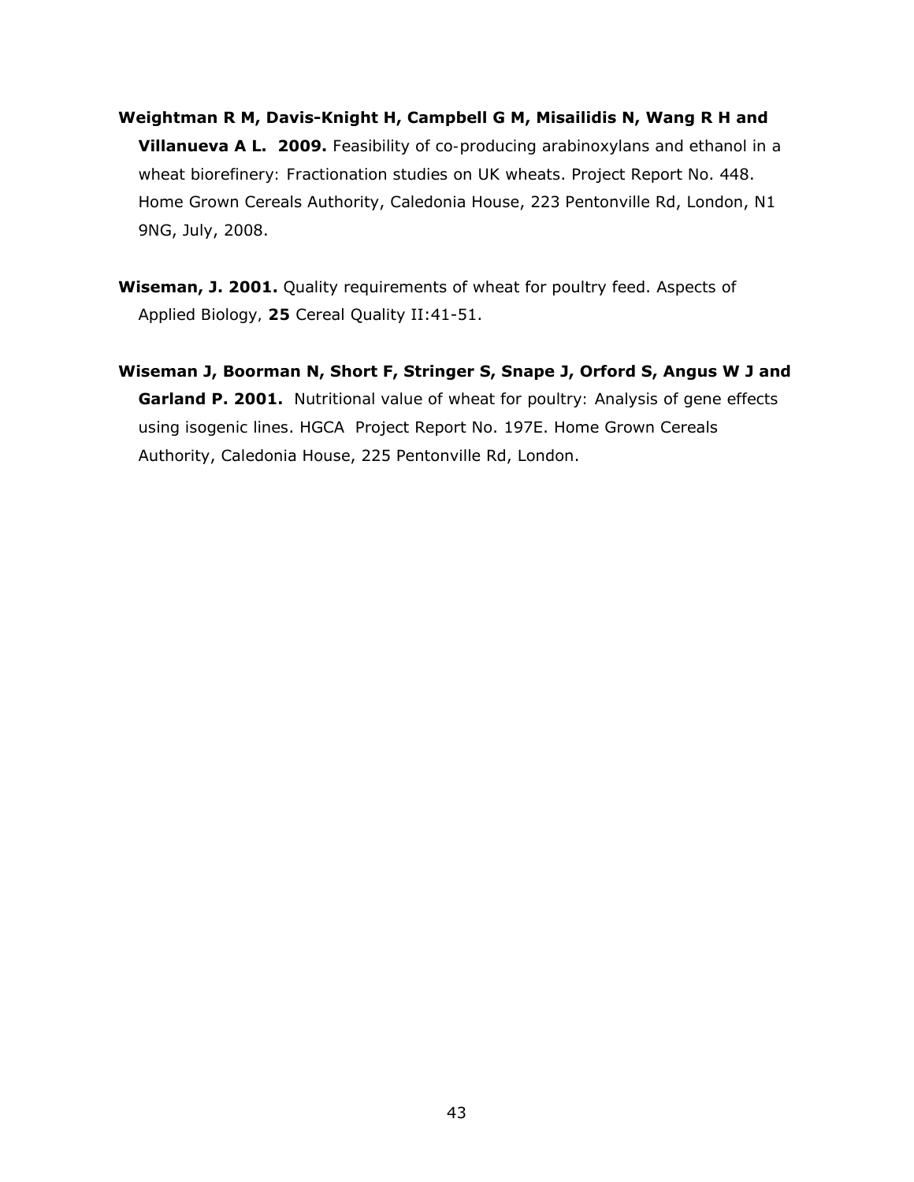**Weightman R M, Davis-Knight H, Campbell G M, Misailidis N, Wang R H and Villanueva A L. 2009.** Feasibility of co-producing arabinoxylans and ethanol in a wheat biorefinery: Fractionation studies on UK wheats. Project Report No. 448. Home Grown Cereals Authority, Caledonia House, 223 Pentonville Rd, London, N1 9NG, July, 2008.

**Wiseman, J. 2001.** Quality requirements of wheat for poultry feed. Aspects of Applied Biology, **25** Cereal Quality II:41-51.

**Wiseman J, Boorman N, Short F, Stringer S, Snape J, Orford S, Angus W J and Garland P. 2001.** Nutritional value of wheat for poultry: Analysis of gene effects using isogenic lines. HGCA Project Report No. 197E. Home Grown Cereals Authority, Caledonia House, 225 Pentonville Rd, London.